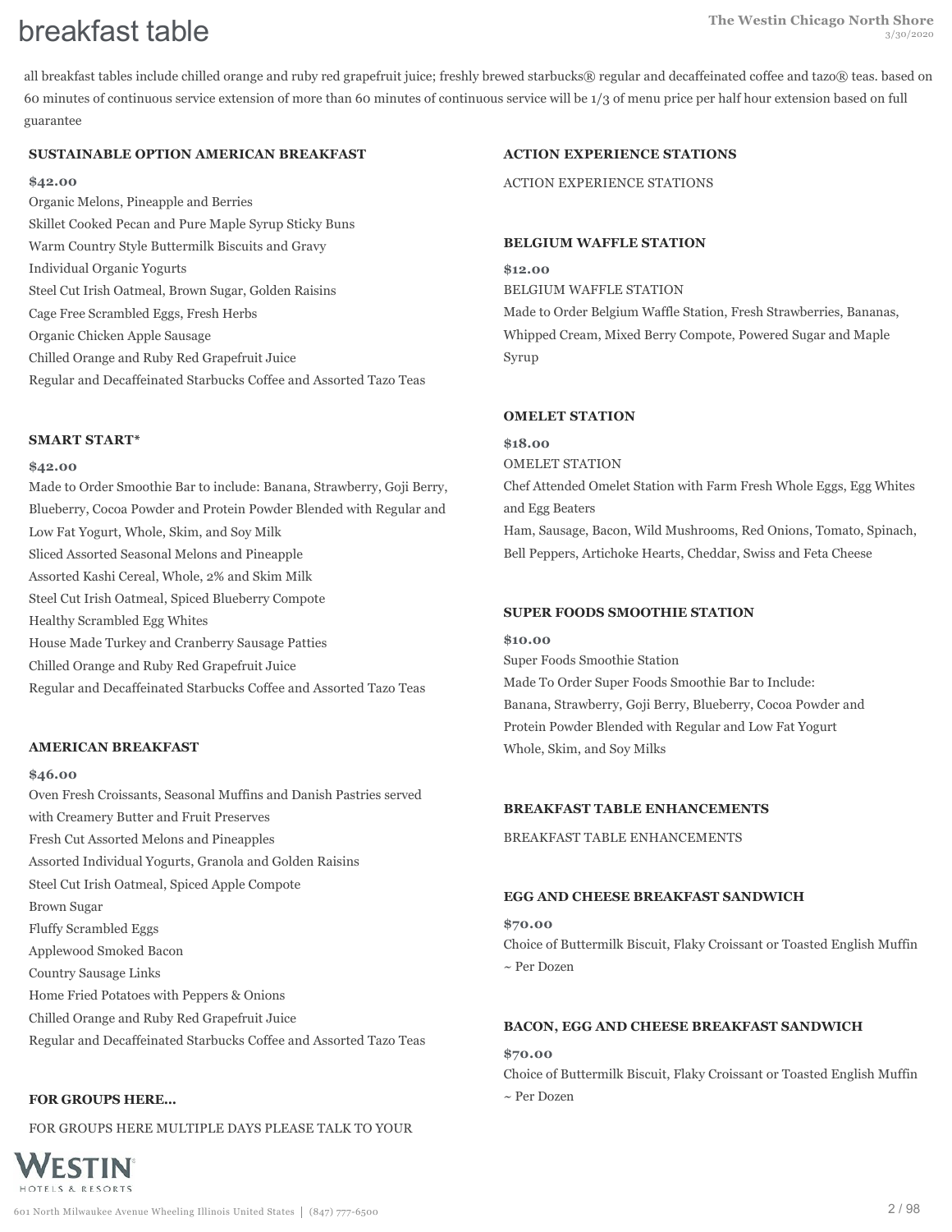# breakfast table

all breakfast tables include chilled orange and ruby red grapefruit juice; freshly brewed starbucks® regular and decaffeinated coffee and tazo® teas. based on 60 minutes of continuous service extension of more than 60 minutes of continuous service will be 1/3 of menu price per half hour extension based on full guarantee

### SUSTAINABLE OPTION AMERICAN BREAKFAST

**$42.00**

Organic Melons, Pineapple and Berries
Skillet Cooked Pecan and Pure Maple Syrup Sticky Buns
Warm Country Style Buttermilk Biscuits and Gravy
Individual Organic Yogurts
Steel Cut Irish Oatmeal, Brown Sugar, Golden Raisins
Cage Free Scrambled Eggs, Fresh Herbs
Organic Chicken Apple Sausage
Chilled Orange and Ruby Red Grapefruit Juice
Regular and Decaffeinated Starbucks Coffee and Assorted Tazo Teas

### SMART START*

**$42.00**

Made to Order Smoothie Bar to include: Banana, Strawberry, Goji Berry, Blueberry, Cocoa Powder and Protein Powder Blended with Regular and Low Fat Yogurt, Whole, Skim, and Soy Milk
Sliced Assorted Seasonal Melons and Pineapple
Assorted Kashi Cereal, Whole, 2% and Skim Milk
Steel Cut Irish Oatmeal, Spiced Blueberry Compote
Healthy Scrambled Egg Whites
House Made Turkey and Cranberry Sausage Patties
Chilled Orange and Ruby Red Grapefruit Juice
Regular and Decaffeinated Starbucks Coffee and Assorted Tazo Teas

### AMERICAN BREAKFAST

**$46.00**

Oven Fresh Croissants, Seasonal Muffins and Danish Pastries served with Creamery Butter and Fruit Preserves
Fresh Cut Assorted Melons and Pineapples
Assorted Individual Yogurts, Granola and Golden Raisins
Steel Cut Irish Oatmeal, Spiced Apple Compote
Brown Sugar
Fluffy Scrambled Eggs
Applewood Smoked Bacon
Country Sausage Links
Home Fried Potatoes with Peppers & Onions
Chilled Orange and Ruby Red Grapefruit Juice
Regular and Decaffeinated Starbucks Coffee and Assorted Tazo Teas

### FOR GROUPS HERE...

FOR GROUPS HERE MULTIPLE DAYS PLEASE TALK TO YOUR

### ACTION EXPERIENCE STATIONS

ACTION EXPERIENCE STATIONS

### BELGIUM WAFFLE STATION

**$12.00**

BELGIUM WAFFLE STATION
Made to Order Belgium Waffle Station, Fresh Strawberries, Bananas, Whipped Cream, Mixed Berry Compote, Powered Sugar and Maple Syrup

### OMELET STATION

**$18.00**

OMELET STATION
Chef Attended Omelet Station with Farm Fresh Whole Eggs, Egg Whites and Egg Beaters
Ham, Sausage, Bacon, Wild Mushrooms, Red Onions, Tomato, Spinach, Bell Peppers, Artichoke Hearts, Cheddar, Swiss and Feta Cheese

### SUPER FOODS SMOOTHIE STATION

**$10.00**

Super Foods Smoothie Station
Made To Order Super Foods Smoothie Bar to Include:
Banana, Strawberry, Goji Berry, Blueberry, Cocoa Powder and Protein Powder Blended with Regular and Low Fat Yogurt
Whole, Skim, and Soy Milks

### BREAKFAST TABLE ENHANCEMENTS

BREAKFAST TABLE ENHANCEMENTS

### EGG AND CHEESE BREAKFAST SANDWICH

**$70.00**

Choice of Buttermilk Biscuit, Flaky Croissant or Toasted English Muffin ~ Per Dozen

### BACON, EGG AND CHEESE BREAKFAST SANDWICH

**$70.00**

Choice of Buttermilk Biscuit, Flaky Croissant or Toasted English Muffin ~ Per Dozen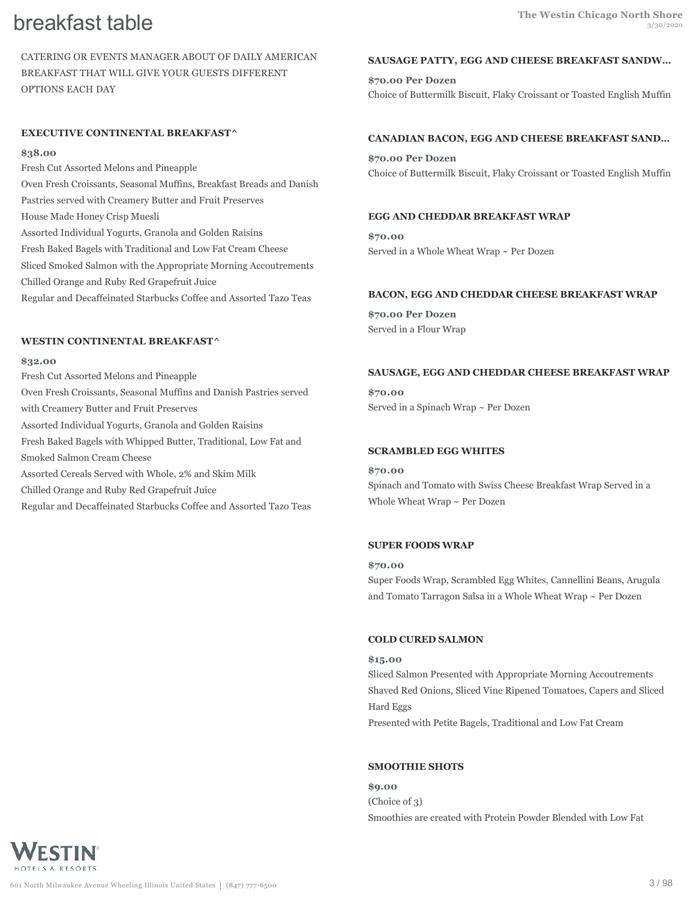# breakfast table

CATERING OR EVENTS MANAGER ABOUT OF DAILY AMERICAN BREAKFAST THAT WILL GIVE YOUR GUESTS DIFFERENT OPTIONS EACH DAY

### EXECUTIVE CONTINENTAL BREAKFAST^

**$38.00**

Fresh Cut Assorted Melons and Pineapple
Oven Fresh Croissants, Seasonal Muffins, Breakfast Breads and Danish Pastries served with Creamery Butter and Fruit Preserves
House Made Honey Crisp Muesli
Assorted Individual Yogurts, Granola and Golden Raisins
Fresh Baked Bagels with Traditional and Low Fat Cream Cheese
Sliced Smoked Salmon with the Appropriate Morning Accoutrements
Chilled Orange and Ruby Red Grapefruit Juice
Regular and Decaffeinated Starbucks Coffee and Assorted Tazo Teas

### WESTIN CONTINENTAL BREAKFAST^

**$32.00**

Fresh Cut Assorted Melons and Pineapple
Oven Fresh Croissants, Seasonal Muffins and Danish Pastries served with Creamery Butter and Fruit Preserves
Assorted Individual Yogurts, Granola and Golden Raisins
Fresh Baked Bagels with Whipped Butter, Traditional, Low Fat and Smoked Salmon Cream Cheese
Assorted Cereals Served with Whole, 2% and Skim Milk
Chilled Orange and Ruby Red Grapefruit Juice
Regular and Decaffeinated Starbucks Coffee and Assorted Tazo Teas

### SAUSAGE PATTY, EGG AND CHEESE BREAKFAST SANDW...

**$70.00 Per Dozen**

Choice of Buttermilk Biscuit, Flaky Croissant or Toasted English Muffin

### CANADIAN BACON, EGG AND CHEESE BREAKFAST SAND...

**$70.00 Per Dozen**

Choice of Buttermilk Biscuit, Flaky Croissant or Toasted English Muffin

### EGG AND CHEDDAR BREAKFAST WRAP

**$70.00**

Served in a Whole Wheat Wrap ~ Per Dozen

### BACON, EGG AND CHEDDAR CHEESE BREAKFAST WRAP

**$70.00 Per Dozen**

Served in a Flour Wrap

### SAUSAGE, EGG AND CHEDDAR CHEESE BREAKFAST WRAP

**$70.00**

Served in a Spinach Wrap ~ Per Dozen

### SCRAMBLED EGG WHITES

**$70.00**

Spinach and Tomato with Swiss Cheese Breakfast Wrap Served in a Whole Wheat Wrap ~ Per Dozen

### SUPER FOODS WRAP

**$70.00**

Super Foods Wrap, Scrambled Egg Whites, Cannellini Beans, Arugula and Tomato Tarragon Salsa in a Whole Wheat Wrap ~ Per Dozen

### COLD CURED SALMON

**$15.00**

Sliced Salmon Presented with Appropriate Morning Accoutrements
Shaved Red Onions, Sliced Vine Ripened Tomatoes, Capers and Sliced Hard Eggs
Presented with Petite Bagels, Traditional and Low Fat Cream

### SMOOTHIE SHOTS

**$9.00**

(Choice of 3)
Smoothies are created with Protein Powder Blended with Low Fat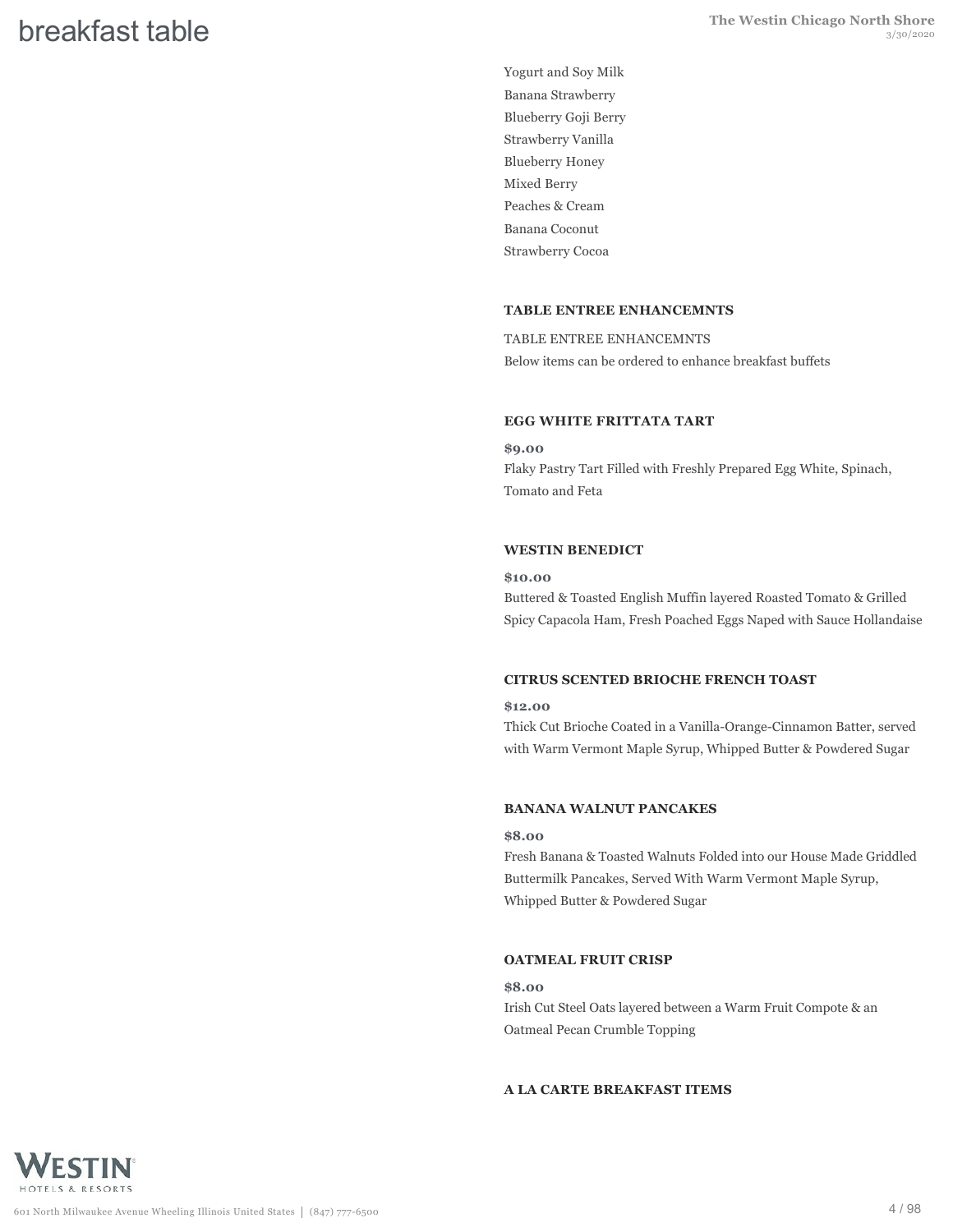# breakfast table

Yogurt and Soy Milk
Banana Strawberry
Blueberry Goji Berry
Strawberry Vanilla
Blueberry Honey
Mixed Berry
Peaches & Cream
Banana Coconut
Strawberry Cocoa

**TABLE ENTREE ENHANCEMNTS**

TABLE ENTREE ENHANCEMNTS
Below items can be ordered to enhance breakfast buffets

**EGG WHITE FRITTATA TART**

**$9.00**
Flaky Pastry Tart Filled with Freshly Prepared Egg White, Spinach, Tomato and Feta

**WESTIN BENEDICT**

**$10.00**
Buttered & Toasted English Muffin layered Roasted Tomato & Grilled Spicy Capacola Ham, Fresh Poached Eggs Naped with Sauce Hollandaise

**CITRUS SCENTED BRIOCHE FRENCH TOAST**

**$12.00**
Thick Cut Brioche Coated in a Vanilla-Orange-Cinnamon Batter, served with Warm Vermont Maple Syrup, Whipped Butter & Powdered Sugar

**BANANA WALNUT PANCAKES**

**$8.00**
Fresh Banana & Toasted Walnuts Folded into our House Made Griddled Buttermilk Pancakes, Served With Warm Vermont Maple Syrup, Whipped Butter & Powdered Sugar

**OATMEAL FRUIT CRISP**

**$8.00**
Irish Cut Steel Oats layered between a Warm Fruit Compote & an Oatmeal Pecan Crumble Topping

**A LA CARTE BREAKFAST ITEMS**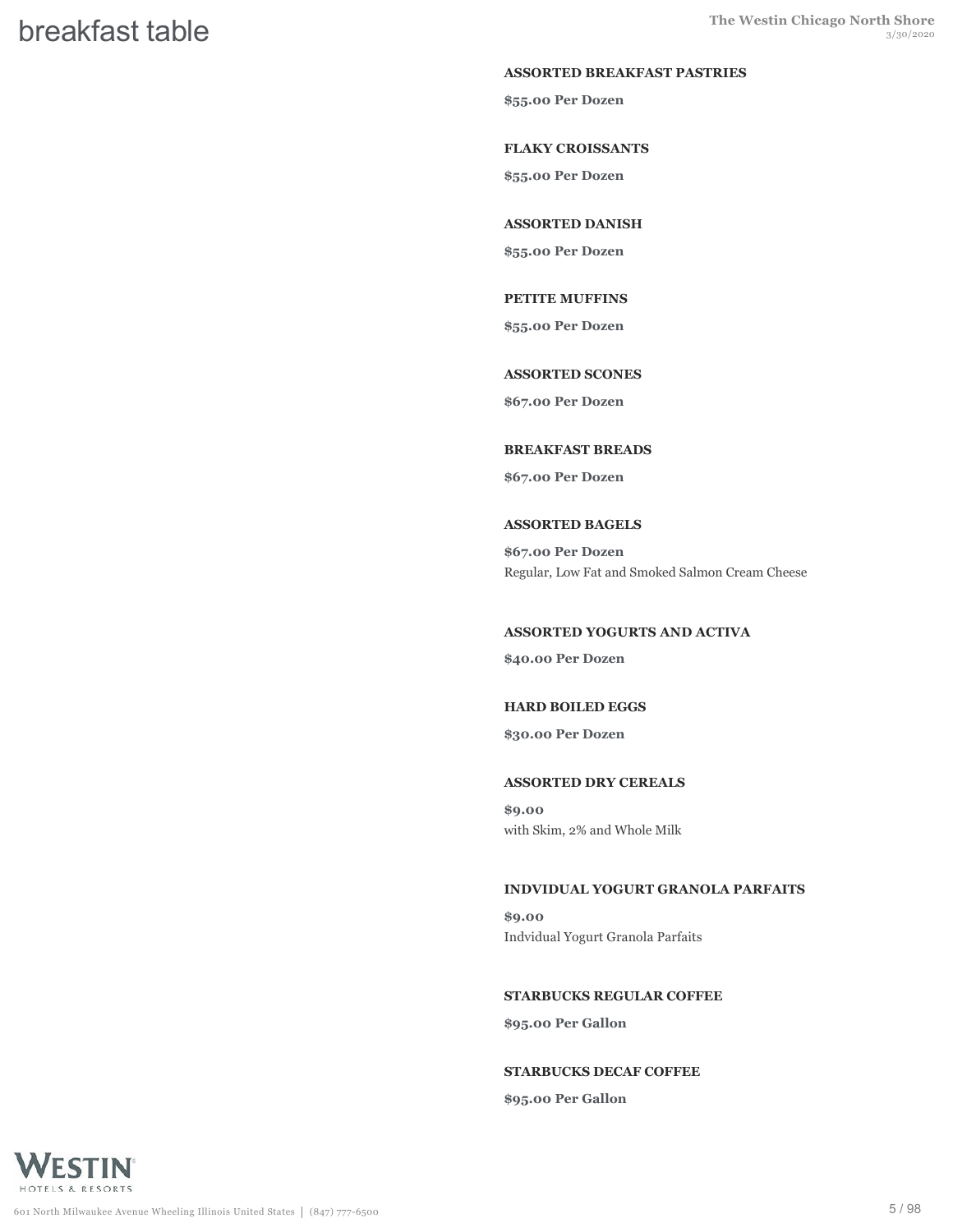# breakfast table

### ASSORTED BREAKFAST PASTRIES

**$55.00 Per Dozen**

### FLAKY CROISSANTS

**$55.00 Per Dozen**

### ASSORTED DANISH

**$55.00 Per Dozen**

### PETITE MUFFINS

**$55.00 Per Dozen**

### ASSORTED SCONES

**$67.00 Per Dozen**

### BREAKFAST BREADS

**$67.00 Per Dozen**

### ASSORTED BAGELS

**$67.00 Per Dozen**

Regular, Low Fat and Smoked Salmon Cream Cheese

### ASSORTED YOGURTS AND ACTIVA

**$40.00 Per Dozen**

### HARD BOILED EGGS

**$30.00 Per Dozen**

### ASSORTED DRY CEREALS

**$9.00**

with Skim, 2% and Whole Milk

### INDVIDUAL YOGURT GRANOLA PARFAITS

**$9.00**

Indvidual Yogurt Granola Parfaits

### STARBUCKS REGULAR COFFEE

**$95.00 Per Gallon**

### STARBUCKS DECAF COFFEE

**$95.00 Per Gallon**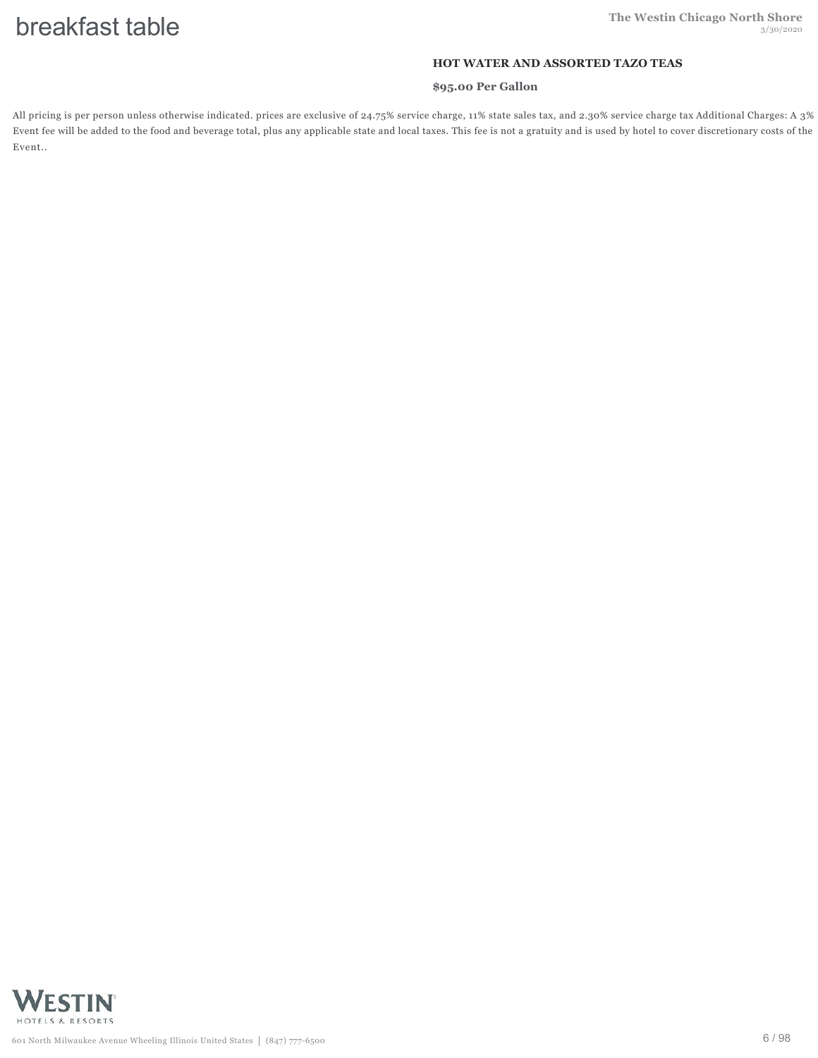### HOT WATER AND ASSORTED TAZO TEAS

**$95.00 Per Gallon**

All pricing is per person unless otherwise indicated. prices are exclusive of 24.75% service charge, 11% state sales tax, and 2.30% service charge tax Additional Charges: A 3% Event fee will be added to the food and beverage total, plus any applicable state and local taxes. This fee is not a gratuity and is used by hotel to cover discretionary costs of the Event..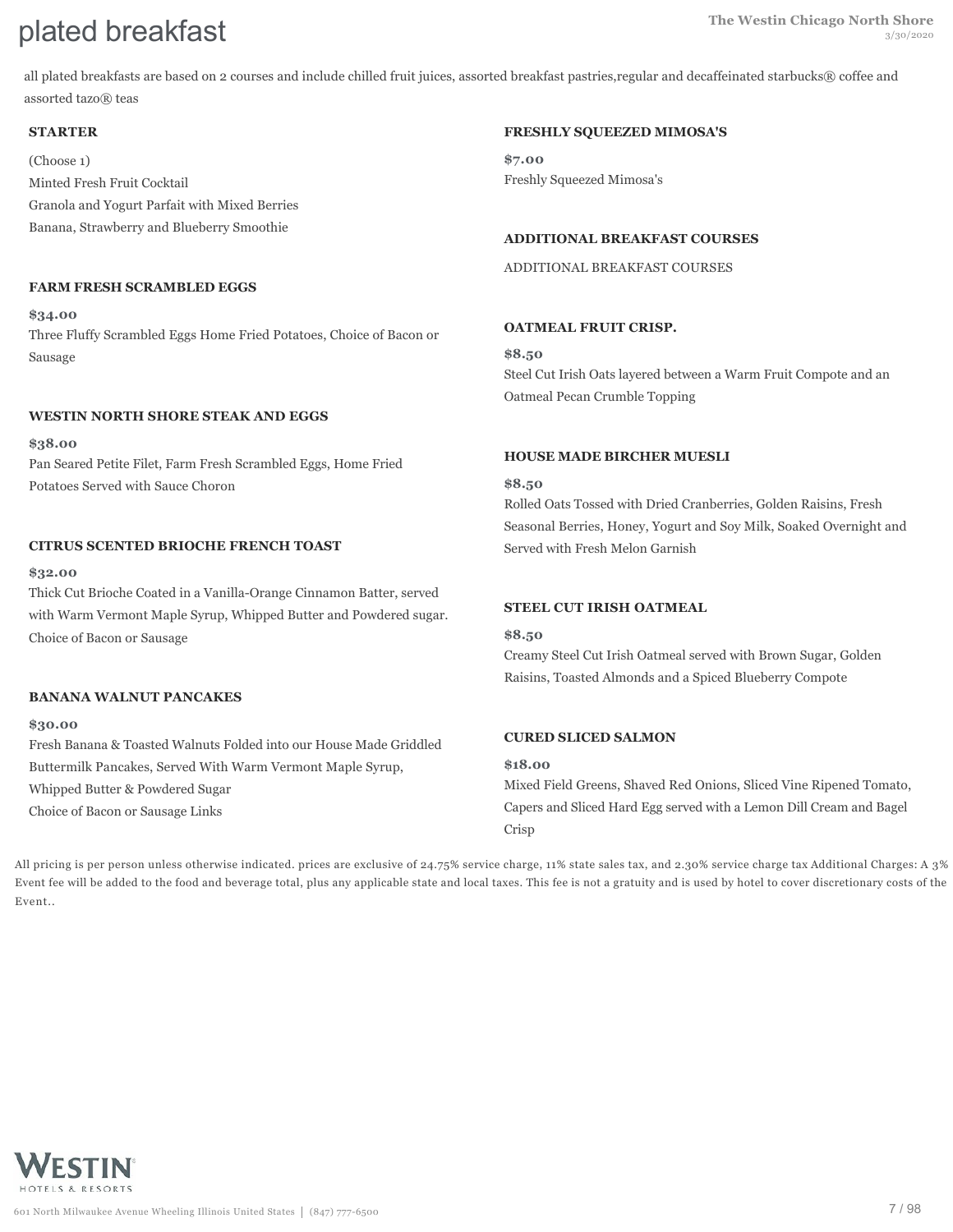# plated breakfast

all plated breakfasts are based on 2 courses and include chilled fruit juices, assorted breakfast pastries,regular and decaffeinated starbucks® coffee and assorted tazo® teas

### STARTER

(Choose 1)
Minted Fresh Fruit Cocktail
Granola and Yogurt Parfait with Mixed Berries
Banana, Strawberry and Blueberry Smoothie

### FARM FRESH SCRAMBLED EGGS

**$34.00**
Three Fluffy Scrambled Eggs Home Fried Potatoes, Choice of Bacon or Sausage

### WESTIN NORTH SHORE STEAK AND EGGS

**$38.00**
Pan Seared Petite Filet, Farm Fresh Scrambled Eggs, Home Fried Potatoes Served with Sauce Choron

### CITRUS SCENTED BRIOCHE FRENCH TOAST

**$32.00**
Thick Cut Brioche Coated in a Vanilla-Orange Cinnamon Batter, served with Warm Vermont Maple Syrup, Whipped Butter and Powdered sugar. Choice of Bacon or Sausage

### BANANA WALNUT PANCAKES

**$30.00**
Fresh Banana & Toasted Walnuts Folded into our House Made Griddled Buttermilk Pancakes, Served With Warm Vermont Maple Syrup, Whipped Butter & Powdered Sugar
Choice of Bacon or Sausage Links

### FRESHLY SQUEEZED MIMOSA'S

**$7.00**
Freshly Squeezed Mimosa's

### ADDITIONAL BREAKFAST COURSES

ADDITIONAL BREAKFAST COURSES

### OATMEAL FRUIT CRISP.

**$8.50**
Steel Cut Irish Oats layered between a Warm Fruit Compote and an Oatmeal Pecan Crumble Topping

### HOUSE MADE BIRCHER MUESLI

**$8.50**
Rolled Oats Tossed with Dried Cranberries, Golden Raisins, Fresh Seasonal Berries, Honey, Yogurt and Soy Milk, Soaked Overnight and Served with Fresh Melon Garnish

### STEEL CUT IRISH OATMEAL

**$8.50**
Creamy Steel Cut Irish Oatmeal served with Brown Sugar, Golden Raisins, Toasted Almonds and a Spiced Blueberry Compote

### CURED SLICED SALMON

**$18.00**
Mixed Field Greens, Shaved Red Onions, Sliced Vine Ripened Tomato, Capers and Sliced Hard Egg served with a Lemon Dill Cream and Bagel Crisp

All pricing is per person unless otherwise indicated. prices are exclusive of 24.75% service charge, 11% state sales tax, and 2.30% service charge tax Additional Charges: A 3% Event fee will be added to the food and beverage total, plus any applicable state and local taxes. This fee is not a gratuity and is used by hotel to cover discretionary costs of the Event..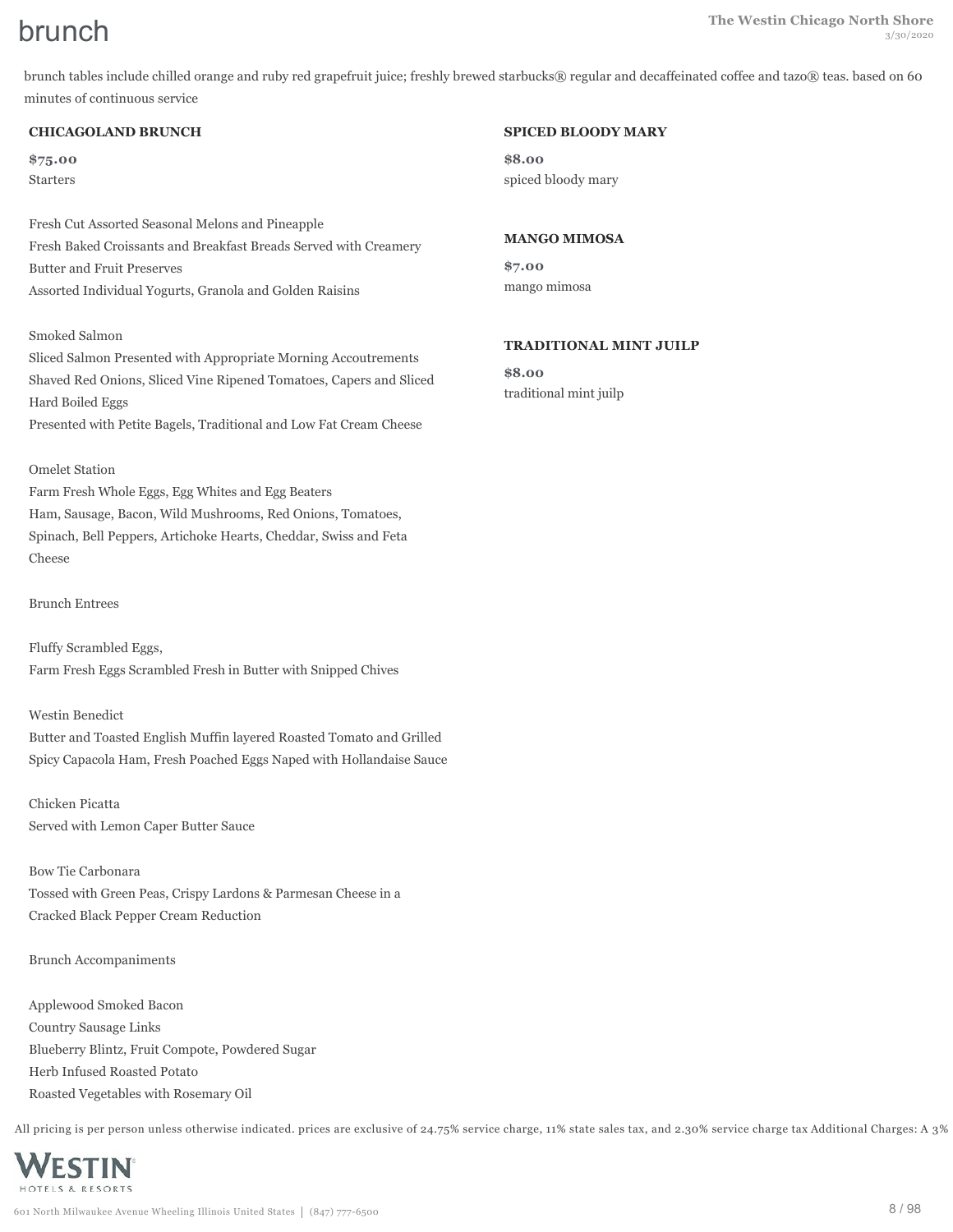# brunch

brunch tables include chilled orange and ruby red grapefruit juice; freshly brewed starbucks® regular and decaffeinated coffee and tazo® teas. based on 60 minutes of continuous service

### CHICAGOLAND BRUNCH

**$75.00**

Starters

Fresh Cut Assorted Seasonal Melons and Pineapple
Fresh Baked Croissants and Breakfast Breads Served with Creamery Butter and Fruit Preserves
Assorted Individual Yogurts, Granola and Golden Raisins

Smoked Salmon
Sliced Salmon Presented with Appropriate Morning Accoutrements
Shaved Red Onions, Sliced Vine Ripened Tomatoes, Capers and Sliced Hard Boiled Eggs
Presented with Petite Bagels, Traditional and Low Fat Cream Cheese

Omelet Station
Farm Fresh Whole Eggs, Egg Whites and Egg Beaters
Ham, Sausage, Bacon, Wild Mushrooms, Red Onions, Tomatoes, Spinach, Bell Peppers, Artichoke Hearts, Cheddar, Swiss and Feta Cheese

Brunch Entrees

Fluffy Scrambled Eggs,
Farm Fresh Eggs Scrambled Fresh in Butter with Snipped Chives

Westin Benedict
Butter and Toasted English Muffin layered Roasted Tomato and Grilled Spicy Capacola Ham, Fresh Poached Eggs Naped with Hollandaise Sauce

Chicken Picatta
Served with Lemon Caper Butter Sauce

Bow Tie Carbonara
Tossed with Green Peas, Crispy Lardons & Parmesan Cheese in a Cracked Black Pepper Cream Reduction

Brunch Accompaniments

Applewood Smoked Bacon
Country Sausage Links
Blueberry Blintz, Fruit Compote, Powdered Sugar
Herb Infused Roasted Potato
Roasted Vegetables with Rosemary Oil

### SPICED BLOODY MARY

**$8.00**

spiced bloody mary

### MANGO MIMOSA

**$7.00**

mango mimosa

### TRADITIONAL MINT JUILP

**$8.00**

traditional mint juilp

All pricing is per person unless otherwise indicated. prices are exclusive of 24.75% service charge, 11% state sales tax, and 2.30% service charge tax Additional Charges: A 3%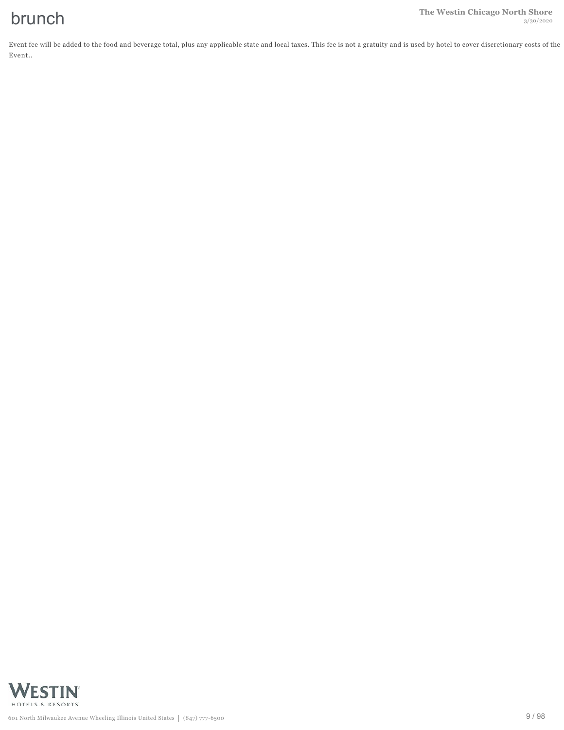# brunch

Event fee will be added to the food and beverage total, plus any applicable state and local taxes. This fee is not a gratuity and is used by hotel to cover discretionary costs of the Event..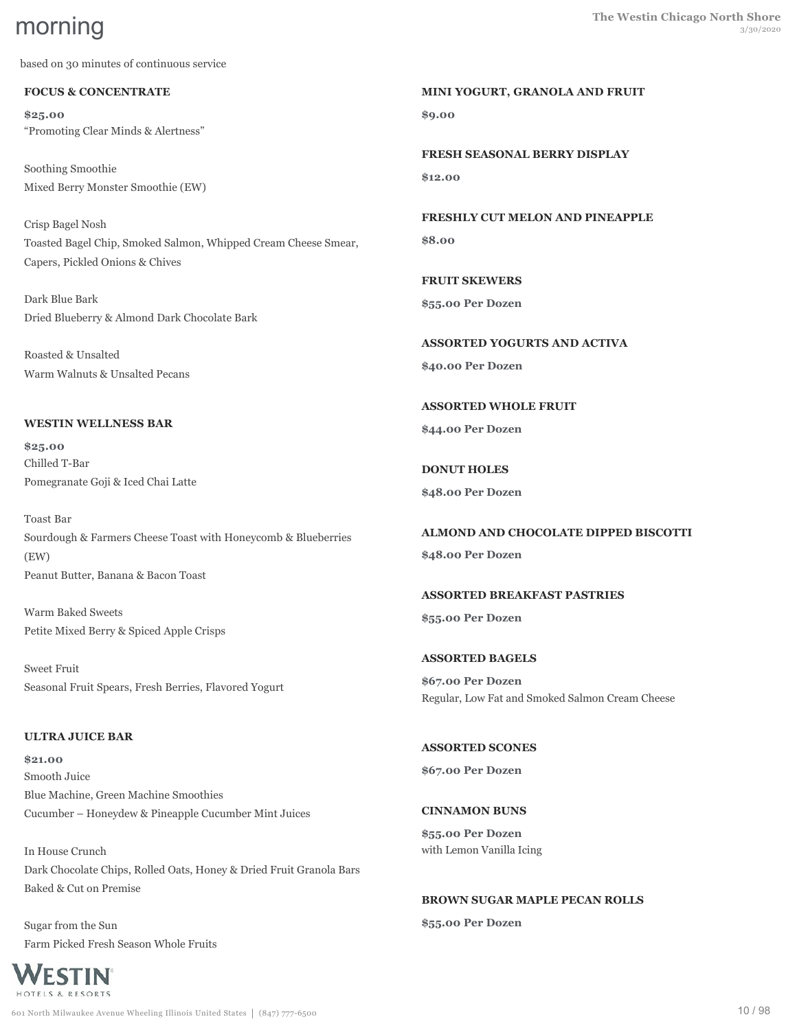# morning

based on 30 minutes of continuous service

**FOCUS & CONCENTRATE**

**$25.00**
"Promoting Clear Minds & Alertness"

Soothing Smoothie
Mixed Berry Monster Smoothie (EW)

Crisp Bagel Nosh
Toasted Bagel Chip, Smoked Salmon, Whipped Cream Cheese Smear, Capers, Pickled Onions & Chives

Dark Blue Bark
Dried Blueberry & Almond Dark Chocolate Bark

Roasted & Unsalted
Warm Walnuts & Unsalted Pecans

**WESTIN WELLNESS BAR**

**$25.00**
Chilled T-Bar
Pomegranate Goji & Iced Chai Latte

Toast Bar
Sourdough & Farmers Cheese Toast with Honeycomb & Blueberries (EW)
Peanut Butter, Banana & Bacon Toast

Warm Baked Sweets
Petite Mixed Berry & Spiced Apple Crisps

Sweet Fruit
Seasonal Fruit Spears, Fresh Berries, Flavored Yogurt

**ULTRA JUICE BAR**

**$21.00**
Smooth Juice
Blue Machine, Green Machine Smoothies
Cucumber – Honeydew & Pineapple Cucumber Mint Juices

In House Crunch
Dark Chocolate Chips, Rolled Oats, Honey & Dried Fruit Granola Bars
Baked & Cut on Premise

Sugar from the Sun
Farm Picked Fresh Season Whole Fruits

**MINI YOGURT, GRANOLA AND FRUIT**

**$9.00**

**FRESH SEASONAL BERRY DISPLAY**

**$12.00**

**FRESHLY CUT MELON AND PINEAPPLE**

**$8.00**

**FRUIT SKEWERS**

**$55.00 Per Dozen**

**ASSORTED YOGURTS AND ACTIVA**

**$40.00 Per Dozen**

**ASSORTED WHOLE FRUIT**

**$44.00 Per Dozen**

**DONUT HOLES**

**$48.00 Per Dozen**

**ALMOND AND CHOCOLATE DIPPED BISCOTTI**

**$48.00 Per Dozen**

**ASSORTED BREAKFAST PASTRIES**

**$55.00 Per Dozen**

**ASSORTED BAGELS**

**$67.00 Per Dozen**
Regular, Low Fat and Smoked Salmon Cream Cheese

**ASSORTED SCONES**

**$67.00 Per Dozen**

**CINNAMON BUNS**

**$55.00 Per Dozen**
with Lemon Vanilla Icing

**BROWN SUGAR MAPLE PECAN ROLLS**

**$55.00 Per Dozen**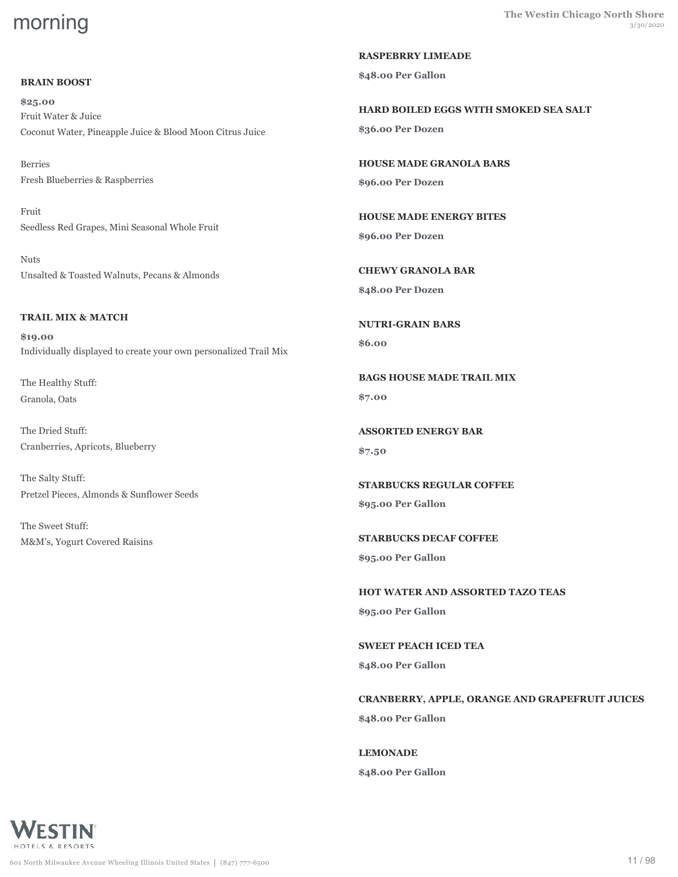# morning

**BRAIN BOOST**

**$25.00**

Fruit Water & Juice

Coconut Water, Pineapple Juice & Blood Moon Citrus Juice

Berries

Fresh Blueberries & Raspberries

Fruit

Seedless Red Grapes, Mini Seasonal Whole Fruit

Nuts

Unsalted & Toasted Walnuts, Pecans & Almonds

**TRAIL MIX & MATCH**

**$19.00**

Individually displayed to create your own personalized Trail Mix

The Healthy Stuff:

Granola, Oats

The Dried Stuff:

Cranberries, Apricots, Blueberry

The Salty Stuff:

Pretzel Pieces, Almonds & Sunflower Seeds

The Sweet Stuff:

M&M's, Yogurt Covered Raisins

**RASPEBRRY LIMEADE**

**$48.00 Per Gallon**

**HARD BOILED EGGS WITH SMOKED SEA SALT**

**$36.00 Per Dozen**

**HOUSE MADE GRANOLA BARS**

**$96.00 Per Dozen**

**HOUSE MADE ENERGY BITES**

**$96.00 Per Dozen**

**CHEWY GRANOLA BAR**

**$48.00 Per Dozen**

**NUTRI-GRAIN BARS**

**$6.00**

**BAGS HOUSE MADE TRAIL MIX**

**$7.00**

**ASSORTED ENERGY BAR**

**$7.50**

**STARBUCKS REGULAR COFFEE**

**$95.00 Per Gallon**

**STARBUCKS DECAF COFFEE**

**$95.00 Per Gallon**

**HOT WATER AND ASSORTED TAZO TEAS**

**$95.00 Per Gallon**

**SWEET PEACH ICED TEA**

**$48.00 Per Gallon**

**CRANBERRY, APPLE, ORANGE AND GRAPEFRUIT JUICES**

**$48.00 Per Gallon**

**LEMONADE**

**$48.00 Per Gallon**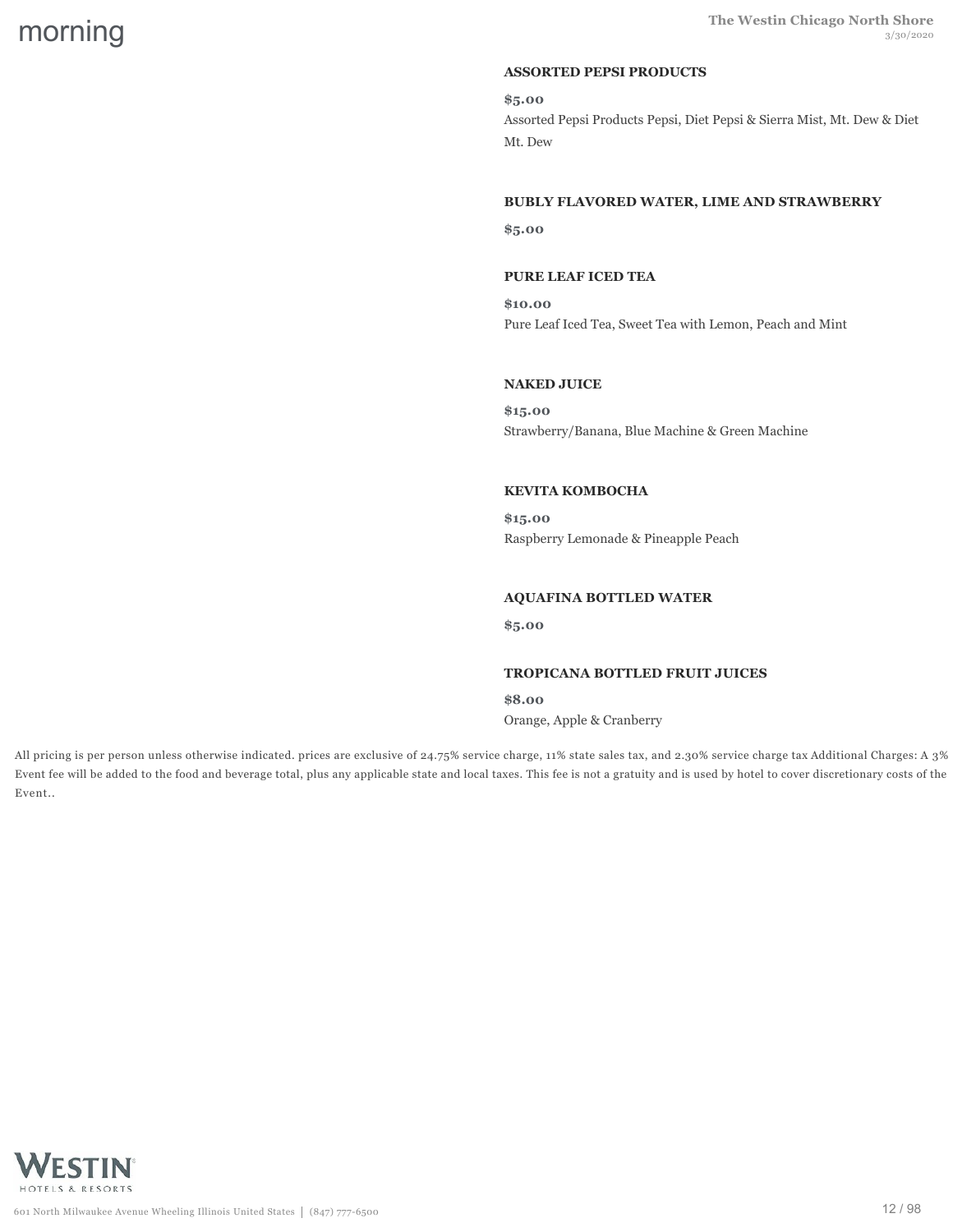### ASSORTED PEPSI PRODUCTS

**$5.00**

Assorted Pepsi Products Pepsi, Diet Pepsi & Sierra Mist, Mt. Dew & Diet Mt. Dew

### BUBLY FLAVORED WATER, LIME AND STRAWBERRY

**$5.00**

### PURE LEAF ICED TEA

**$10.00**

Pure Leaf Iced Tea, Sweet Tea with Lemon, Peach and Mint

### NAKED JUICE

**$15.00**

Strawberry/Banana, Blue Machine & Green Machine

### KEVITA KOMBOCHA

**$15.00**

Raspberry Lemonade & Pineapple Peach

### AQUAFINA BOTTLED WATER

**$5.00**

### TROPICANA BOTTLED FRUIT JUICES

**$8.00**

Orange, Apple & Cranberry

All pricing is per person unless otherwise indicated. prices are exclusive of 24.75% service charge, 11% state sales tax, and 2.30% service charge tax Additional Charges: A 3% Event fee will be added to the food and beverage total, plus any applicable state and local taxes. This fee is not a gratuity and is used by hotel to cover discretionary costs of the Event..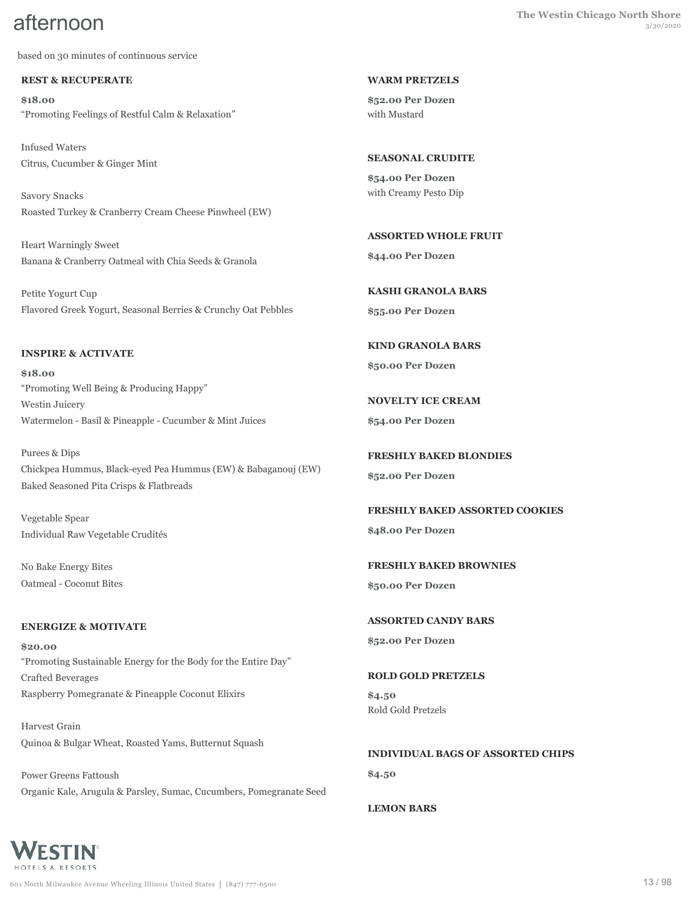# afternoon

based on 30 minutes of continuous service

## REST & RECUPERATE

**$18.00**

"Promoting Feelings of Restful Calm & Relaxation"

Infused Waters
Citrus, Cucumber & Ginger Mint

Savory Snacks
Roasted Turkey & Cranberry Cream Cheese Pinwheel (EW)

Heart Warningly Sweet
Banana & Cranberry Oatmeal with Chia Seeds & Granola

Petite Yogurt Cup
Flavored Greek Yogurt, Seasonal Berries & Crunchy Oat Pebbles

## INSPIRE & ACTIVATE

**$18.00**

"Promoting Well Being & Producing Happy"

Westin Juicery
Watermelon - Basil & Pineapple - Cucumber & Mint Juices

Purees & Dips
Chickpea Hummus, Black-eyed Pea Hummus (EW) & Babaganouj (EW)
Baked Seasoned Pita Crisps & Flatbreads

Vegetable Spear
Individual Raw Vegetable Crudités

No Bake Energy Bites
Oatmeal - Coconut Bites

## ENERGIZE & MOTIVATE

**$20.00**

"Promoting Sustainable Energy for the Body for the Entire Day"

Crafted Beverages
Raspberry Pomegranate & Pineapple Coconut Elixirs

Harvest Grain
Quinoa & Bulgar Wheat, Roasted Yams, Butternut Squash

Power Greens Fattoush
Organic Kale, Arugula & Parsley, Sumac, Cucumbers, Pomegranate Seed

## WARM PRETZELS

**$52.00 Per Dozen**

with Mustard

## SEASONAL CRUDITE

**$54.00 Per Dozen**

with Creamy Pesto Dip

## ASSORTED WHOLE FRUIT

**$44.00 Per Dozen**

## KASHI GRANOLA BARS

**$55.00 Per Dozen**

## KIND GRANOLA BARS

**$50.00 Per Dozen**

## NOVELTY ICE CREAM

**$54.00 Per Dozen**

## FRESHLY BAKED BLONDIES

**$52.00 Per Dozen**

## FRESHLY BAKED ASSORTED COOKIES

**$48.00 Per Dozen**

## FRESHLY BAKED BROWNIES

**$50.00 Per Dozen**

## ASSORTED CANDY BARS

**$52.00 Per Dozen**

## ROLD GOLD PRETZELS

**$4.50**

Rold Gold Pretzels

## INDIVIDUAL BAGS OF ASSORTED CHIPS

**$4.50**

## LEMON BARS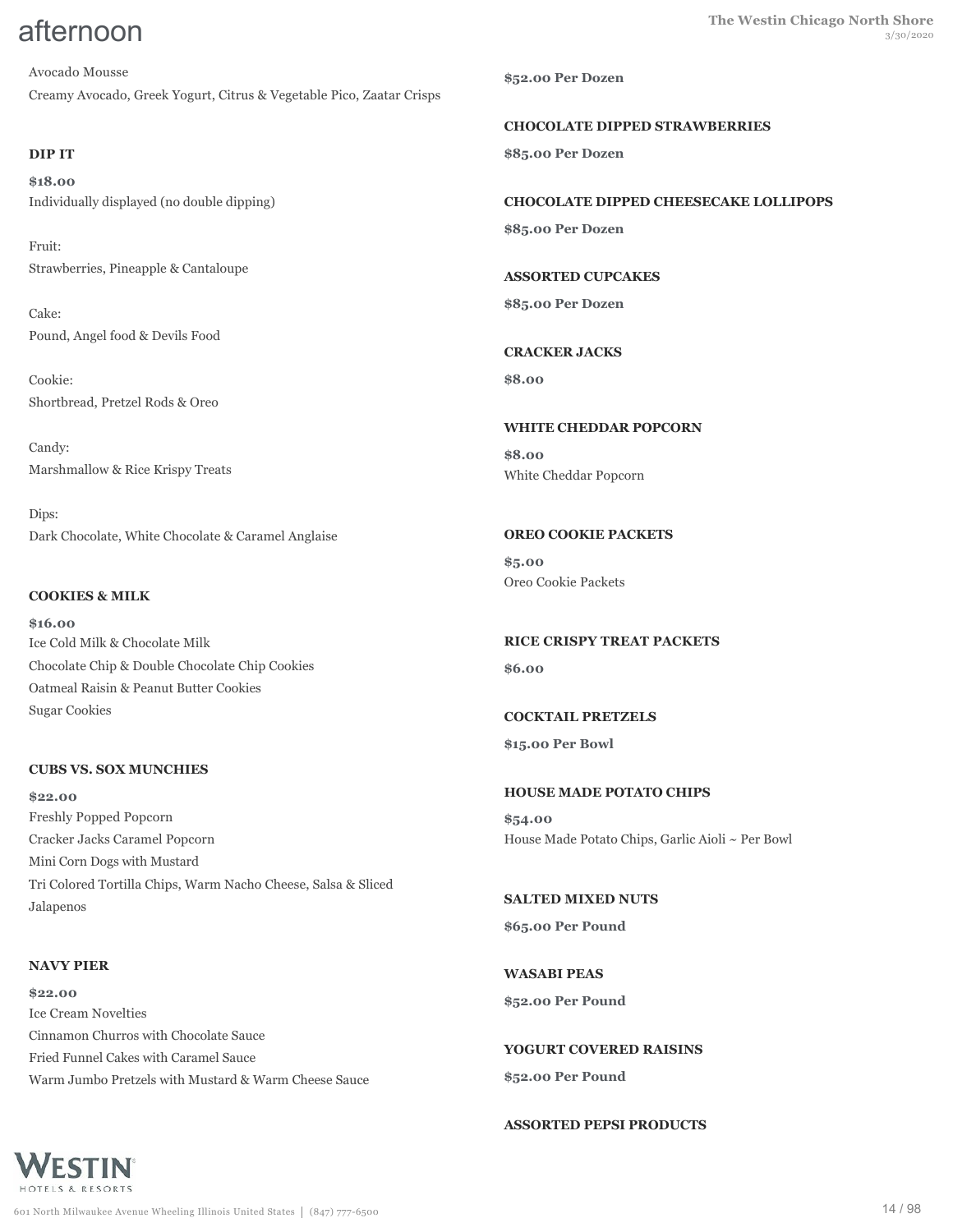# afternoon

Avocado Mousse

Creamy Avocado, Greek Yogurt, Citrus & Vegetable Pico, Zaatar Crisps

**DIP IT**

**$18.00**

Individually displayed (no double dipping)

Fruit:

Strawberries, Pineapple & Cantaloupe

Cake:

Pound, Angel food & Devils Food

Cookie:

Shortbread, Pretzel Rods & Oreo

Candy:

Marshmallow & Rice Krispy Treats

Dips:

Dark Chocolate, White Chocolate & Caramel Anglaise

**COOKIES & MILK**

**$16.00**

Ice Cold Milk & Chocolate Milk

Chocolate Chip & Double Chocolate Chip Cookies

Oatmeal Raisin & Peanut Butter Cookies

Sugar Cookies

**CUBS VS. SOX MUNCHIES**

**$22.00**

Freshly Popped Popcorn

Cracker Jacks Caramel Popcorn

Mini Corn Dogs with Mustard

Tri Colored Tortilla Chips, Warm Nacho Cheese, Salsa & Sliced Jalapenos

**NAVY PIER**

**$22.00**

Ice Cream Novelties

Cinnamon Churros with Chocolate Sauce

Fried Funnel Cakes with Caramel Sauce

Warm Jumbo Pretzels with Mustard & Warm Cheese Sauce

**$52.00 Per Dozen**

**CHOCOLATE DIPPED STRAWBERRIES**

**$85.00 Per Dozen**

**CHOCOLATE DIPPED CHEESECAKE LOLLIPOPS**

**$85.00 Per Dozen**

**ASSORTED CUPCAKES**

**$85.00 Per Dozen**

**CRACKER JACKS**

**$8.00**

**WHITE CHEDDAR POPCORN**

**$8.00**

White Cheddar Popcorn

**OREO COOKIE PACKETS**

**$5.00**

Oreo Cookie Packets

**RICE CRISPY TREAT PACKETS**

**$6.00**

**COCKTAIL PRETZELS**

**$15.00 Per Bowl**

**HOUSE MADE POTATO CHIPS**

**$54.00**

House Made Potato Chips, Garlic Aioli ~ Per Bowl

**SALTED MIXED NUTS**

**$65.00 Per Pound**

**WASABI PEAS**

**$52.00 Per Pound**

**YOGURT COVERED RAISINS**

**$52.00 Per Pound**

**ASSORTED PEPSI PRODUCTS**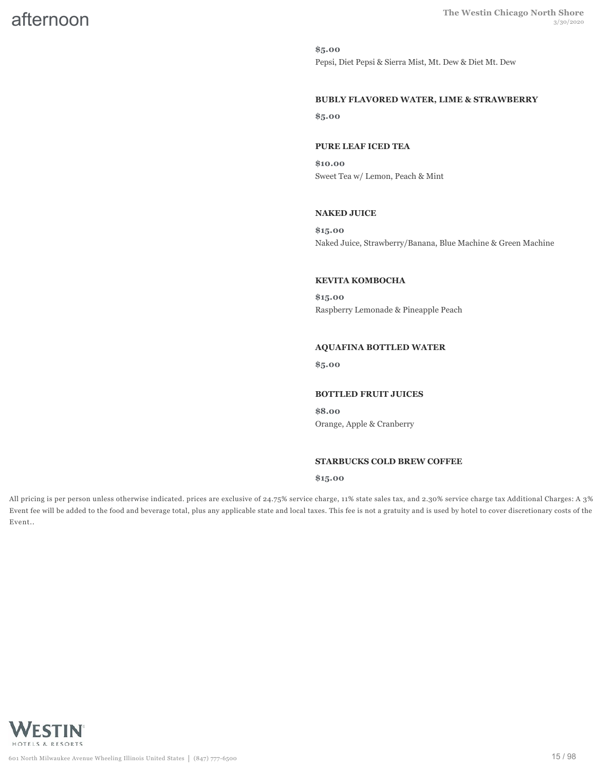**$5.00**

Pepsi, Diet Pepsi & Sierra Mist, Mt. Dew & Diet Mt. Dew

### BUBLY FLAVORED WATER, LIME & STRAWBERRY

**$5.00**

### PURE LEAF ICED TEA

**$10.00**

Sweet Tea w/ Lemon, Peach & Mint

### NAKED JUICE

**$15.00**

Naked Juice, Strawberry/Banana, Blue Machine & Green Machine

### KEVITA KOMBOCHA

**$15.00**

Raspberry Lemonade & Pineapple Peach

### AQUAFINA BOTTLED WATER

**$5.00**

### BOTTLED FRUIT JUICES

**$8.00**

Orange, Apple & Cranberry

### STARBUCKS COLD BREW COFFEE

**$15.00**

All pricing is per person unless otherwise indicated. prices are exclusive of 24.75% service charge, 11% state sales tax, and 2.30% service charge tax Additional Charges: A 3% Event fee will be added to the food and beverage total, plus any applicable state and local taxes. This fee is not a gratuity and is used by hotel to cover discretionary costs of the Event..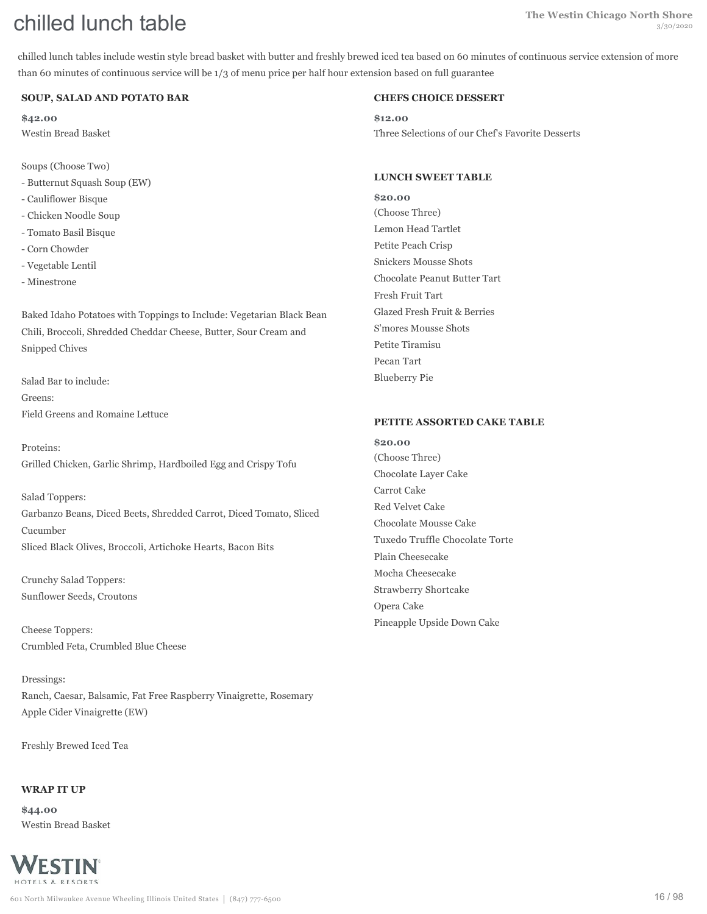# chilled lunch table

chilled lunch tables include westin style bread basket with butter and freshly brewed iced tea based on 60 minutes of continuous service extension of more than 60 minutes of continuous service will be 1/3 of menu price per half hour extension based on full guarantee

### SOUP, SALAD AND POTATO BAR

**$42.00**

Westin Bread Basket

Soups (Choose Two)
- Butternut Squash Soup (EW)
- Cauliflower Bisque
- Chicken Noodle Soup
- Tomato Basil Bisque
- Corn Chowder
- Vegetable Lentil
- Minestrone

Baked Idaho Potatoes with Toppings to Include: Vegetarian Black Bean Chili, Broccoli, Shredded Cheddar Cheese, Butter, Sour Cream and Snipped Chives

Salad Bar to include:
Greens:
Field Greens and Romaine Lettuce

Proteins:
Grilled Chicken, Garlic Shrimp, Hardboiled Egg and Crispy Tofu

Salad Toppers:
Garbanzo Beans, Diced Beets, Shredded Carrot, Diced Tomato, Sliced Cucumber
Sliced Black Olives, Broccoli, Artichoke Hearts, Bacon Bits

Crunchy Salad Toppers:
Sunflower Seeds, Croutons

Cheese Toppers:
Crumbled Feta, Crumbled Blue Cheese

Dressings:
Ranch, Caesar, Balsamic, Fat Free Raspberry Vinaigrette, Rosemary Apple Cider Vinaigrette (EW)

Freshly Brewed Iced Tea

### WRAP IT UP

**$44.00**

Westin Bread Basket

### CHEFS CHOICE DESSERT

**$12.00**

Three Selections of our Chef's Favorite Desserts

### LUNCH SWEET TABLE

**$20.00**

(Choose Three)
Lemon Head Tartlet
Petite Peach Crisp
Snickers Mousse Shots
Chocolate Peanut Butter Tart
Fresh Fruit Tart
Glazed Fresh Fruit & Berries
S'mores Mousse Shots
Petite Tiramisu
Pecan Tart
Blueberry Pie

### PETITE ASSORTED CAKE TABLE

**$20.00**

(Choose Three)
Chocolate Layer Cake
Carrot Cake
Red Velvet Cake
Chocolate Mousse Cake
Tuxedo Truffle Chocolate Torte
Plain Cheesecake
Mocha Cheesecake
Strawberry Shortcake
Opera Cake
Pineapple Upside Down Cake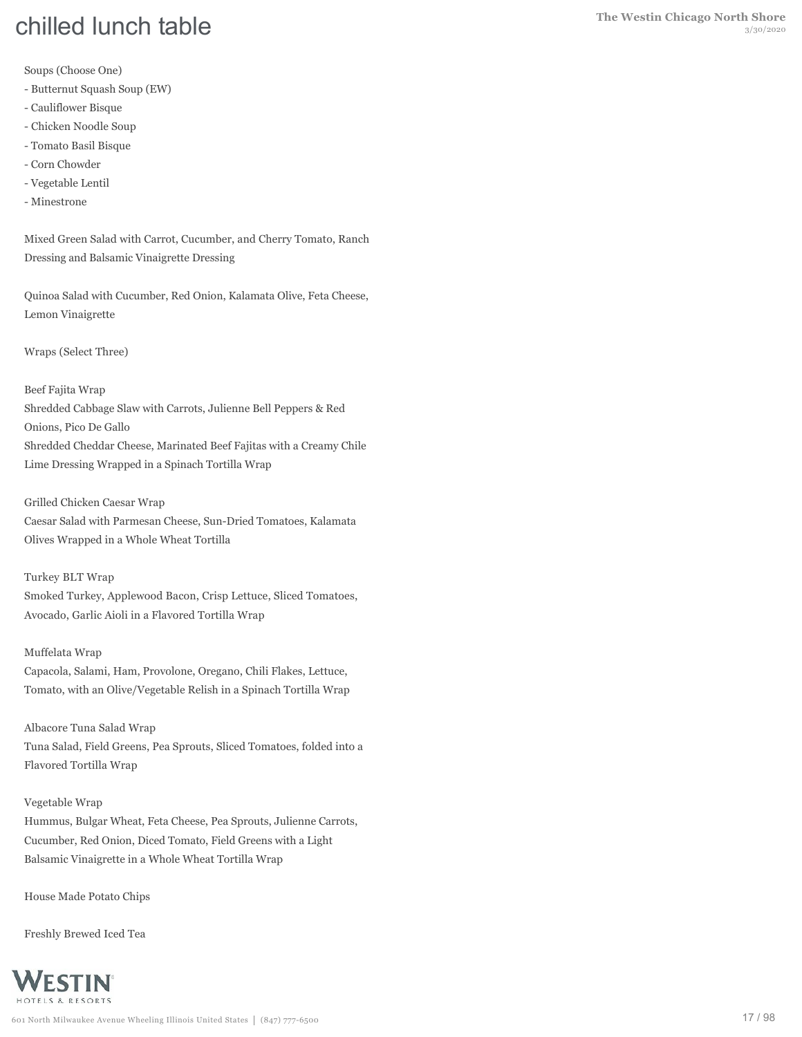# chilled lunch table

Soups (Choose One)

- Butternut Squash Soup (EW)
- Cauliflower Bisque
- Chicken Noodle Soup
- Tomato Basil Bisque
- Corn Chowder
- Vegetable Lentil
- Minestrone

Mixed Green Salad with Carrot, Cucumber, and Cherry Tomato, Ranch Dressing and Balsamic Vinaigrette Dressing

Quinoa Salad with Cucumber, Red Onion, Kalamata Olive, Feta Cheese, Lemon Vinaigrette

Wraps (Select Three)

Beef Fajita Wrap
Shredded Cabbage Slaw with Carrots, Julienne Bell Peppers & Red Onions, Pico De Gallo
Shredded Cheddar Cheese, Marinated Beef Fajitas with a Creamy Chile Lime Dressing Wrapped in a Spinach Tortilla Wrap

Grilled Chicken Caesar Wrap
Caesar Salad with Parmesan Cheese, Sun-Dried Tomatoes, Kalamata Olives Wrapped in a Whole Wheat Tortilla

Turkey BLT Wrap
Smoked Turkey, Applewood Bacon, Crisp Lettuce, Sliced Tomatoes, Avocado, Garlic Aioli in a Flavored Tortilla Wrap

Muffelata Wrap
Capacola, Salami, Ham, Provolone, Oregano, Chili Flakes, Lettuce, Tomato, with an Olive/Vegetable Relish in a Spinach Tortilla Wrap

Albacore Tuna Salad Wrap
Tuna Salad, Field Greens, Pea Sprouts, Sliced Tomatoes, folded into a Flavored Tortilla Wrap

Vegetable Wrap
Hummus, Bulgar Wheat, Feta Cheese, Pea Sprouts, Julienne Carrots, Cucumber, Red Onion, Diced Tomato, Field Greens with a Light Balsamic Vinaigrette in a Whole Wheat Tortilla Wrap

House Made Potato Chips

Freshly Brewed Iced Tea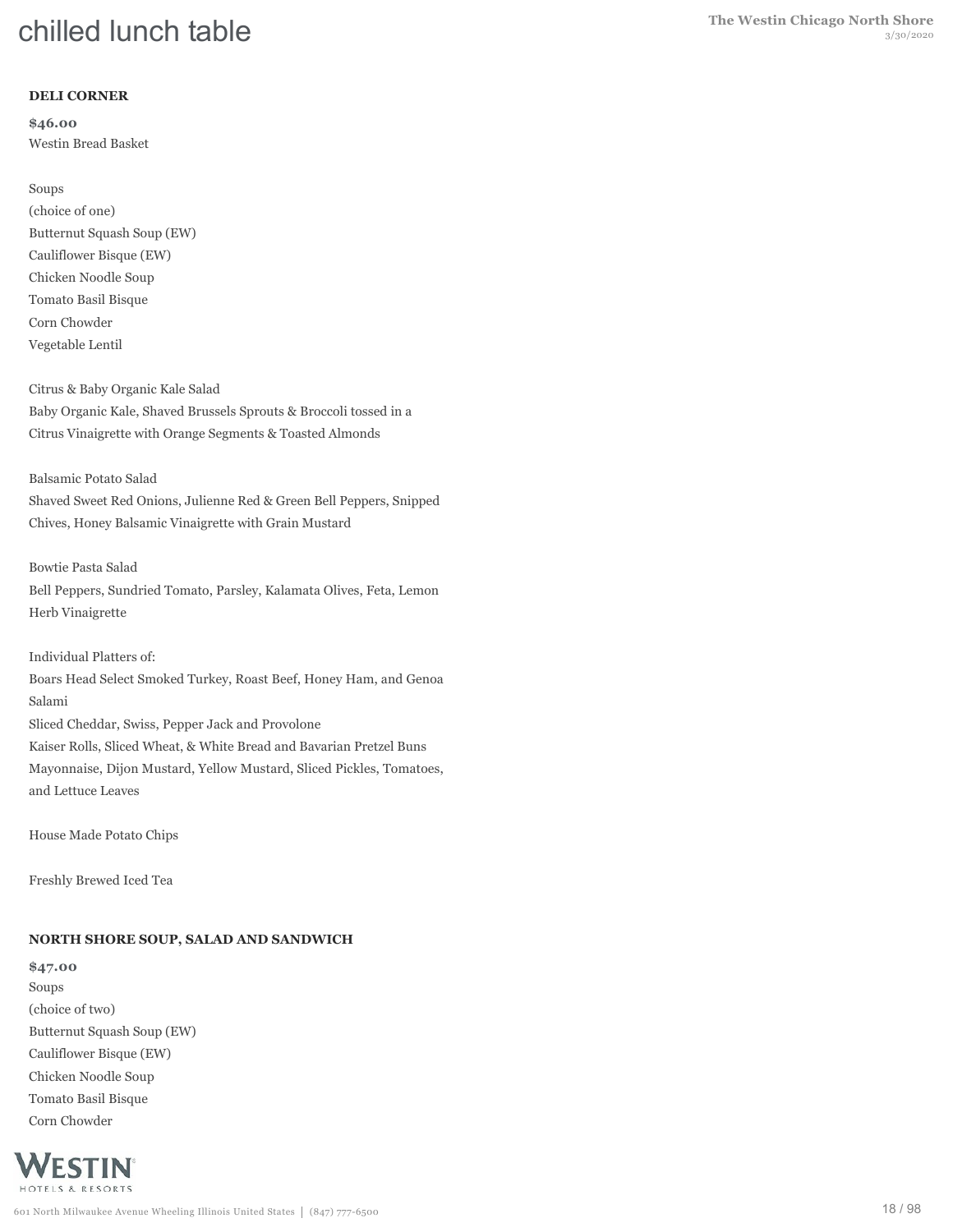# chilled lunch table

**DELI CORNER**

**$46.00**

Westin Bread Basket

Soups
(choice of one)
Butternut Squash Soup (EW)
Cauliflower Bisque (EW)
Chicken Noodle Soup
Tomato Basil Bisque
Corn Chowder
Vegetable Lentil

Citrus & Baby Organic Kale Salad
Baby Organic Kale, Shaved Brussels Sprouts & Broccoli tossed in a Citrus Vinaigrette with Orange Segments & Toasted Almonds

Balsamic Potato Salad
Shaved Sweet Red Onions, Julienne Red & Green Bell Peppers, Snipped Chives, Honey Balsamic Vinaigrette with Grain Mustard

Bowtie Pasta Salad
Bell Peppers, Sundried Tomato, Parsley, Kalamata Olives, Feta, Lemon Herb Vinaigrette

Individual Platters of:
Boars Head Select Smoked Turkey, Roast Beef, Honey Ham, and Genoa Salami
Sliced Cheddar, Swiss, Pepper Jack and Provolone
Kaiser Rolls, Sliced Wheat, & White Bread and Bavarian Pretzel Buns
Mayonnaise, Dijon Mustard, Yellow Mustard, Sliced Pickles, Tomatoes, and Lettuce Leaves

House Made Potato Chips

Freshly Brewed Iced Tea

**NORTH SHORE SOUP, SALAD AND SANDWICH**

**$47.00**

Soups
(choice of two)
Butternut Squash Soup (EW)
Cauliflower Bisque (EW)
Chicken Noodle Soup
Tomato Basil Bisque
Corn Chowder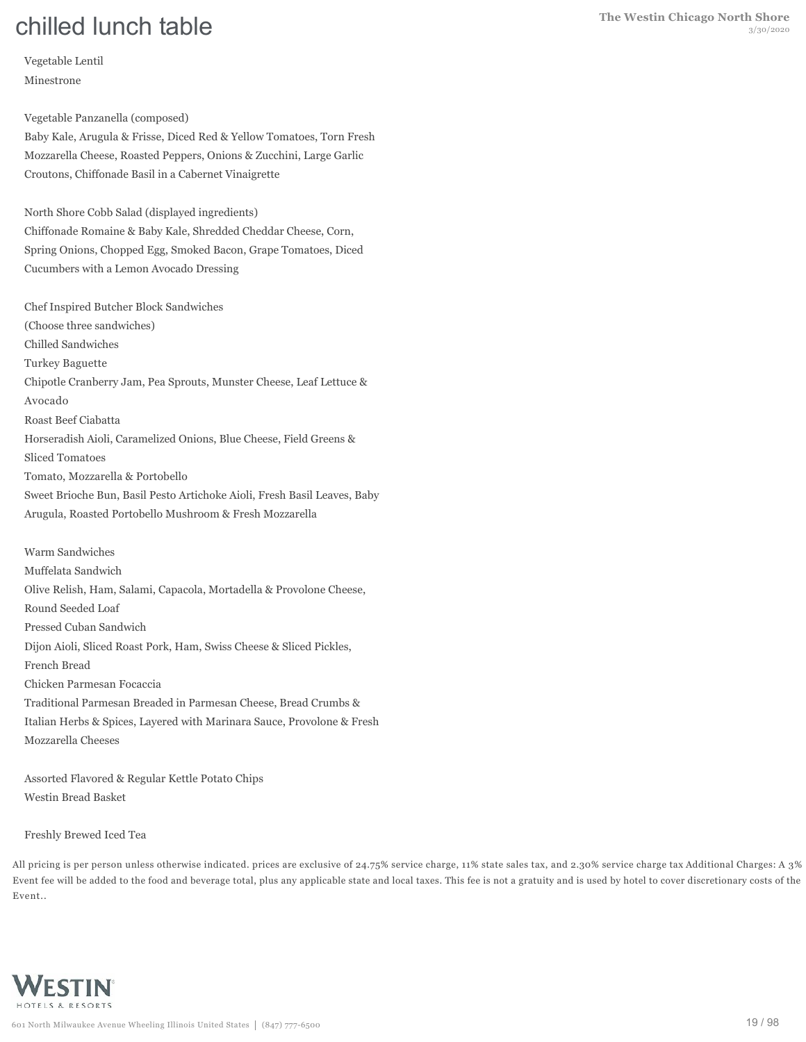# chilled lunch table

Vegetable Lentil
Minestrone

Vegetable Panzanella (composed)
Baby Kale, Arugula & Frisse, Diced Red & Yellow Tomatoes, Torn Fresh Mozzarella Cheese, Roasted Peppers, Onions & Zucchini, Large Garlic Croutons, Chiffonade Basil in a Cabernet Vinaigrette

North Shore Cobb Salad (displayed ingredients)
Chiffonade Romaine & Baby Kale, Shredded Cheddar Cheese, Corn, Spring Onions, Chopped Egg, Smoked Bacon, Grape Tomatoes, Diced Cucumbers with a Lemon Avocado Dressing

Chef Inspired Butcher Block Sandwiches
(Choose three sandwiches)
Chilled Sandwiches
Turkey Baguette
Chipotle Cranberry Jam, Pea Sprouts, Munster Cheese, Leaf Lettuce & Avocado
Roast Beef Ciabatta
Horseradish Aioli, Caramelized Onions, Blue Cheese, Field Greens & Sliced Tomatoes
Tomato, Mozzarella & Portobello
Sweet Brioche Bun, Basil Pesto Artichoke Aioli, Fresh Basil Leaves, Baby Arugula, Roasted Portobello Mushroom & Fresh Mozzarella

Warm Sandwiches
Muffelata Sandwich
Olive Relish, Ham, Salami, Capacola, Mortadella & Provolone Cheese, Round Seeded Loaf
Pressed Cuban Sandwich
Dijon Aioli, Sliced Roast Pork, Ham, Swiss Cheese & Sliced Pickles, French Bread
Chicken Parmesan Focaccia
Traditional Parmesan Breaded in Parmesan Cheese, Bread Crumbs & Italian Herbs & Spices, Layered with Marinara Sauce, Provolone & Fresh Mozzarella Cheeses

Assorted Flavored & Regular Kettle Potato Chips
Westin Bread Basket

Freshly Brewed Iced Tea

All pricing is per person unless otherwise indicated. prices are exclusive of 24.75% service charge, 11% state sales tax, and 2.30% service charge tax Additional Charges: A 3% Event fee will be added to the food and beverage total, plus any applicable state and local taxes. This fee is not a gratuity and is used by hotel to cover discretionary costs of the Event..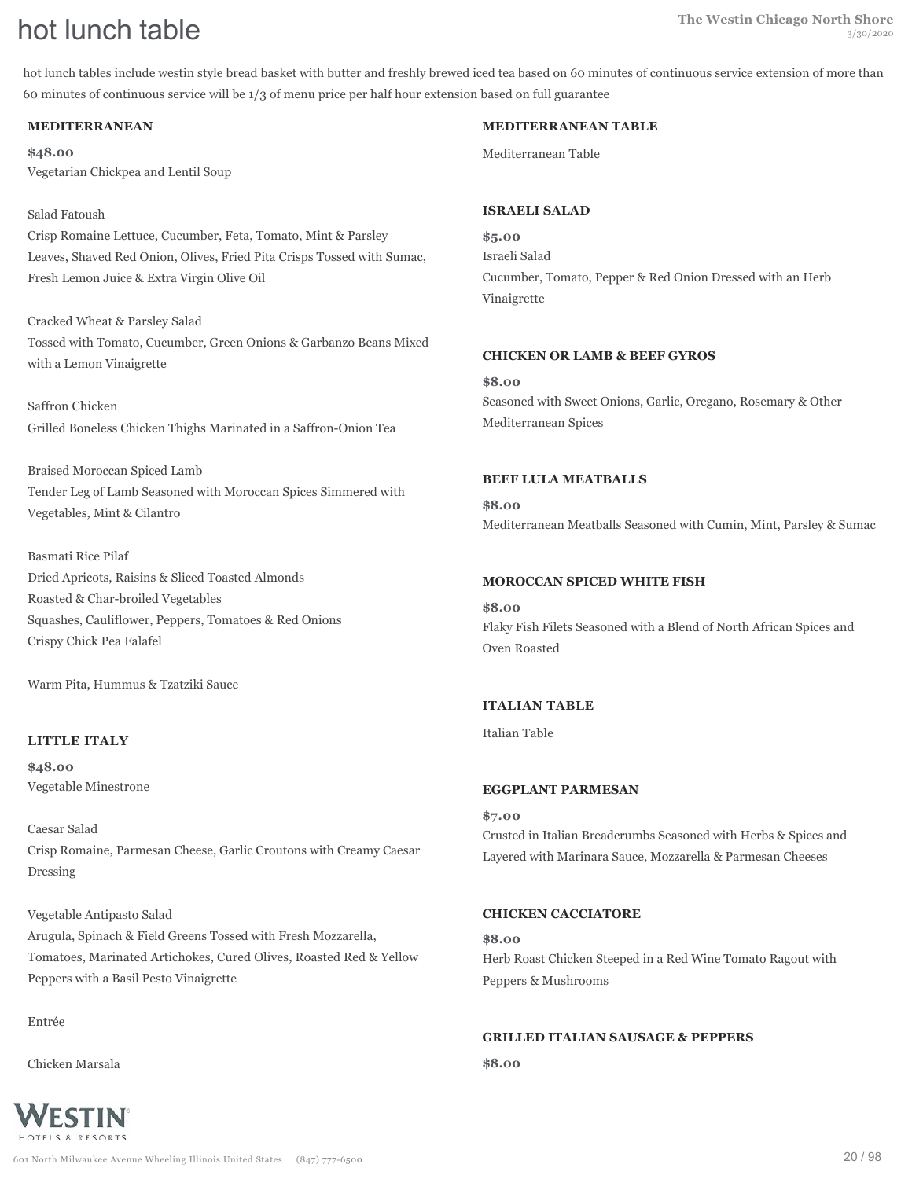# hot lunch table

hot lunch tables include westin style bread basket with butter and freshly brewed iced tea based on 60 minutes of continuous service extension of more than 60 minutes of continuous service will be 1/3 of menu price per half hour extension based on full guarantee

**MEDITERRANEAN**

**$48.00**

Vegetarian Chickpea and Lentil Soup

Salad Fatoush
Crisp Romaine Lettuce, Cucumber, Feta, Tomato, Mint & Parsley Leaves, Shaved Red Onion, Olives, Fried Pita Crisps Tossed with Sumac, Fresh Lemon Juice & Extra Virgin Olive Oil

Cracked Wheat & Parsley Salad
Tossed with Tomato, Cucumber, Green Onions & Garbanzo Beans Mixed with a Lemon Vinaigrette

Saffron Chicken
Grilled Boneless Chicken Thighs Marinated in a Saffron-Onion Tea

Braised Moroccan Spiced Lamb
Tender Leg of Lamb Seasoned with Moroccan Spices Simmered with Vegetables, Mint & Cilantro

Basmati Rice Pilaf
Dried Apricots, Raisins & Sliced Toasted Almonds
Roasted & Char-broiled Vegetables
Squashes, Cauliflower, Peppers, Tomatoes & Red Onions
Crispy Chick Pea Falafel

Warm Pita, Hummus & Tzatziki Sauce

**LITTLE ITALY**

**$48.00**

Vegetable Minestrone

Caesar Salad
Crisp Romaine, Parmesan Cheese, Garlic Croutons with Creamy Caesar Dressing

Vegetable Antipasto Salad
Arugula, Spinach & Field Greens Tossed with Fresh Mozzarella, Tomatoes, Marinated Artichokes, Cured Olives, Roasted Red & Yellow Peppers with a Basil Pesto Vinaigrette

Entrée

Chicken Marsala

**MEDITERRANEAN TABLE**

Mediterranean Table

**ISRAELI SALAD**

**$5.00**

Israeli Salad
Cucumber, Tomato, Pepper & Red Onion Dressed with an Herb Vinaigrette

**CHICKEN OR LAMB & BEEF GYROS**

**$8.00**

Seasoned with Sweet Onions, Garlic, Oregano, Rosemary & Other Mediterranean Spices

**BEEF LULA MEATBALLS**

**$8.00**

Mediterranean Meatballs Seasoned with Cumin, Mint, Parsley & Sumac

**MOROCCAN SPICED WHITE FISH**

**$8.00**

Flaky Fish Filets Seasoned with a Blend of North African Spices and Oven Roasted

**ITALIAN TABLE**

Italian Table

**EGGPLANT PARMESAN**

**$7.00**

Crusted in Italian Breadcrumbs Seasoned with Herbs & Spices and Layered with Marinara Sauce, Mozzarella & Parmesan Cheeses

**CHICKEN CACCIATORE**

**$8.00**

Herb Roast Chicken Steeped in a Red Wine Tomato Ragout with Peppers & Mushrooms

**GRILLED ITALIAN SAUSAGE & PEPPERS**

**$8.00**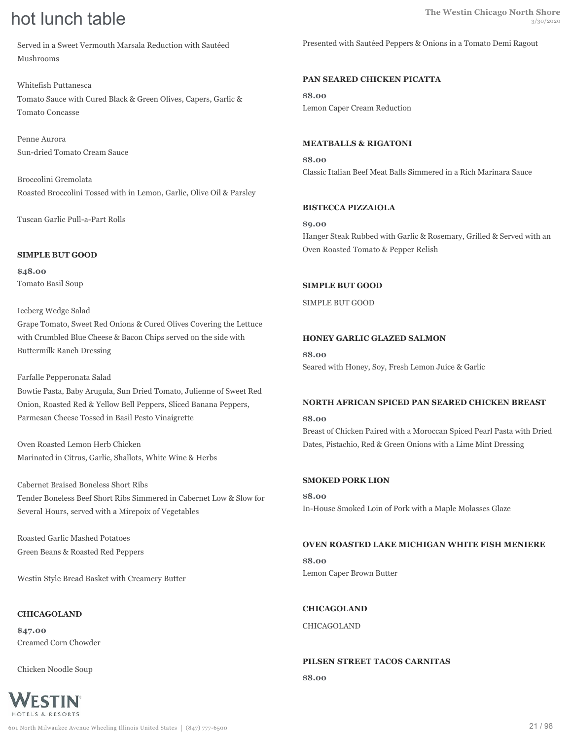# hot lunch table

Served in a Sweet Vermouth Marsala Reduction with Sautéed Mushrooms

Whitefish Puttanesca
Tomato Sauce with Cured Black & Green Olives, Capers, Garlic & Tomato Concasse

Penne Aurora
Sun-dried Tomato Cream Sauce

Broccolini Gremolata
Roasted Broccolini Tossed with in Lemon, Garlic, Olive Oil & Parsley

Tuscan Garlic Pull-a-Part Rolls

**SIMPLE BUT GOOD**

**$48.00**
Tomato Basil Soup

Iceberg Wedge Salad
Grape Tomato, Sweet Red Onions & Cured Olives Covering the Lettuce with Crumbled Blue Cheese & Bacon Chips served on the side with Buttermilk Ranch Dressing

Farfalle Pepperonata Salad
Bowtie Pasta, Baby Arugula, Sun Dried Tomato, Julienne of Sweet Red Onion, Roasted Red & Yellow Bell Peppers, Sliced Banana Peppers, Parmesan Cheese Tossed in Basil Pesto Vinaigrette

Oven Roasted Lemon Herb Chicken
Marinated in Citrus, Garlic, Shallots, White Wine & Herbs

Cabernet Braised Boneless Short Ribs
Tender Boneless Beef Short Ribs Simmered in Cabernet Low & Slow for Several Hours, served with a Mirepoix of Vegetables

Roasted Garlic Mashed Potatoes
Green Beans & Roasted Red Peppers

Westin Style Bread Basket with Creamery Butter

**CHICAGOLAND**

**$47.00**
Creamed Corn Chowder

Chicken Noodle Soup

Presented with Sautéed Peppers & Onions in a Tomato Demi Ragout

**PAN SEARED CHICKEN PICATTA**

**$8.00**
Lemon Caper Cream Reduction

**MEATBALLS & RIGATONI**

**$8.00**
Classic Italian Beef Meat Balls Simmered in a Rich Marinara Sauce

**BISTECCA PIZZAIOLA**

**$9.00**
Hanger Steak Rubbed with Garlic & Rosemary, Grilled & Served with an Oven Roasted Tomato & Pepper Relish

**SIMPLE BUT GOOD**

SIMPLE BUT GOOD

**HONEY GARLIC GLAZED SALMON**

**$8.00**
Seared with Honey, Soy, Fresh Lemon Juice & Garlic

**NORTH AFRICAN SPICED PAN SEARED CHICKEN BREAST**

**$8.00**
Breast of Chicken Paired with a Moroccan Spiced Pearl Pasta with Dried Dates, Pistachio, Red & Green Onions with a Lime Mint Dressing

**SMOKED PORK LION**

**$8.00**
In-House Smoked Loin of Pork with a Maple Molasses Glaze

**OVEN ROASTED LAKE MICHIGAN WHITE FISH MENIERE**

**$8.00**
Lemon Caper Brown Butter

**CHICAGOLAND**

CHICAGOLAND

**PILSEN STREET TACOS CARNITAS**

**$8.00**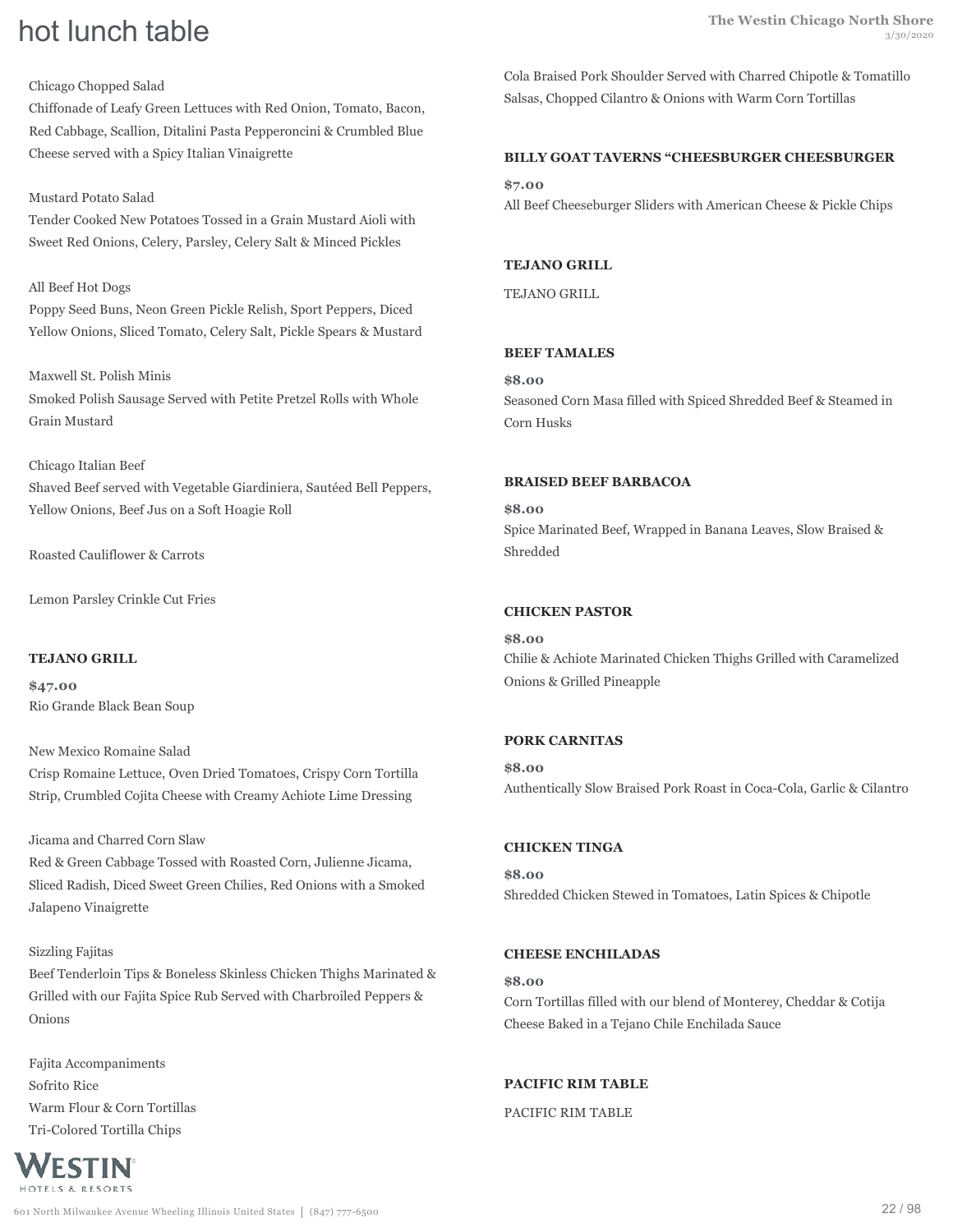# hot lunch table

Chicago Chopped Salad
Chiffonade of Leafy Green Lettuces with Red Onion, Tomato, Bacon, Red Cabbage, Scallion, Ditalini Pasta Pepperoncini & Crumbled Blue Cheese served with a Spicy Italian Vinaigrette

Mustard Potato Salad
Tender Cooked New Potatoes Tossed in a Grain Mustard Aioli with Sweet Red Onions, Celery, Parsley, Celery Salt & Minced Pickles

All Beef Hot Dogs
Poppy Seed Buns, Neon Green Pickle Relish, Sport Peppers, Diced Yellow Onions, Sliced Tomato, Celery Salt, Pickle Spears & Mustard

Maxwell St. Polish Minis
Smoked Polish Sausage Served with Petite Pretzel Rolls with Whole Grain Mustard

Chicago Italian Beef
Shaved Beef served with Vegetable Giardiniera, Sautéed Bell Peppers, Yellow Onions, Beef Jus on a Soft Hoagie Roll

Roasted Cauliflower & Carrots

Lemon Parsley Crinkle Cut Fries

### TEJANO GRILL

**$47.00**

Rio Grande Black Bean Soup

New Mexico Romaine Salad
Crisp Romaine Lettuce, Oven Dried Tomatoes, Crispy Corn Tortilla Strip, Crumbled Cojita Cheese with Creamy Achiote Lime Dressing

Jicama and Charred Corn Slaw
Red & Green Cabbage Tossed with Roasted Corn, Julienne Jicama, Sliced Radish, Diced Sweet Green Chilies, Red Onions with a Smoked Jalapeno Vinaigrette

Sizzling Fajitas
Beef Tenderloin Tips & Boneless Skinless Chicken Thighs Marinated & Grilled with our Fajita Spice Rub Served with Charbroiled Peppers & Onions

Fajita Accompaniments
Sofrito Rice
Warm Flour & Corn Tortillas
Tri-Colored Tortilla Chips

Cola Braised Pork Shoulder Served with Charred Chipotle & Tomatillo Salsas, Chopped Cilantro & Onions with Warm Corn Tortillas

### BILLY GOAT TAVERNS "CHEESBURGER CHEESBURGER

**$7.00**

All Beef Cheeseburger Sliders with American Cheese & Pickle Chips

### TEJANO GRILL

TEJANO GRILL

### BEEF TAMALES

**$8.00**

Seasoned Corn Masa filled with Spiced Shredded Beef & Steamed in Corn Husks

### BRAISED BEEF BARBACOA

**$8.00**

Spice Marinated Beef, Wrapped in Banana Leaves, Slow Braised & Shredded

### CHICKEN PASTOR

**$8.00**

Chilie & Achiote Marinated Chicken Thighs Grilled with Caramelized Onions & Grilled Pineapple

### PORK CARNITAS

**$8.00**

Authentically Slow Braised Pork Roast in Coca-Cola, Garlic & Cilantro

### CHICKEN TINGA

**$8.00**

Shredded Chicken Stewed in Tomatoes, Latin Spices & Chipotle

### CHEESE ENCHILADAS

**$8.00**

Corn Tortillas filled with our blend of Monterey, Cheddar & Cotija Cheese Baked in a Tejano Chile Enchilada Sauce

### PACIFIC RIM TABLE

PACIFIC RIM TABLE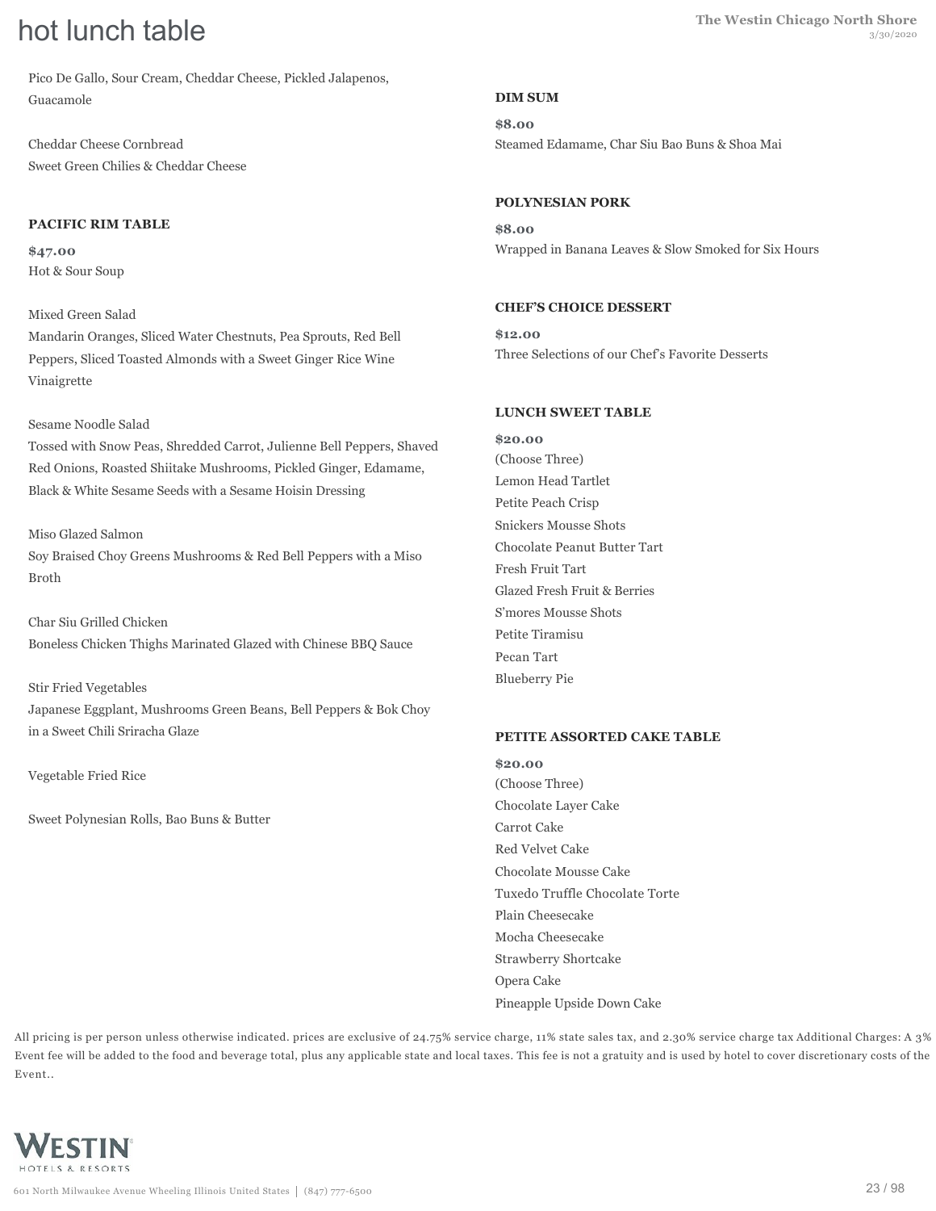# hot lunch table

Pico De Gallo, Sour Cream, Cheddar Cheese, Pickled Jalapenos, Guacamole

Cheddar Cheese Cornbread
Sweet Green Chilies & Cheddar Cheese

### PACIFIC RIM TABLE

**$47.00**
Hot & Sour Soup

Mixed Green Salad
Mandarin Oranges, Sliced Water Chestnuts, Pea Sprouts, Red Bell Peppers, Sliced Toasted Almonds with a Sweet Ginger Rice Wine Vinaigrette

Sesame Noodle Salad
Tossed with Snow Peas, Shredded Carrot, Julienne Bell Peppers, Shaved Red Onions, Roasted Shiitake Mushrooms, Pickled Ginger, Edamame, Black & White Sesame Seeds with a Sesame Hoisin Dressing

Miso Glazed Salmon
Soy Braised Choy Greens Mushrooms & Red Bell Peppers with a Miso Broth

Char Siu Grilled Chicken
Boneless Chicken Thighs Marinated Glazed with Chinese BBQ Sauce

Stir Fried Vegetables
Japanese Eggplant, Mushrooms Green Beans, Bell Peppers & Bok Choy in a Sweet Chili Sriracha Glaze

Vegetable Fried Rice

Sweet Polynesian Rolls, Bao Buns & Butter

### DIM SUM

**$8.00**
Steamed Edamame, Char Siu Bao Buns & Shoa Mai

### POLYNESIAN PORK

**$8.00**
Wrapped in Banana Leaves & Slow Smoked for Six Hours

### CHEF'S CHOICE DESSERT

**$12.00**
Three Selections of our Chef's Favorite Desserts

### LUNCH SWEET TABLE

**$20.00**
(Choose Three)
Lemon Head Tartlet
Petite Peach Crisp
Snickers Mousse Shots
Chocolate Peanut Butter Tart
Fresh Fruit Tart
Glazed Fresh Fruit & Berries
S'mores Mousse Shots
Petite Tiramisu
Pecan Tart
Blueberry Pie

### PETITE ASSORTED CAKE TABLE

**$20.00**
(Choose Three)
Chocolate Layer Cake
Carrot Cake
Red Velvet Cake
Chocolate Mousse Cake
Tuxedo Truffle Chocolate Torte
Plain Cheesecake
Mocha Cheesecake
Strawberry Shortcake
Opera Cake
Pineapple Upside Down Cake

All pricing is per person unless otherwise indicated. prices are exclusive of 24.75% service charge, 11% state sales tax, and 2.30% service charge tax Additional Charges: A 3% Event fee will be added to the food and beverage total, plus any applicable state and local taxes. This fee is not a gratuity and is used by hotel to cover discretionary costs of the Event..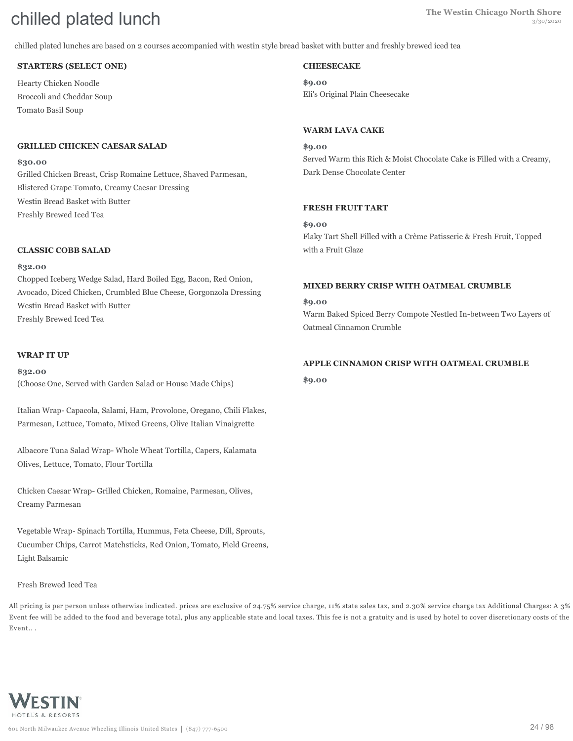# chilled plated lunch

chilled plated lunches are based on 2 courses accompanied with westin style bread basket with butter and freshly brewed iced tea

### STARTERS (SELECT ONE)

Hearty Chicken Noodle
Broccoli and Cheddar Soup
Tomato Basil Soup

### GRILLED CHICKEN CAESAR SALAD

**$30.00**

Grilled Chicken Breast, Crisp Romaine Lettuce, Shaved Parmesan, Blistered Grape Tomato, Creamy Caesar Dressing
Westin Bread Basket with Butter
Freshly Brewed Iced Tea

### CLASSIC COBB SALAD

**$32.00**

Chopped Iceberg Wedge Salad, Hard Boiled Egg, Bacon, Red Onion, Avocado, Diced Chicken, Crumbled Blue Cheese, Gorgonzola Dressing
Westin Bread Basket with Butter
Freshly Brewed Iced Tea

### WRAP IT UP

**$32.00**

(Choose One, Served with Garden Salad or House Made Chips)

Italian Wrap- Capacola, Salami, Ham, Provolone, Oregano, Chili Flakes, Parmesan, Lettuce, Tomato, Mixed Greens, Olive Italian Vinaigrette

Albacore Tuna Salad Wrap- Whole Wheat Tortilla, Capers, Kalamata Olives, Lettuce, Tomato, Flour Tortilla

Chicken Caesar Wrap- Grilled Chicken, Romaine, Parmesan, Olives, Creamy Parmesan

Vegetable Wrap- Spinach Tortilla, Hummus, Feta Cheese, Dill, Sprouts, Cucumber Chips, Carrot Matchsticks, Red Onion, Tomato, Field Greens, Light Balsamic

Fresh Brewed Iced Tea

### CHEESECAKE

**$9.00**

Eli's Original Plain Cheesecake

### WARM LAVA CAKE

**$9.00**

Served Warm this Rich & Moist Chocolate Cake is Filled with a Creamy, Dark Dense Chocolate Center

### FRESH FRUIT TART

**$9.00**

Flaky Tart Shell Filled with a Crème Patisserie & Fresh Fruit, Topped with a Fruit Glaze

### MIXED BERRY CRISP WITH OATMEAL CRUMBLE

**$9.00**

Warm Baked Spiced Berry Compote Nestled In-between Two Layers of Oatmeal Cinnamon Crumble

### APPLE CINNAMON CRISP WITH OATMEAL CRUMBLE

**$9.00**

All pricing is per person unless otherwise indicated. prices are exclusive of 24.75% service charge, 11% state sales tax, and 2.30% service charge tax Additional Charges: A 3% Event fee will be added to the food and beverage total, plus any applicable state and local taxes. This fee is not a gratuity and is used by hotel to cover discretionary costs of the Event.. .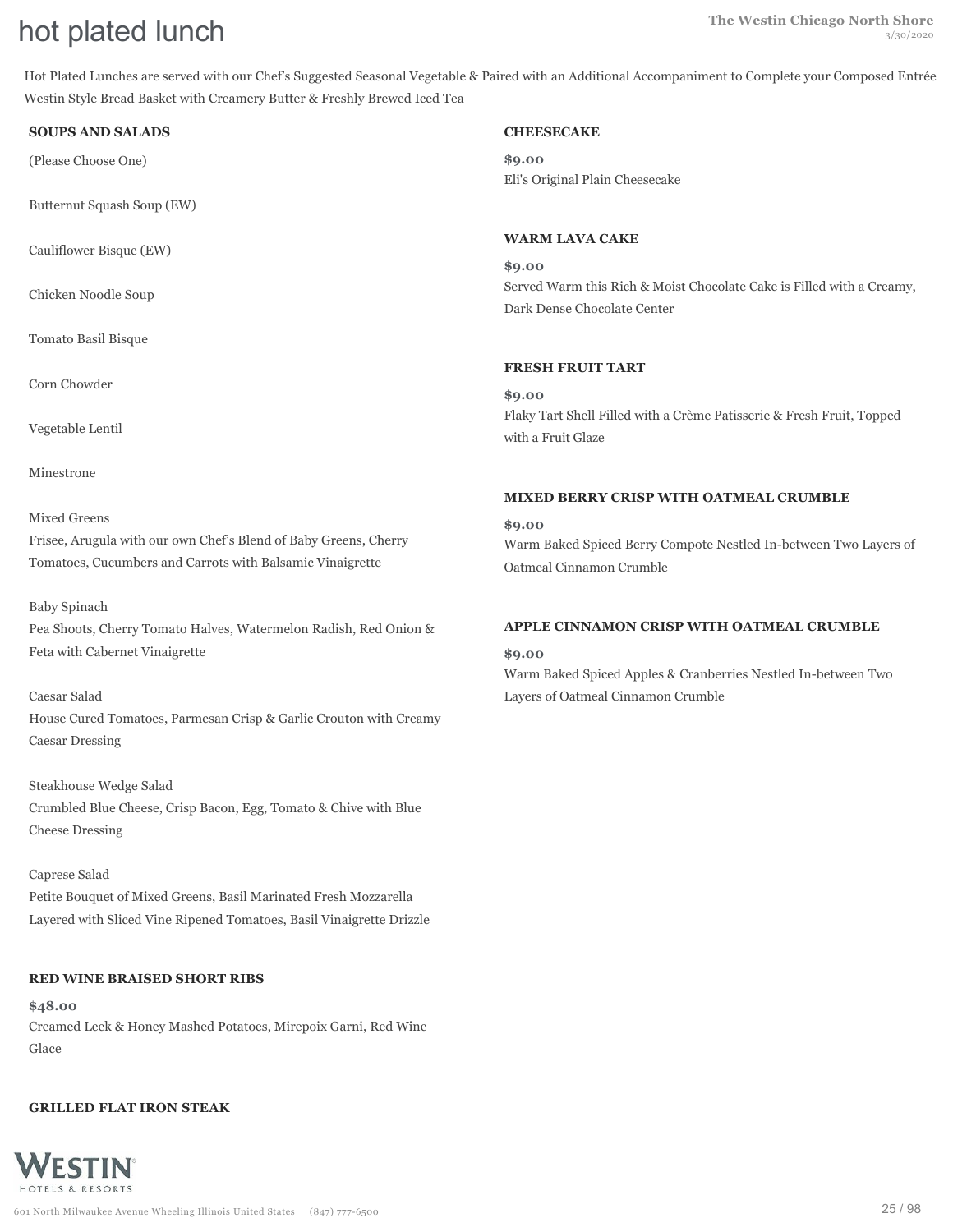# hot plated lunch

Hot Plated Lunches are served with our Chef's Suggested Seasonal Vegetable & Paired with an Additional Accompaniment to Complete your Composed Entrée
Westin Style Bread Basket with Creamery Butter & Freshly Brewed Iced Tea

**SOUPS AND SALADS**

(Please Choose One)

Butternut Squash Soup (EW)

Cauliflower Bisque (EW)

Chicken Noodle Soup

Tomato Basil Bisque

Corn Chowder

Vegetable Lentil

Minestrone

Mixed Greens
Frisee, Arugula with our own Chef's Blend of Baby Greens, Cherry Tomatoes, Cucumbers and Carrots with Balsamic Vinaigrette

Baby Spinach
Pea Shoots, Cherry Tomato Halves, Watermelon Radish, Red Onion & Feta with Cabernet Vinaigrette

Caesar Salad
House Cured Tomatoes, Parmesan Crisp & Garlic Crouton with Creamy Caesar Dressing

Steakhouse Wedge Salad
Crumbled Blue Cheese, Crisp Bacon, Egg, Tomato & Chive with Blue Cheese Dressing

Caprese Salad
Petite Bouquet of Mixed Greens, Basil Marinated Fresh Mozzarella Layered with Sliced Vine Ripened Tomatoes, Basil Vinaigrette Drizzle

**RED WINE BRAISED SHORT RIBS**

**$48.00**
Creamed Leek & Honey Mashed Potatoes, Mirepoix Garni, Red Wine Glace

**GRILLED FLAT IRON STEAK**

**CHEESECAKE**

**$9.00**
Eli's Original Plain Cheesecake

**WARM LAVA CAKE**

**$9.00**
Served Warm this Rich & Moist Chocolate Cake is Filled with a Creamy, Dark Dense Chocolate Center

**FRESH FRUIT TART**

**$9.00**
Flaky Tart Shell Filled with a Crème Patisserie & Fresh Fruit, Topped with a Fruit Glaze

**MIXED BERRY CRISP WITH OATMEAL CRUMBLE**

**$9.00**
Warm Baked Spiced Berry Compote Nestled In-between Two Layers of Oatmeal Cinnamon Crumble

**APPLE CINNAMON CRISP WITH OATMEAL CRUMBLE**

**$9.00**
Warm Baked Spiced Apples & Cranberries Nestled In-between Two Layers of Oatmeal Cinnamon Crumble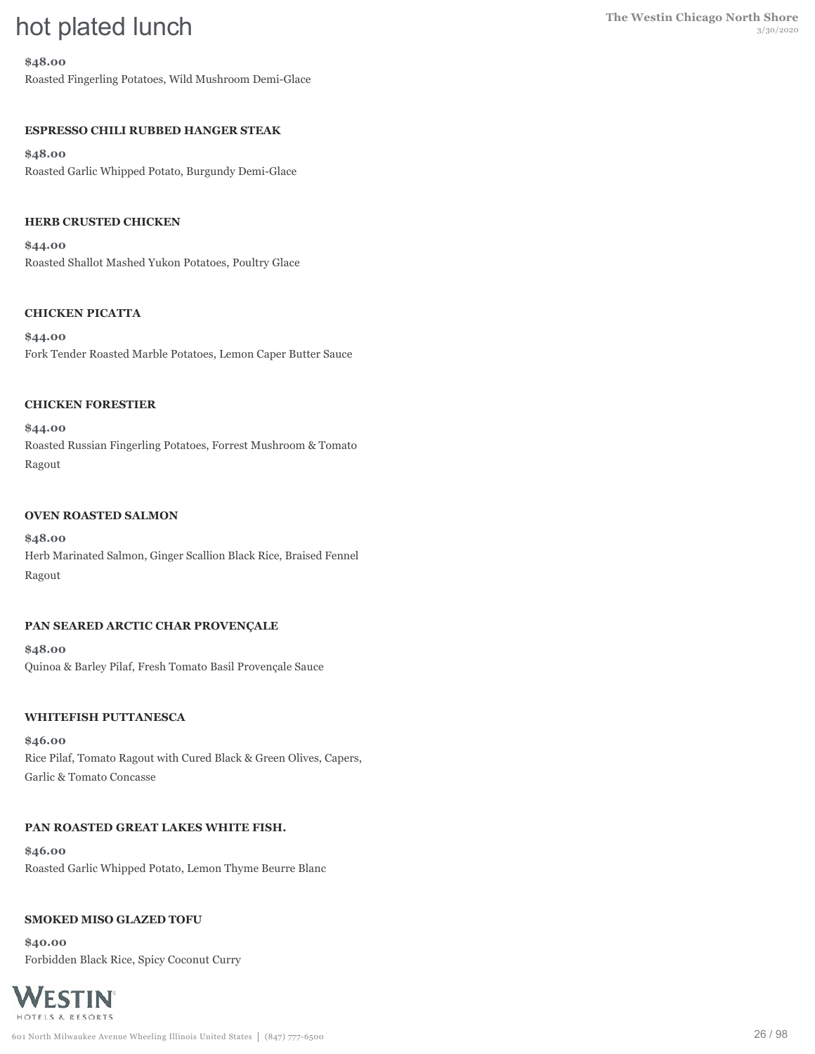# hot plated lunch

**$48.00**

Roasted Fingerling Potatoes, Wild Mushroom Demi-Glace

### ESPRESSO CHILI RUBBED HANGER STEAK

**$48.00**

Roasted Garlic Whipped Potato, Burgundy Demi-Glace

### HERB CRUSTED CHICKEN

**$44.00**

Roasted Shallot Mashed Yukon Potatoes, Poultry Glace

### CHICKEN PICATTA

**$44.00**

Fork Tender Roasted Marble Potatoes, Lemon Caper Butter Sauce

### CHICKEN FORESTIER

**$44.00**

Roasted Russian Fingerling Potatoes, Forrest Mushroom & Tomato Ragout

### OVEN ROASTED SALMON

**$48.00**

Herb Marinated Salmon, Ginger Scallion Black Rice, Braised Fennel Ragout

### PAN SEARED ARCTIC CHAR PROVENÇALE

**$48.00**

Quinoa & Barley Pilaf, Fresh Tomato Basil Provençale Sauce

### WHITEFISH PUTTANESCA

**$46.00**

Rice Pilaf, Tomato Ragout with Cured Black & Green Olives, Capers, Garlic & Tomato Concasse

### PAN ROASTED GREAT LAKES WHITE FISH.

**$46.00**

Roasted Garlic Whipped Potato, Lemon Thyme Beurre Blanc

### SMOKED MISO GLAZED TOFU

**$40.00**

Forbidden Black Rice, Spicy Coconut Curry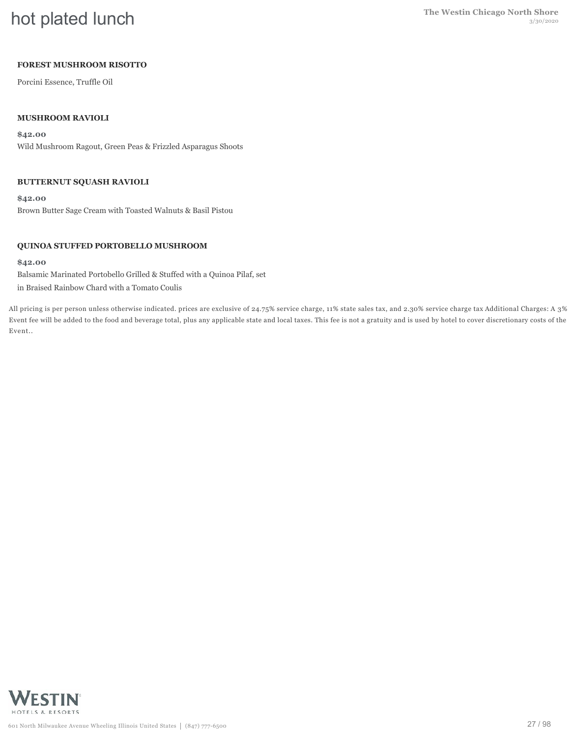# hot plated lunch

**FOREST MUSHROOM RISOTTO**

Porcini Essence, Truffle Oil

**MUSHROOM RAVIOLI**

**$42.00**

Wild Mushroom Ragout, Green Peas & Frizzled Asparagus Shoots

**BUTTERNUT SQUASH RAVIOLI**

**$42.00**

Brown Butter Sage Cream with Toasted Walnuts & Basil Pistou

**QUINOA STUFFED PORTOBELLO MUSHROOM**

**$42.00**

Balsamic Marinated Portobello Grilled & Stuffed with a Quinoa Pilaf, set in Braised Rainbow Chard with a Tomato Coulis

All pricing is per person unless otherwise indicated. prices are exclusive of 24.75% service charge, 11% state sales tax, and 2.30% service charge tax Additional Charges: A 3% Event fee will be added to the food and beverage total, plus any applicable state and local taxes. This fee is not a gratuity and is used by hotel to cover discretionary costs of the Event..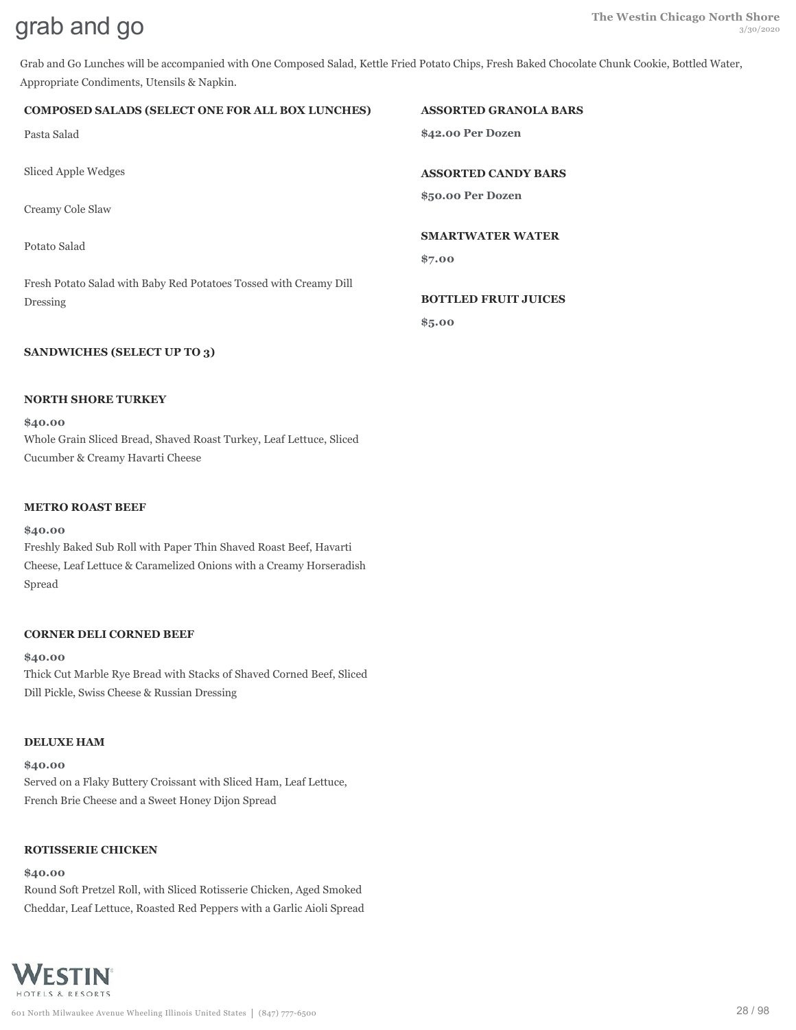# grab and go

Grab and Go Lunches will be accompanied with One Composed Salad, Kettle Fried Potato Chips, Fresh Baked Chocolate Chunk Cookie, Bottled Water, Appropriate Condiments, Utensils & Napkin.

**COMPOSED SALADS (SELECT ONE FOR ALL BOX LUNCHES)**

Pasta Salad

Sliced Apple Wedges

Creamy Cole Slaw

Potato Salad

Fresh Potato Salad with Baby Red Potatoes Tossed with Creamy Dill Dressing

**SANDWICHES (SELECT UP TO 3)**

**NORTH SHORE TURKEY**

**$40.00**
Whole Grain Sliced Bread, Shaved Roast Turkey, Leaf Lettuce, Sliced Cucumber & Creamy Havarti Cheese

**METRO ROAST BEEF**

**$40.00**
Freshly Baked Sub Roll with Paper Thin Shaved Roast Beef, Havarti Cheese, Leaf Lettuce & Caramelized Onions with a Creamy Horseradish Spread

**CORNER DELI CORNED BEEF**

**$40.00**
Thick Cut Marble Rye Bread with Stacks of Shaved Corned Beef, Sliced Dill Pickle, Swiss Cheese & Russian Dressing

**DELUXE HAM**

**$40.00**
Served on a Flaky Buttery Croissant with Sliced Ham, Leaf Lettuce, French Brie Cheese and a Sweet Honey Dijon Spread

**ROTISSERIE CHICKEN**

**$40.00**
Round Soft Pretzel Roll, with Sliced Rotisserie Chicken, Aged Smoked Cheddar, Leaf Lettuce, Roasted Red Peppers with a Garlic Aioli Spread

**ASSORTED GRANOLA BARS**

**$42.00 Per Dozen**

**ASSORTED CANDY BARS**

**$50.00 Per Dozen**

**SMARTWATER WATER**

**$7.00**

**BOTTLED FRUIT JUICES**

**$5.00**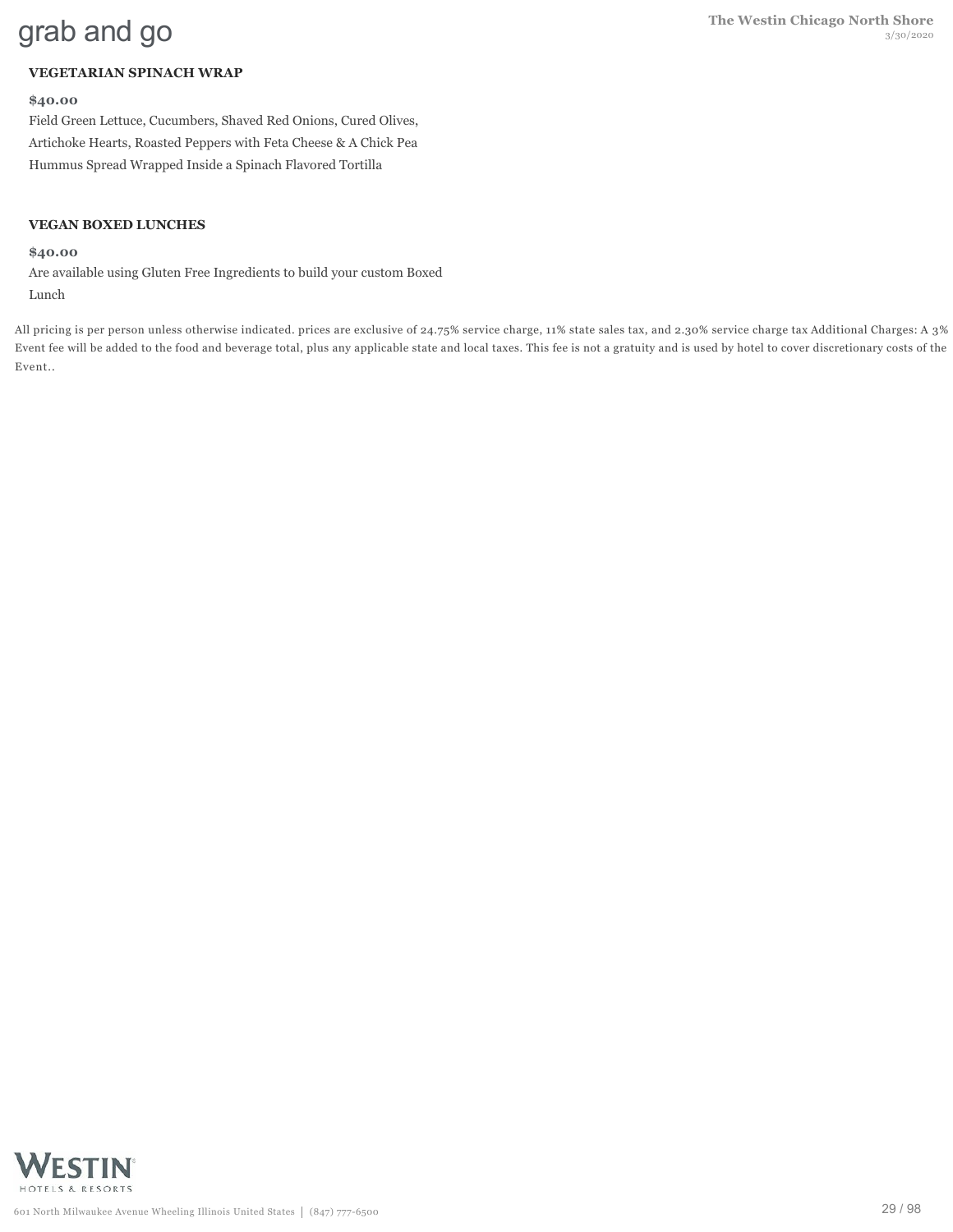# grab and go

**VEGETARIAN SPINACH WRAP**

**$40.00**

Field Green Lettuce, Cucumbers, Shaved Red Onions, Cured Olives, Artichoke Hearts, Roasted Peppers with Feta Cheese & A Chick Pea Hummus Spread Wrapped Inside a Spinach Flavored Tortilla

**VEGAN BOXED LUNCHES**

**$40.00**

Are available using Gluten Free Ingredients to build your custom Boxed Lunch

All pricing is per person unless otherwise indicated. prices are exclusive of 24.75% service charge, 11% state sales tax, and 2.30% service charge tax Additional Charges: A 3% Event fee will be added to the food and beverage total, plus any applicable state and local taxes. This fee is not a gratuity and is used by hotel to cover discretionary costs of the Event..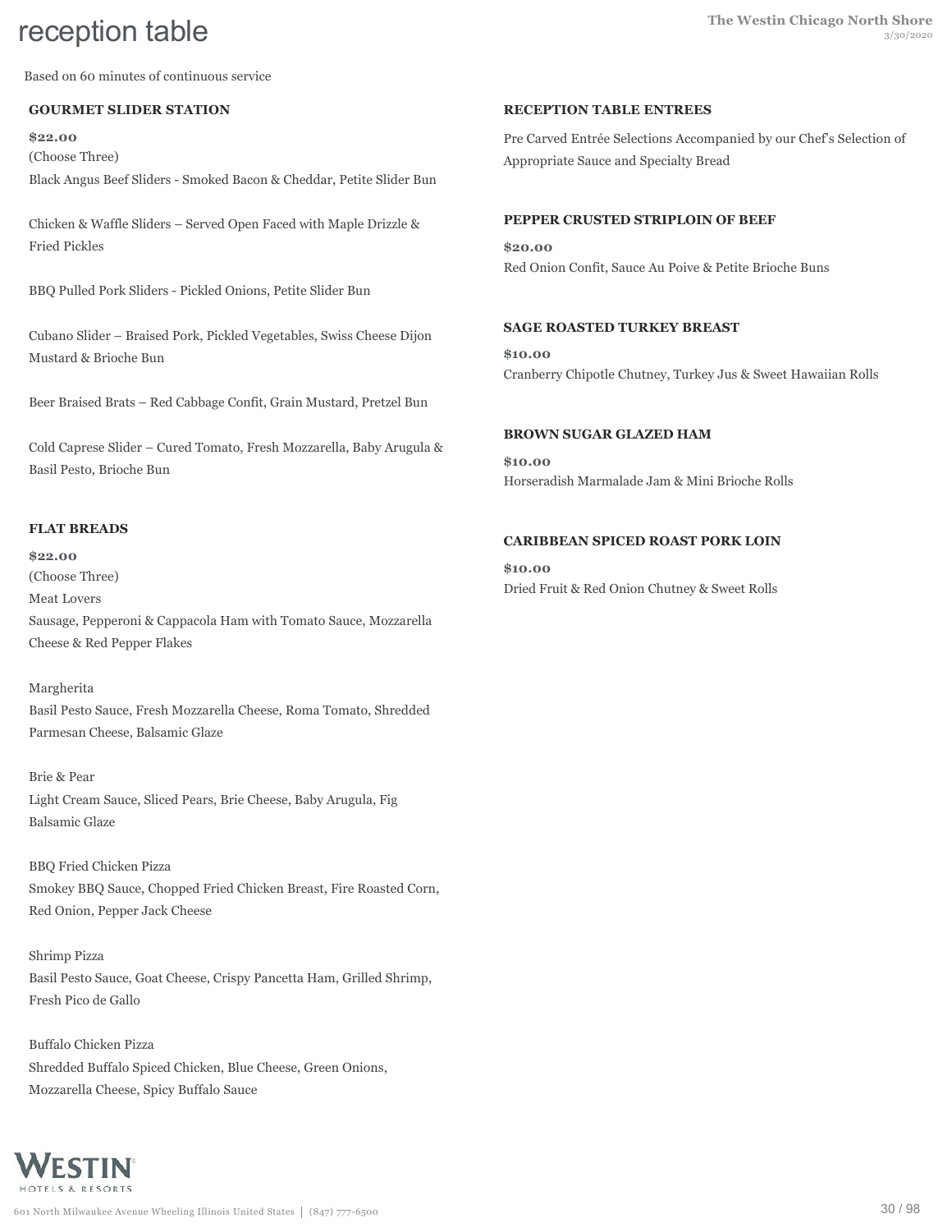# reception table

Based on 60 minutes of continuous service

## GOURMET SLIDER STATION

**$22.00**

(Choose Three)

Black Angus Beef Sliders - Smoked Bacon & Cheddar, Petite Slider Bun

Chicken & Waffle Sliders – Served Open Faced with Maple Drizzle & Fried Pickles

BBQ Pulled Pork Sliders - Pickled Onions, Petite Slider Bun

Cubano Slider – Braised Pork, Pickled Vegetables, Swiss Cheese Dijon Mustard & Brioche Bun

Beer Braised Brats – Red Cabbage Confit, Grain Mustard, Pretzel Bun

Cold Caprese Slider – Cured Tomato, Fresh Mozzarella, Baby Arugula & Basil Pesto, Brioche Bun

## FLAT BREADS

**$22.00**

(Choose Three)

Meat Lovers
Sausage, Pepperoni & Cappacola Ham with Tomato Sauce, Mozzarella Cheese & Red Pepper Flakes

Margherita
Basil Pesto Sauce, Fresh Mozzarella Cheese, Roma Tomato, Shredded Parmesan Cheese, Balsamic Glaze

Brie & Pear
Light Cream Sauce, Sliced Pears, Brie Cheese, Baby Arugula, Fig Balsamic Glaze

BBQ Fried Chicken Pizza
Smokey BBQ Sauce, Chopped Fried Chicken Breast, Fire Roasted Corn, Red Onion, Pepper Jack Cheese

Shrimp Pizza
Basil Pesto Sauce, Goat Cheese, Crispy Pancetta Ham, Grilled Shrimp, Fresh Pico de Gallo

Buffalo Chicken Pizza
Shredded Buffalo Spiced Chicken, Blue Cheese, Green Onions, Mozzarella Cheese, Spicy Buffalo Sauce

## RECEPTION TABLE ENTREES

Pre Carved Entrée Selections Accompanied by our Chef's Selection of Appropriate Sauce and Specialty Bread

## PEPPER CRUSTED STRIPLOIN OF BEEF

**$20.00**

Red Onion Confit, Sauce Au Poive & Petite Brioche Buns

## SAGE ROASTED TURKEY BREAST

**$10.00**

Cranberry Chipotle Chutney, Turkey Jus & Sweet Hawaiian Rolls

## BROWN SUGAR GLAZED HAM

**$10.00**

Horseradish Marmalade Jam & Mini Brioche Rolls

## CARIBBEAN SPICED ROAST PORK LOIN

**$10.00**

Dried Fruit & Red Onion Chutney & Sweet Rolls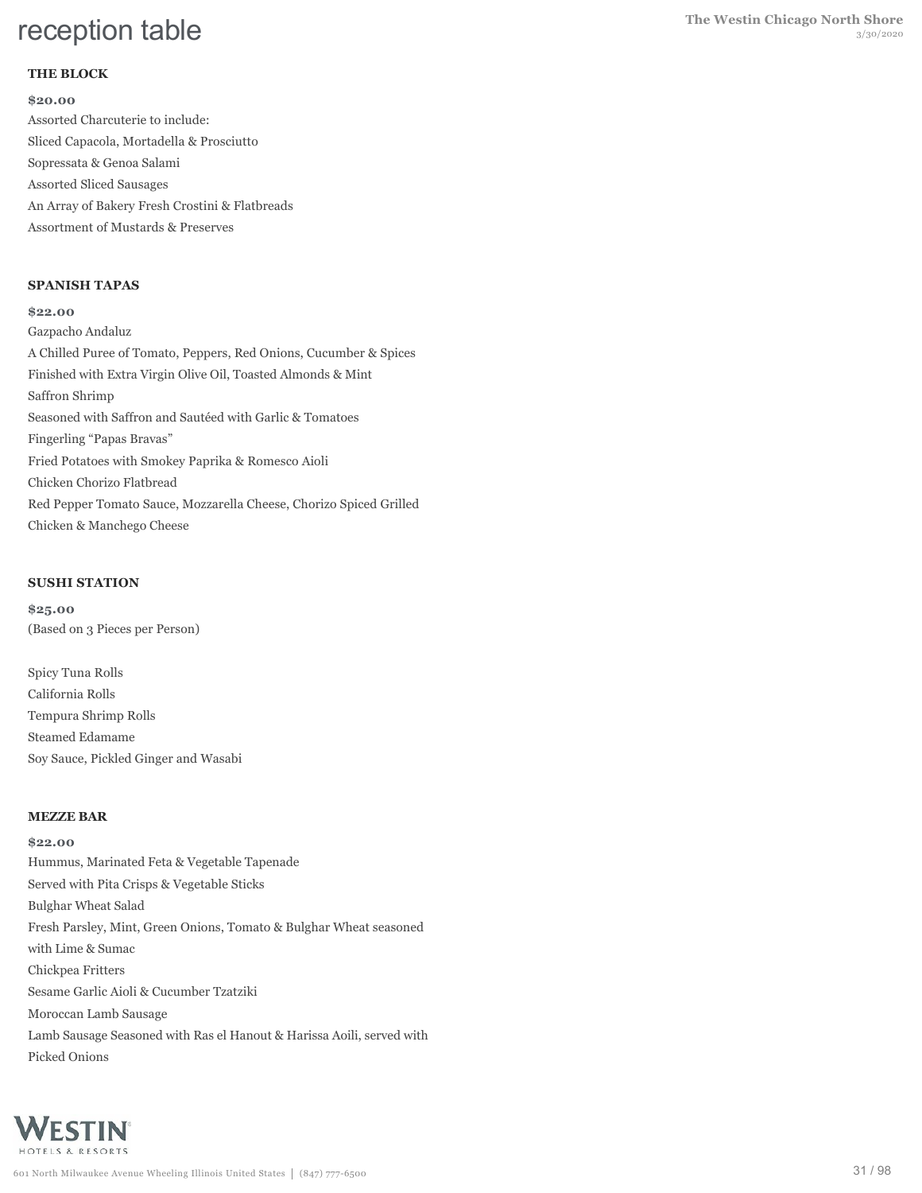# reception table

### THE BLOCK

**$20.00**

Assorted Charcuterie to include:
Sliced Capacola, Mortadella & Prosciutto
Sopressata & Genoa Salami
Assorted Sliced Sausages
An Array of Bakery Fresh Crostini & Flatbreads
Assortment of Mustards & Preserves

### SPANISH TAPAS

**$22.00**

Gazpacho Andaluz
A Chilled Puree of Tomato, Peppers, Red Onions, Cucumber & Spices
Finished with Extra Virgin Olive Oil, Toasted Almonds & Mint
Saffron Shrimp
Seasoned with Saffron and Sautéed with Garlic & Tomatoes
Fingerling "Papas Bravas"
Fried Potatoes with Smokey Paprika & Romesco Aioli
Chicken Chorizo Flatbread
Red Pepper Tomato Sauce, Mozzarella Cheese, Chorizo Spiced Grilled
Chicken & Manchego Cheese

### SUSHI STATION

**$25.00**
(Based on 3 Pieces per Person)

Spicy Tuna Rolls
California Rolls
Tempura Shrimp Rolls
Steamed Edamame
Soy Sauce, Pickled Ginger and Wasabi

### MEZZE BAR

**$22.00**

Hummus, Marinated Feta & Vegetable Tapenade
Served with Pita Crisps & Vegetable Sticks
Bulghar Wheat Salad
Fresh Parsley, Mint, Green Onions, Tomato & Bulghar Wheat seasoned
with Lime & Sumac
Chickpea Fritters
Sesame Garlic Aioli & Cucumber Tzatziki
Moroccan Lamb Sausage
Lamb Sausage Seasoned with Ras el Hanout & Harissa Aoili, served with
Picked Onions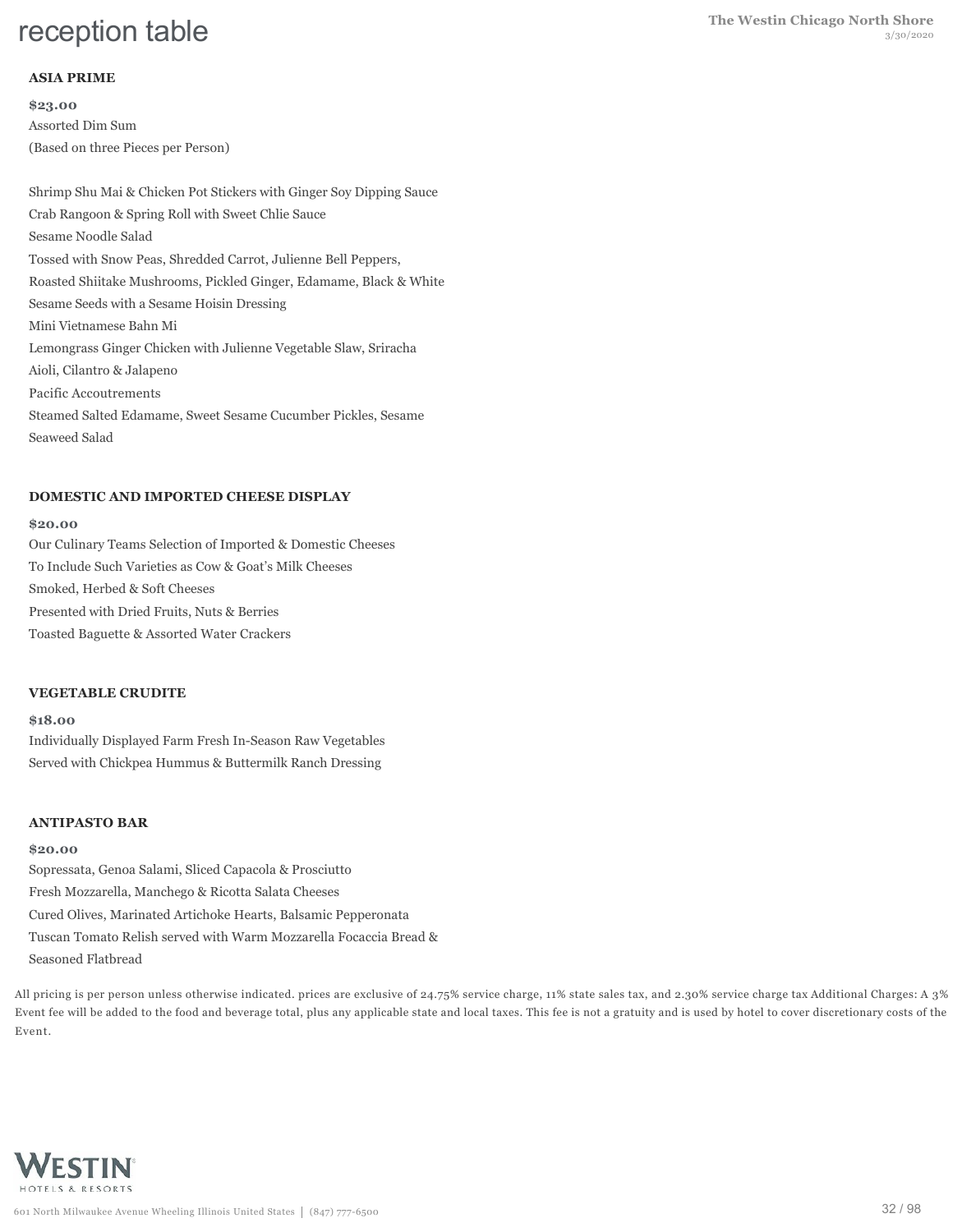# reception table

### ASIA PRIME

**$23.00**

Assorted Dim Sum
(Based on three Pieces per Person)

Shrimp Shu Mai & Chicken Pot Stickers with Ginger Soy Dipping Sauce
Crab Rangoon & Spring Roll with Sweet Chlie Sauce
Sesame Noodle Salad
Tossed with Snow Peas, Shredded Carrot, Julienne Bell Peppers,
Roasted Shiitake Mushrooms, Pickled Ginger, Edamame, Black & White
Sesame Seeds with a Sesame Hoisin Dressing
Mini Vietnamese Bahn Mi
Lemongrass Ginger Chicken with Julienne Vegetable Slaw, Sriracha
Aioli, Cilantro & Jalapeno
Pacific Accoutrements
Steamed Salted Edamame, Sweet Sesame Cucumber Pickles, Sesame
Seaweed Salad

### DOMESTIC AND IMPORTED CHEESE DISPLAY

**$20.00**

Our Culinary Teams Selection of Imported & Domestic Cheeses
To Include Such Varieties as Cow & Goat's Milk Cheeses
Smoked, Herbed & Soft Cheeses
Presented with Dried Fruits, Nuts & Berries
Toasted Baguette & Assorted Water Crackers

### VEGETABLE CRUDITE

**$18.00**

Individually Displayed Farm Fresh In-Season Raw Vegetables
Served with Chickpea Hummus & Buttermilk Ranch Dressing

### ANTIPASTO BAR

**$20.00**

Sopressata, Genoa Salami, Sliced Capacola & Prosciutto
Fresh Mozzarella, Manchego & Ricotta Salata Cheeses
Cured Olives, Marinated Artichoke Hearts, Balsamic Pepperonata
Tuscan Tomato Relish served with Warm Mozzarella Focaccia Bread &
Seasoned Flatbread

All pricing is per person unless otherwise indicated. prices are exclusive of 24.75% service charge, 11% state sales tax, and 2.30% service charge tax Additional Charges: A 3% Event fee will be added to the food and beverage total, plus any applicable state and local taxes. This fee is not a gratuity and is used by hotel to cover discretionary costs of the Event.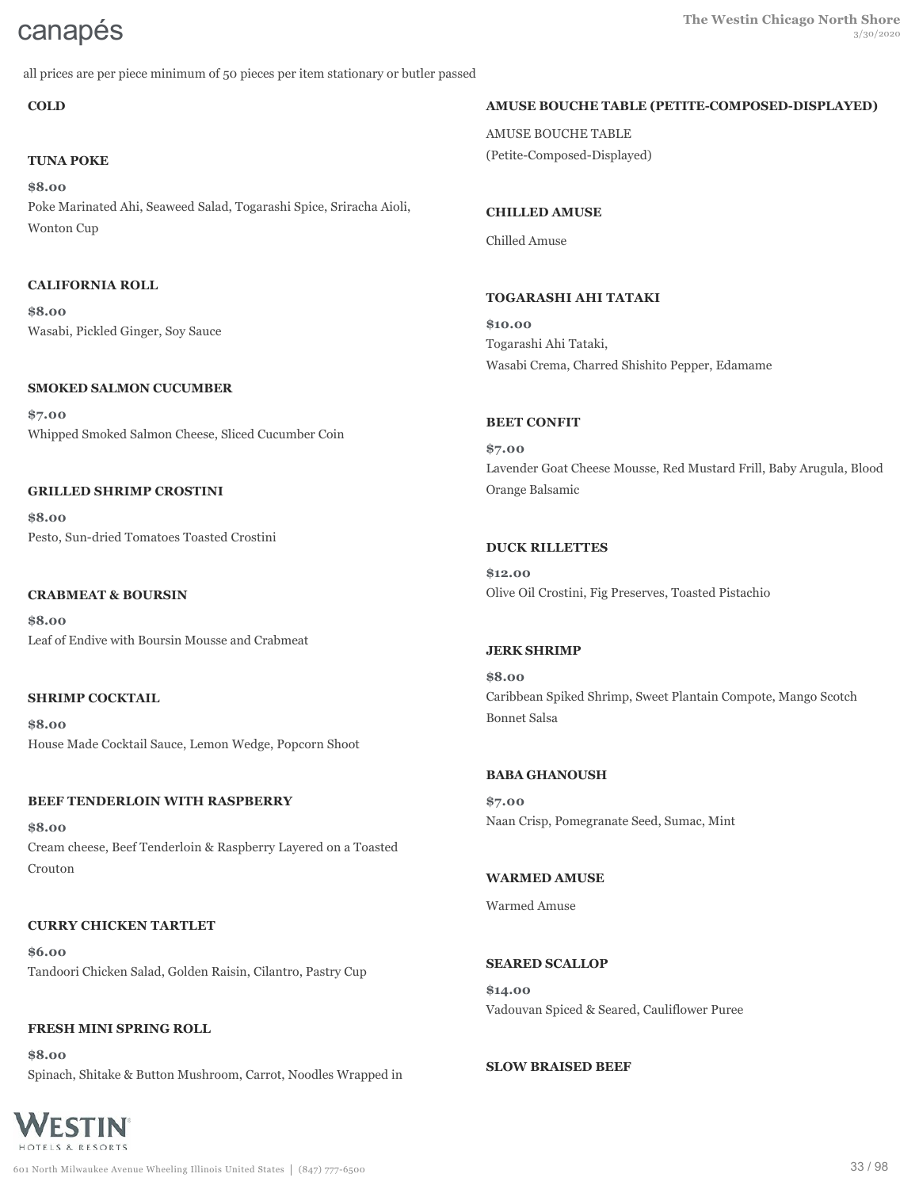# canapés

all prices are per piece minimum of 50 pieces per item stationary or butler passed

## COLD

### TUNA POKE

**$8.00**
Poke Marinated Ahi, Seaweed Salad, Togarashi Spice, Sriracha Aioli, Wonton Cup

### CALIFORNIA ROLL

**$8.00**
Wasabi, Pickled Ginger, Soy Sauce

### SMOKED SALMON CUCUMBER

**$7.00**
Whipped Smoked Salmon Cheese, Sliced Cucumber Coin

### GRILLED SHRIMP CROSTINI

**$8.00**
Pesto, Sun-dried Tomatoes Toasted Crostini

### CRABMEAT & BOURSIN

**$8.00**
Leaf of Endive with Boursin Mousse and Crabmeat

### SHRIMP COCKTAIL

**$8.00**
House Made Cocktail Sauce, Lemon Wedge, Popcorn Shoot

### BEEF TENDERLOIN WITH RASPBERRY

**$8.00**
Cream cheese, Beef Tenderloin & Raspberry Layered on a Toasted Crouton

### CURRY CHICKEN TARTLET

**$6.00**
Tandoori Chicken Salad, Golden Raisin, Cilantro, Pastry Cup

### FRESH MINI SPRING ROLL

**$8.00**
Spinach, Shitake & Button Mushroom, Carrot, Noodles Wrapped in

## AMUSE BOUCHE TABLE (PETITE-COMPOSED-DISPLAYED)

AMUSE BOUCHE TABLE
(Petite-Composed-Displayed)

### CHILLED AMUSE

Chilled Amuse

### TOGARASHI AHI TATAKI

**$10.00**
Togarashi Ahi Tataki,
Wasabi Crema, Charred Shishito Pepper, Edamame

### BEET CONFIT

**$7.00**
Lavender Goat Cheese Mousse, Red Mustard Frill, Baby Arugula, Blood Orange Balsamic

### DUCK RILLETTES

**$12.00**
Olive Oil Crostini, Fig Preserves, Toasted Pistachio

### JERK SHRIMP

**$8.00**
Caribbean Spiked Shrimp, Sweet Plantain Compote, Mango Scotch Bonnet Salsa

### BABA GHANOUSH

**$7.00**
Naan Crisp, Pomegranate Seed, Sumac, Mint

### WARMED AMUSE

Warmed Amuse

### SEARED SCALLOP

**$14.00**
Vadouvan Spiced & Seared, Cauliflower Puree

### SLOW BRAISED BEEF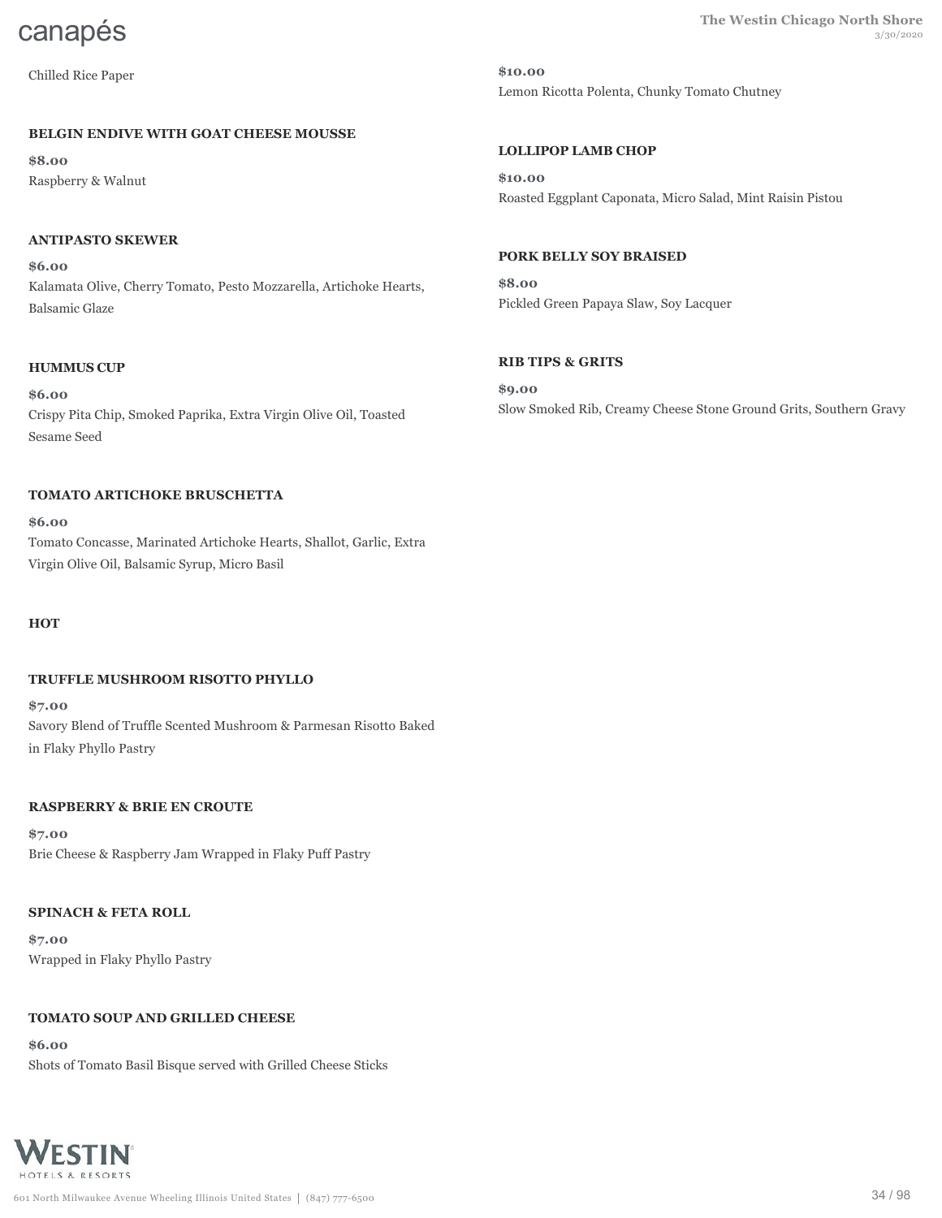# canapés

Chilled Rice Paper

**BELGIN ENDIVE WITH GOAT CHEESE MOUSSE**

**$8.00**

Raspberry & Walnut

**ANTIPASTO SKEWER**

**$6.00**

Kalamata Olive, Cherry Tomato, Pesto Mozzarella, Artichoke Hearts, Balsamic Glaze

**HUMMUS CUP**

**$6.00**

Crispy Pita Chip, Smoked Paprika, Extra Virgin Olive Oil, Toasted Sesame Seed

**TOMATO ARTICHOKE BRUSCHETTA**

**$6.00**

Tomato Concasse, Marinated Artichoke Hearts, Shallot, Garlic, Extra Virgin Olive Oil, Balsamic Syrup, Micro Basil

**HOT**

**TRUFFLE MUSHROOM RISOTTO PHYLLO**

**$7.00**

Savory Blend of Truffle Scented Mushroom & Parmesan Risotto Baked in Flaky Phyllo Pastry

**RASPBERRY & BRIE EN CROUTE**

**$7.00**

Brie Cheese & Raspberry Jam Wrapped in Flaky Puff Pastry

**SPINACH & FETA ROLL**

**$7.00**

Wrapped in Flaky Phyllo Pastry

**TOMATO SOUP AND GRILLED CHEESE**

**$6.00**

Shots of Tomato Basil Bisque served with Grilled Cheese Sticks

**$10.00**

Lemon Ricotta Polenta, Chunky Tomato Chutney

**LOLLIPOP LAMB CHOP**

**$10.00**

Roasted Eggplant Caponata, Micro Salad, Mint Raisin Pistou

**PORK BELLY SOY BRAISED**

**$8.00**

Pickled Green Papaya Slaw, Soy Lacquer

**RIB TIPS & GRITS**

**$9.00**

Slow Smoked Rib, Creamy Cheese Stone Ground Grits, Southern Gravy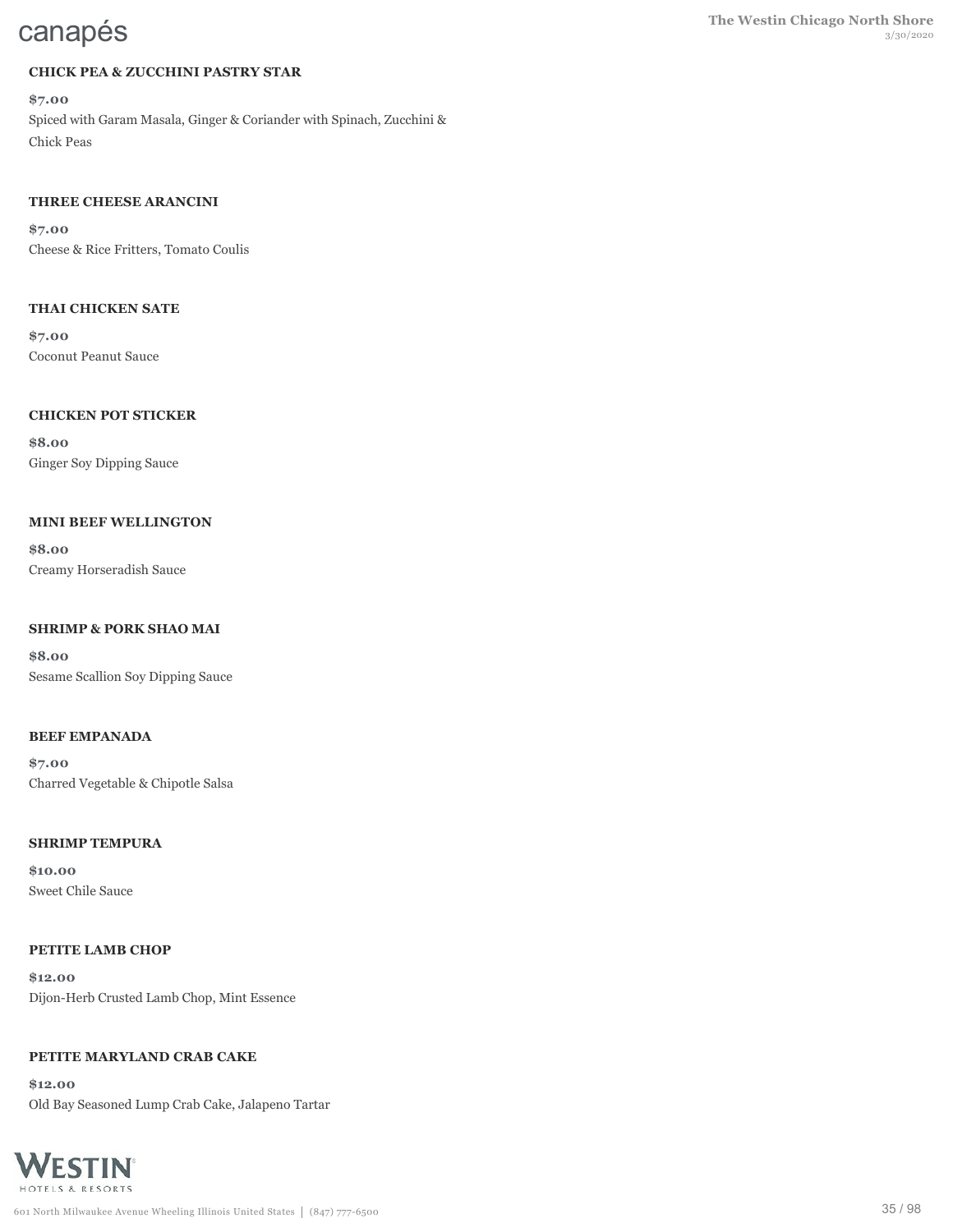# canapés

### CHICK PEA & ZUCCHINI PASTRY STAR

**$7.00**

Spiced with Garam Masala, Ginger & Coriander with Spinach, Zucchini & Chick Peas

### THREE CHEESE ARANCINI

**$7.00**

Cheese & Rice Fritters, Tomato Coulis

### THAI CHICKEN SATE

**$7.00**

Coconut Peanut Sauce

### CHICKEN POT STICKER

**$8.00**

Ginger Soy Dipping Sauce

### MINI BEEF WELLINGTON

**$8.00**

Creamy Horseradish Sauce

### SHRIMP & PORK SHAO MAI

**$8.00**

Sesame Scallion Soy Dipping Sauce

### BEEF EMPANADA

**$7.00**

Charred Vegetable & Chipotle Salsa

### SHRIMP TEMPURA

**$10.00**

Sweet Chile Sauce

### PETITE LAMB CHOP

**$12.00**

Dijon-Herb Crusted Lamb Chop, Mint Essence

### PETITE MARYLAND CRAB CAKE

**$12.00**

Old Bay Seasoned Lump Crab Cake, Jalapeno Tartar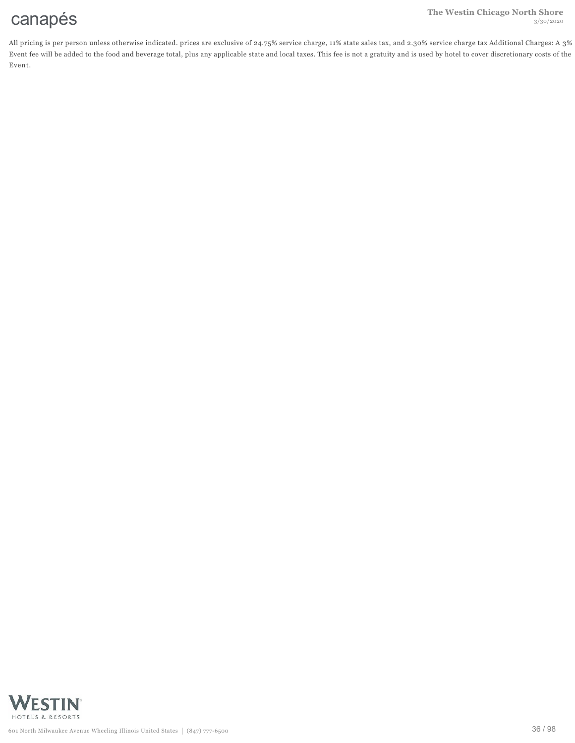# canapés

All pricing is per person unless otherwise indicated. prices are exclusive of 24.75% service charge, 11% state sales tax, and 2.30% service charge tax Additional Charges: A 3% Event fee will be added to the food and beverage total, plus any applicable state and local taxes. This fee is not a gratuity and is used by hotel to cover discretionary costs of the Event.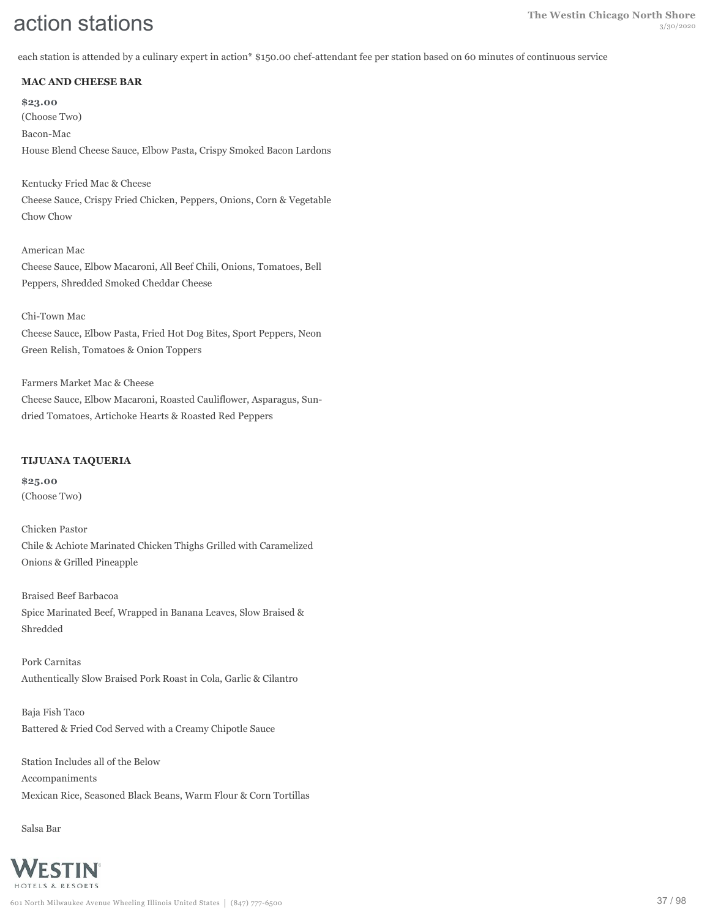# action stations

each station is attended by a culinary expert in action* $150.00 chef-attendant fee per station based on 60 minutes of continuous service

### MAC AND CHEESE BAR

**$23.00**

(Choose Two)

Bacon-Mac

House Blend Cheese Sauce, Elbow Pasta, Crispy Smoked Bacon Lardons

Kentucky Fried Mac & Cheese

Cheese Sauce, Crispy Fried Chicken, Peppers, Onions, Corn & Vegetable Chow Chow

American Mac

Cheese Sauce, Elbow Macaroni, All Beef Chili, Onions, Tomatoes, Bell Peppers, Shredded Smoked Cheddar Cheese

Chi-Town Mac

Cheese Sauce, Elbow Pasta, Fried Hot Dog Bites, Sport Peppers, Neon Green Relish, Tomatoes & Onion Toppers

Farmers Market Mac & Cheese

Cheese Sauce, Elbow Macaroni, Roasted Cauliflower, Asparagus, Sun-dried Tomatoes, Artichoke Hearts & Roasted Red Peppers

### TIJUANA TAQUERIA

**$25.00**

(Choose Two)

Chicken Pastor

Chile & Achiote Marinated Chicken Thighs Grilled with Caramelized Onions & Grilled Pineapple

Braised Beef Barbacoa

Spice Marinated Beef, Wrapped in Banana Leaves, Slow Braised & Shredded

Pork Carnitas

Authentically Slow Braised Pork Roast in Cola, Garlic & Cilantro

Baja Fish Taco

Battered & Fried Cod Served with a Creamy Chipotle Sauce

Station Includes all of the Below

Accompaniments

Mexican Rice, Seasoned Black Beans, Warm Flour & Corn Tortillas

Salsa Bar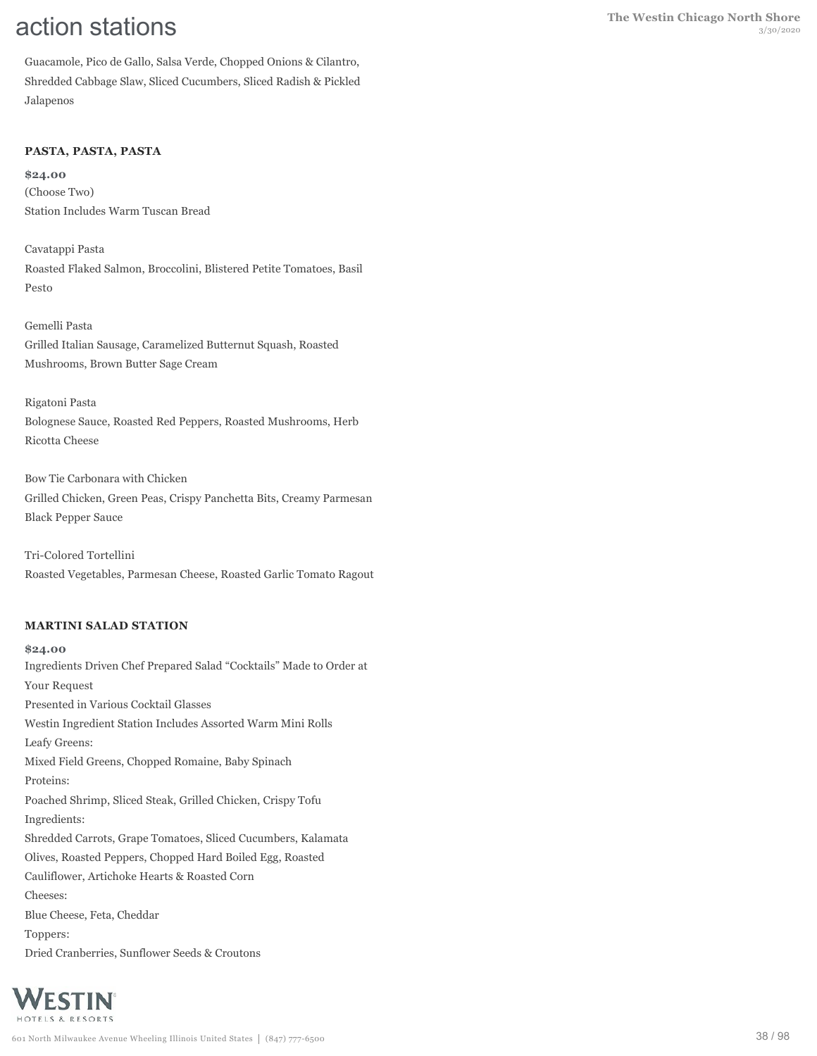# action stations

Guacamole, Pico de Gallo, Salsa Verde, Chopped Onions & Cilantro, Shredded Cabbage Slaw, Sliced Cucumbers, Sliced Radish & Pickled Jalapenos

### PASTA, PASTA, PASTA

**$24.00**

(Choose Two)
Station Includes Warm Tuscan Bread

Cavatappi Pasta
Roasted Flaked Salmon, Broccolini, Blistered Petite Tomatoes, Basil Pesto

Gemelli Pasta
Grilled Italian Sausage, Caramelized Butternut Squash, Roasted Mushrooms, Brown Butter Sage Cream

Rigatoni Pasta
Bolognese Sauce, Roasted Red Peppers, Roasted Mushrooms, Herb Ricotta Cheese

Bow Tie Carbonara with Chicken
Grilled Chicken, Green Peas, Crispy Panchetta Bits, Creamy Parmesan Black Pepper Sauce

Tri-Colored Tortellini
Roasted Vegetables, Parmesan Cheese, Roasted Garlic Tomato Ragout

### MARTINI SALAD STATION

**$24.00**

Ingredients Driven Chef Prepared Salad "Cocktails" Made to Order at Your Request
Presented in Various Cocktail Glasses
Westin Ingredient Station Includes Assorted Warm Mini Rolls
Leafy Greens:
Mixed Field Greens, Chopped Romaine, Baby Spinach
Proteins:
Poached Shrimp, Sliced Steak, Grilled Chicken, Crispy Tofu
Ingredients:
Shredded Carrots, Grape Tomatoes, Sliced Cucumbers, Kalamata Olives, Roasted Peppers, Chopped Hard Boiled Egg, Roasted Cauliflower, Artichoke Hearts & Roasted Corn
Cheeses:
Blue Cheese, Feta, Cheddar
Toppers:
Dried Cranberries, Sunflower Seeds & Croutons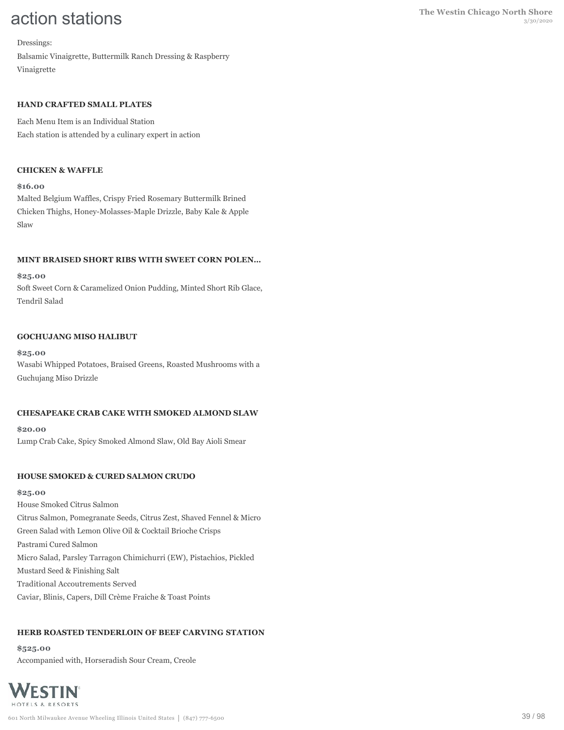# action stations

Dressings:

Balsamic Vinaigrette, Buttermilk Ranch Dressing & Raspberry Vinaigrette

### HAND CRAFTED SMALL PLATES

Each Menu Item is an Individual Station
Each station is attended by a culinary expert in action

### CHICKEN & WAFFLE

**$16.00**

Malted Belgium Waffles, Crispy Fried Rosemary Buttermilk Brined Chicken Thighs, Honey-Molasses-Maple Drizzle, Baby Kale & Apple Slaw

### MINT BRAISED SHORT RIBS WITH SWEET CORN POLEN...

**$25.00**

Soft Sweet Corn & Caramelized Onion Pudding, Minted Short Rib Glace, Tendril Salad

### GOCHUJANG MISO HALIBUT

**$25.00**

Wasabi Whipped Potatoes, Braised Greens, Roasted Mushrooms with a Guchujang Miso Drizzle

### CHESAPEAKE CRAB CAKE WITH SMOKED ALMOND SLAW

**$20.00**

Lump Crab Cake, Spicy Smoked Almond Slaw, Old Bay Aioli Smear

### HOUSE SMOKED & CURED SALMON CRUDO

**$25.00**

House Smoked Citrus Salmon

Citrus Salmon, Pomegranate Seeds, Citrus Zest, Shaved Fennel & Micro Green Salad with Lemon Olive Oil & Cocktail Brioche Crisps

Pastrami Cured Salmon

Micro Salad, Parsley Tarragon Chimichurri (EW), Pistachios, Pickled Mustard Seed & Finishing Salt

Traditional Accoutrements Served

Caviar, Blinis, Capers, Dill Crème Fraiche & Toast Points

### HERB ROASTED TENDERLOIN OF BEEF CARVING STATION

**$525.00**

Accompanied with, Horseradish Sour Cream, Creole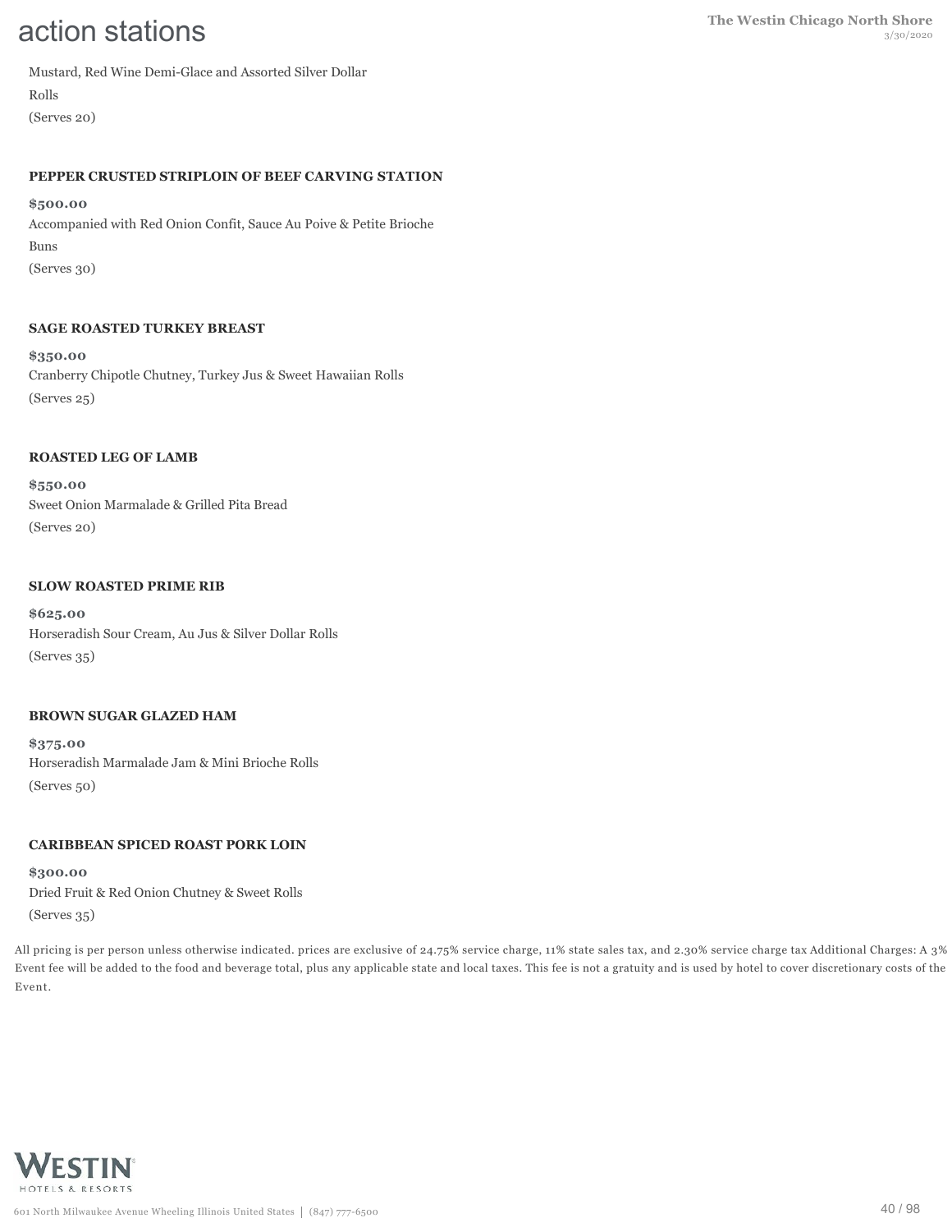# action stations

Mustard, Red Wine Demi-Glace and Assorted Silver Dollar Rolls
(Serves 20)

**PEPPER CRUSTED STRIPLOIN OF BEEF CARVING STATION**

**$500.00**

Accompanied with Red Onion Confit, Sauce Au Poive & Petite Brioche Buns
(Serves 30)

**SAGE ROASTED TURKEY BREAST**

**$350.00**

Cranberry Chipotle Chutney, Turkey Jus & Sweet Hawaiian Rolls
(Serves 25)

**ROASTED LEG OF LAMB**

**$550.00**

Sweet Onion Marmalade & Grilled Pita Bread
(Serves 20)

**SLOW ROASTED PRIME RIB**

**$625.00**

Horseradish Sour Cream, Au Jus & Silver Dollar Rolls
(Serves 35)

**BROWN SUGAR GLAZED HAM**

**$375.00**

Horseradish Marmalade Jam & Mini Brioche Rolls
(Serves 50)

**CARIBBEAN SPICED ROAST PORK LOIN**

**$300.00**

Dried Fruit & Red Onion Chutney & Sweet Rolls
(Serves 35)

All pricing is per person unless otherwise indicated. prices are exclusive of 24.75% service charge, 11% state sales tax, and 2.30% service charge tax Additional Charges: A 3% Event fee will be added to the food and beverage total, plus any applicable state and local taxes. This fee is not a gratuity and is used by hotel to cover discretionary costs of the Event.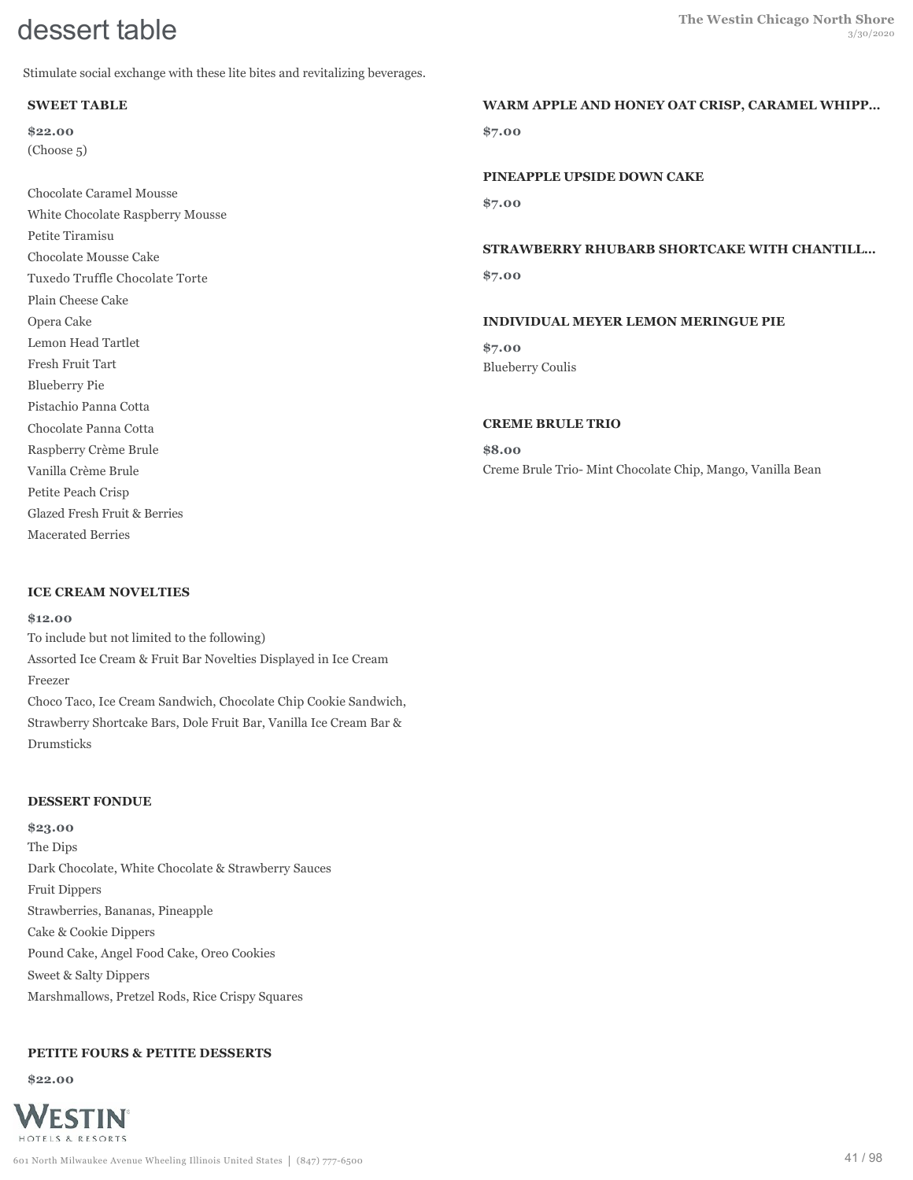# dessert table

Stimulate social exchange with these lite bites and revitalizing beverages.

### SWEET TABLE

**$22.00**
(Choose 5)

Chocolate Caramel Mousse
White Chocolate Raspberry Mousse
Petite Tiramisu
Chocolate Mousse Cake
Tuxedo Truffle Chocolate Torte
Plain Cheese Cake
Opera Cake
Lemon Head Tartlet
Fresh Fruit Tart
Blueberry Pie
Pistachio Panna Cotta
Chocolate Panna Cotta
Raspberry Crème Brule
Vanilla Crème Brule
Petite Peach Crisp
Glazed Fresh Fruit & Berries
Macerated Berries

### ICE CREAM NOVELTIES

**$12.00**
To include but not limited to the following)
Assorted Ice Cream & Fruit Bar Novelties Displayed in Ice Cream Freezer
Choco Taco, Ice Cream Sandwich, Chocolate Chip Cookie Sandwich, Strawberry Shortcake Bars, Dole Fruit Bar, Vanilla Ice Cream Bar & Drumsticks

### DESSERT FONDUE

**$23.00**
The Dips
Dark Chocolate, White Chocolate & Strawberry Sauces
Fruit Dippers
Strawberries, Bananas, Pineapple
Cake & Cookie Dippers
Pound Cake, Angel Food Cake, Oreo Cookies
Sweet & Salty Dippers
Marshmallows, Pretzel Rods, Rice Crispy Squares

### PETITE FOURS & PETITE DESSERTS

**$22.00**

### WARM APPLE AND HONEY OAT CRISP, CARAMEL WHIPP...

**$7.00**

### PINEAPPLE UPSIDE DOWN CAKE

**$7.00**

### STRAWBERRY RHUBARB SHORTCAKE WITH CHANTILL...

**$7.00**

### INDIVIDUAL MEYER LEMON MERINGUE PIE

**$7.00**
Blueberry Coulis

### CREME BRULE TRIO

**$8.00**
Creme Brule Trio- Mint Chocolate Chip, Mango, Vanilla Bean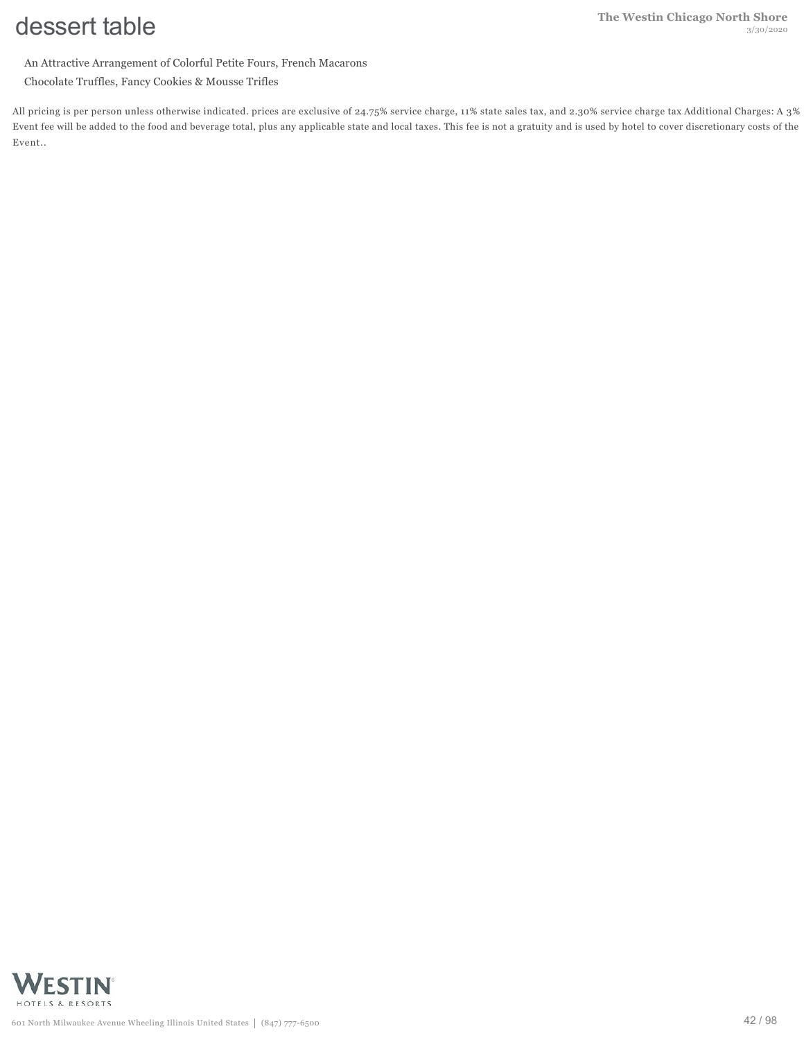# dessert table

An Attractive Arrangement of Colorful Petite Fours, French Macarons

Chocolate Truffles, Fancy Cookies & Mousse Trifles

All pricing is per person unless otherwise indicated. prices are exclusive of 24.75% service charge, 11% state sales tax, and 2.30% service charge tax Additional Charges: A 3% Event fee will be added to the food and beverage total, plus any applicable state and local taxes. This fee is not a gratuity and is used by hotel to cover discretionary costs of the Event..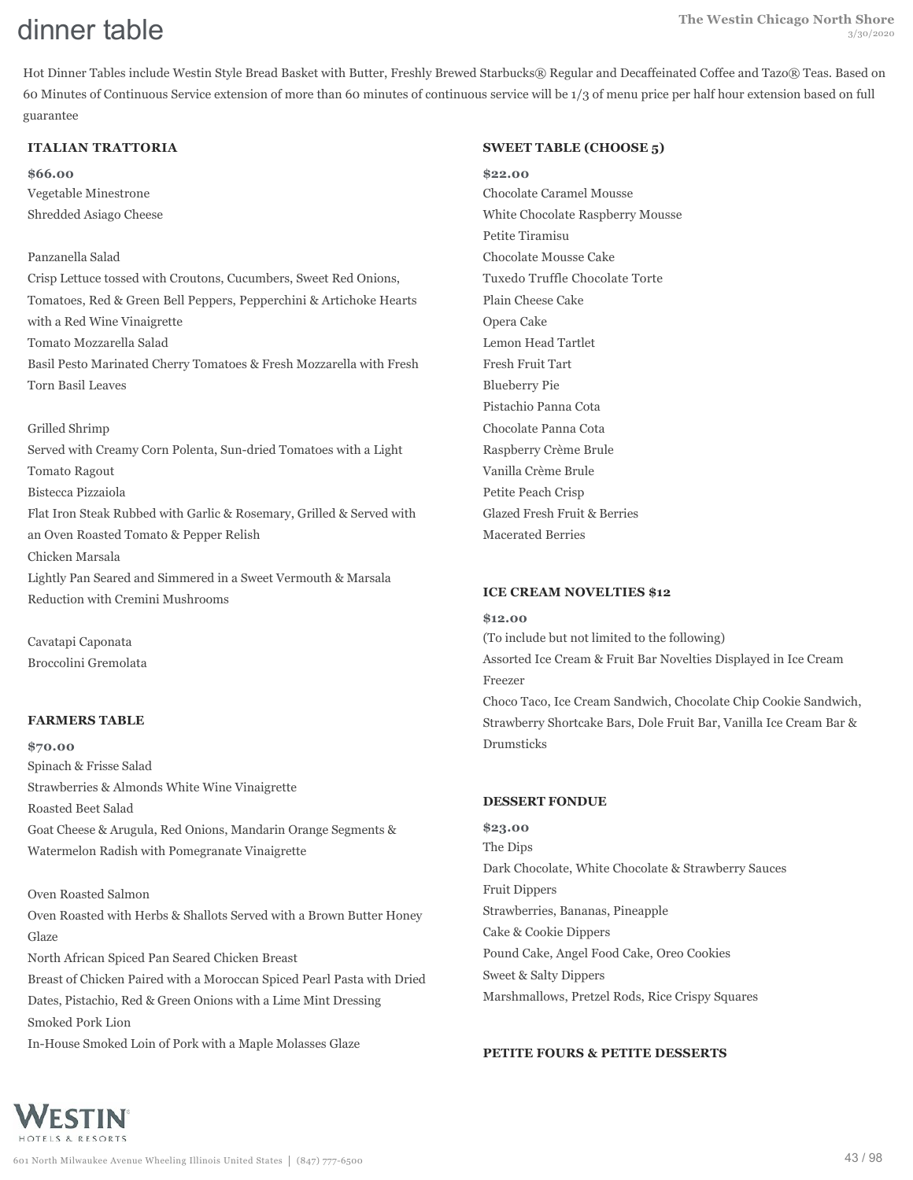# dinner table

Hot Dinner Tables include Westin Style Bread Basket with Butter, Freshly Brewed Starbucks® Regular and Decaffeinated Coffee and Tazo® Teas. Based on 60 Minutes of Continuous Service extension of more than 60 minutes of continuous service will be 1/3 of menu price per half hour extension based on full guarantee

### ITALIAN TRATTORIA

**$66.00**

Vegetable Minestrone
Shredded Asiago Cheese

Panzanella Salad
Crisp Lettuce tossed with Croutons, Cucumbers, Sweet Red Onions, Tomatoes, Red & Green Bell Peppers, Pepperchini & Artichoke Hearts with a Red Wine Vinaigrette
Tomato Mozzarella Salad
Basil Pesto Marinated Cherry Tomatoes & Fresh Mozzarella with Fresh Torn Basil Leaves

Grilled Shrimp
Served with Creamy Corn Polenta, Sun-dried Tomatoes with a Light Tomato Ragout
Bistecca Pizzaiola
Flat Iron Steak Rubbed with Garlic & Rosemary, Grilled & Served with an Oven Roasted Tomato & Pepper Relish
Chicken Marsala
Lightly Pan Seared and Simmered in a Sweet Vermouth & Marsala Reduction with Cremini Mushrooms

Cavatapi Caponata
Broccolini Gremolata

### FARMERS TABLE

**$70.00**

Spinach & Frisse Salad
Strawberries & Almonds White Wine Vinaigrette
Roasted Beet Salad
Goat Cheese & Arugula, Red Onions, Mandarin Orange Segments & Watermelon Radish with Pomegranate Vinaigrette

Oven Roasted Salmon
Oven Roasted with Herbs & Shallots Served with a Brown Butter Honey Glaze
North African Spiced Pan Seared Chicken Breast
Breast of Chicken Paired with a Moroccan Spiced Pearl Pasta with Dried Dates, Pistachio, Red & Green Onions with a Lime Mint Dressing
Smoked Pork Lion
In-House Smoked Loin of Pork with a Maple Molasses Glaze

### SWEET TABLE (CHOOSE 5)

**$22.00**

Chocolate Caramel Mousse
White Chocolate Raspberry Mousse
Petite Tiramisu
Chocolate Mousse Cake
Tuxedo Truffle Chocolate Torte
Plain Cheese Cake
Opera Cake
Lemon Head Tartlet
Fresh Fruit Tart
Blueberry Pie
Pistachio Panna Cota
Chocolate Panna Cota
Raspberry Crème Brule
Vanilla Crème Brule
Petite Peach Crisp
Glazed Fresh Fruit & Berries
Macerated Berries

### ICE CREAM NOVELTIES $12

**$12.00**

(To include but not limited to the following)
Assorted Ice Cream & Fruit Bar Novelties Displayed in Ice Cream Freezer
Choco Taco, Ice Cream Sandwich, Chocolate Chip Cookie Sandwich, Strawberry Shortcake Bars, Dole Fruit Bar, Vanilla Ice Cream Bar & Drumsticks

### DESSERT FONDUE

**$23.00**

The Dips
Dark Chocolate, White Chocolate & Strawberry Sauces
Fruit Dippers
Strawberries, Bananas, Pineapple
Cake & Cookie Dippers
Pound Cake, Angel Food Cake, Oreo Cookies
Sweet & Salty Dippers
Marshmallows, Pretzel Rods, Rice Crispy Squares

### PETITE FOURS & PETITE DESSERTS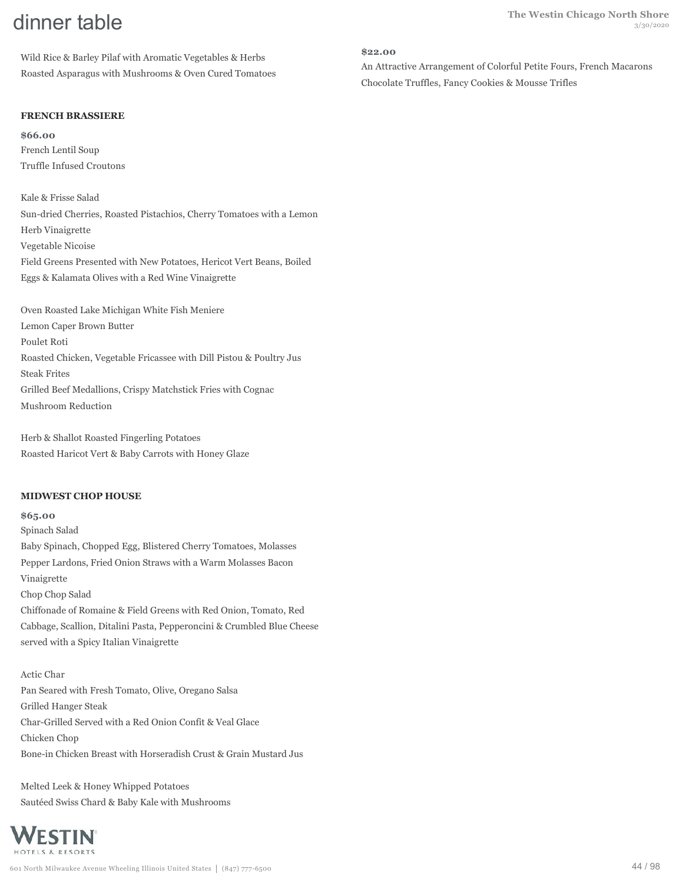# dinner table

Wild Rice & Barley Pilaf with Aromatic Vegetables & Herbs
Roasted Asparagus with Mushrooms & Oven Cured Tomatoes

**FRENCH BRASSIERE**

**$66.00**

French Lentil Soup
Truffle Infused Croutons

Kale & Frisse Salad
Sun-dried Cherries, Roasted Pistachios, Cherry Tomatoes with a Lemon Herb Vinaigrette
Vegetable Nicoise
Field Greens Presented with New Potatoes, Hericot Vert Beans, Boiled Eggs & Kalamata Olives with a Red Wine Vinaigrette

Oven Roasted Lake Michigan White Fish Meniere
Lemon Caper Brown Butter
Poulet Roti
Roasted Chicken, Vegetable Fricassee with Dill Pistou & Poultry Jus
Steak Frites
Grilled Beef Medallions, Crispy Matchstick Fries with Cognac Mushroom Reduction

Herb & Shallot Roasted Fingerling Potatoes
Roasted Haricot Vert & Baby Carrots with Honey Glaze

**MIDWEST CHOP HOUSE**

**$65.00**

Spinach Salad
Baby Spinach, Chopped Egg, Blistered Cherry Tomatoes, Molasses Pepper Lardons, Fried Onion Straws with a Warm Molasses Bacon Vinaigrette
Chop Chop Salad
Chiffonade of Romaine & Field Greens with Red Onion, Tomato, Red Cabbage, Scallion, Ditalini Pasta, Pepperoncini & Crumbled Blue Cheese served with a Spicy Italian Vinaigrette

Actic Char
Pan Seared with Fresh Tomato, Olive, Oregano Salsa
Grilled Hanger Steak
Char-Grilled Served with a Red Onion Confit & Veal Glace
Chicken Chop
Bone-in Chicken Breast with Horseradish Crust & Grain Mustard Jus

Melted Leek & Honey Whipped Potatoes
Sautéed Swiss Chard & Baby Kale with Mushrooms

**$22.00**

An Attractive Arrangement of Colorful Petite Fours, French Macarons
Chocolate Truffles, Fancy Cookies & Mousse Trifles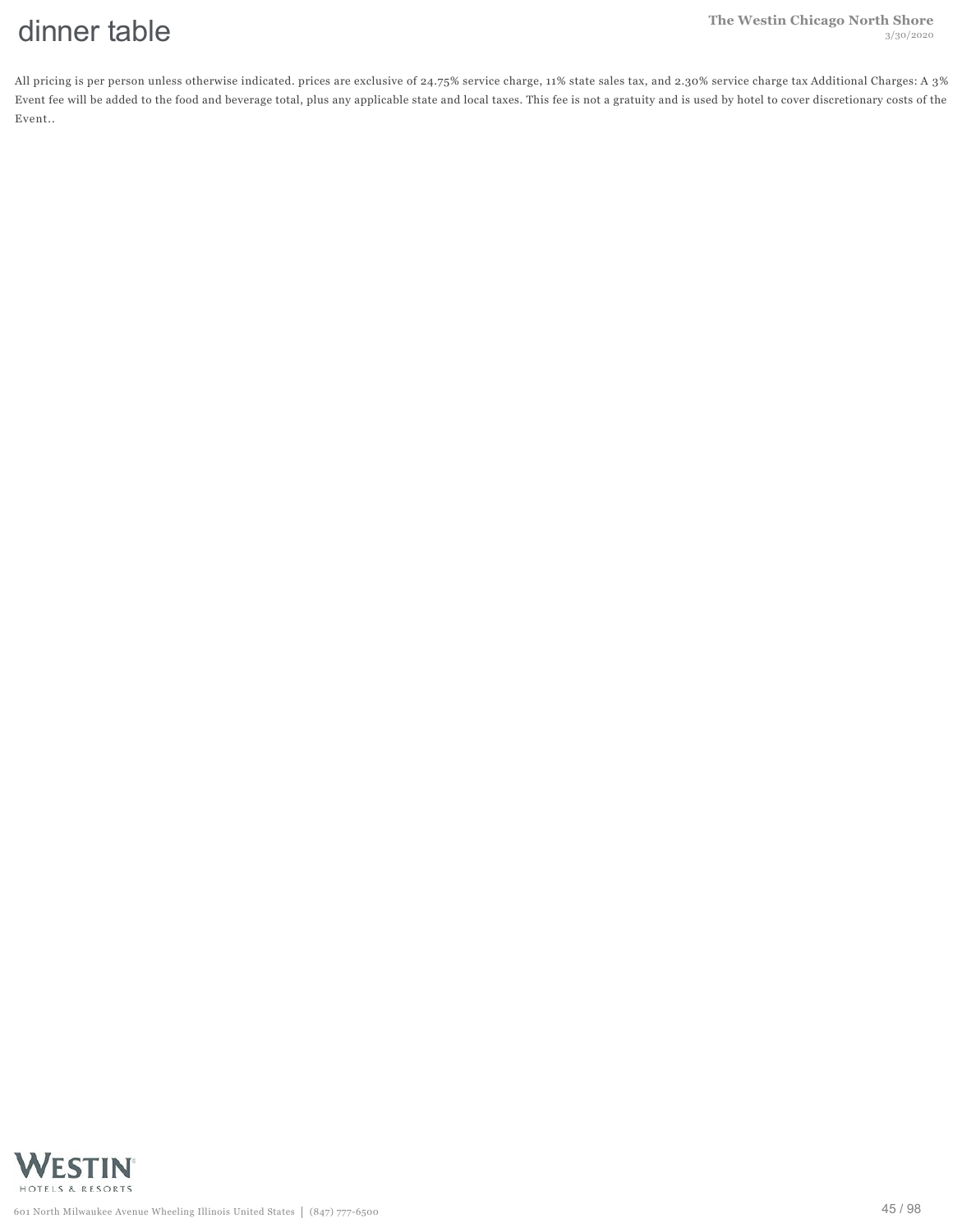# dinner table

All pricing is per person unless otherwise indicated. prices are exclusive of 24.75% service charge, 11% state sales tax, and 2.30% service charge tax Additional Charges: A 3% Event fee will be added to the food and beverage total, plus any applicable state and local taxes. This fee is not a gratuity and is used by hotel to cover discretionary costs of the Event..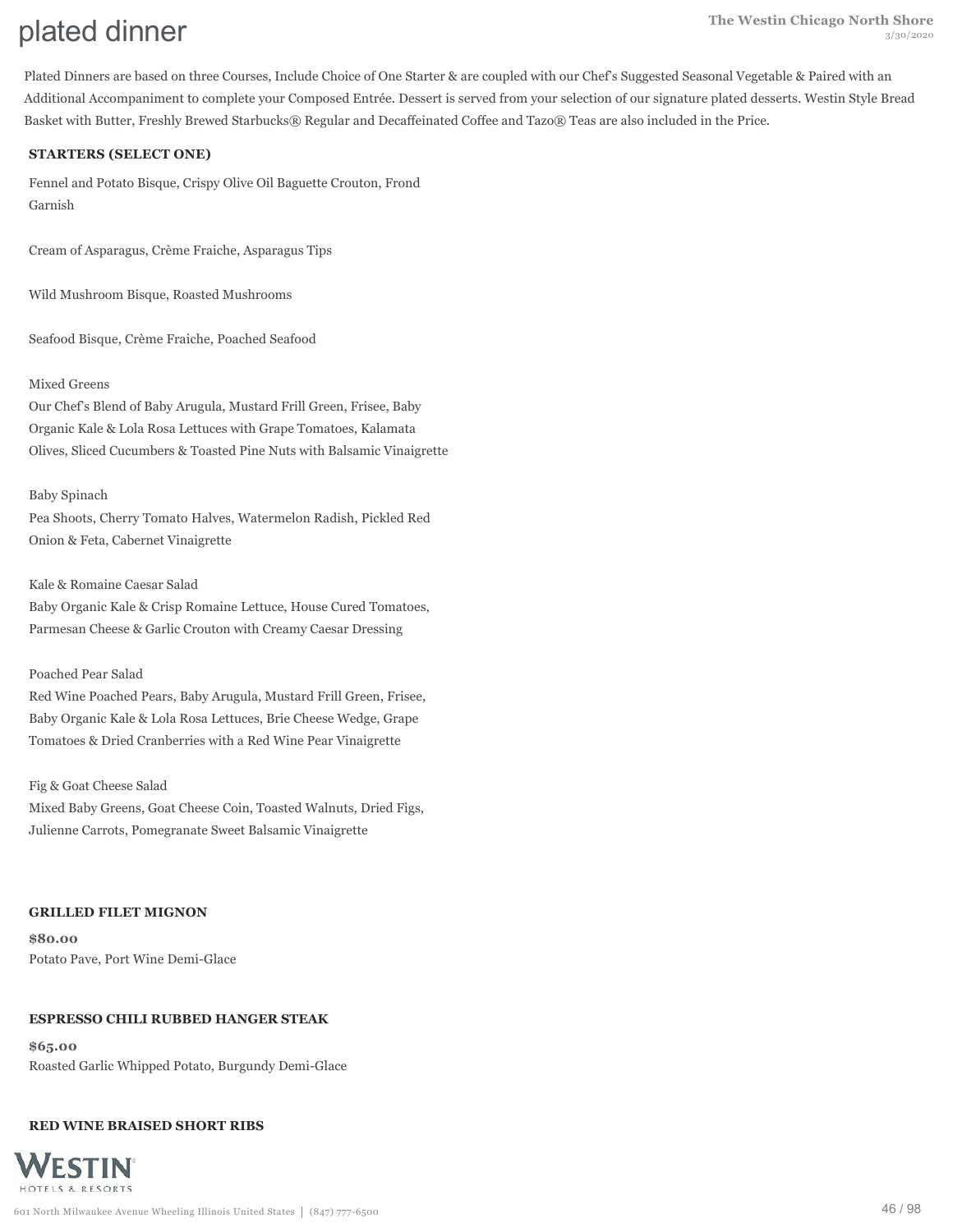# plated dinner

Plated Dinners are based on three Courses, Include Choice of One Starter & are coupled with our Chef's Suggested Seasonal Vegetable & Paired with an Additional Accompaniment to complete your Composed Entrée. Dessert is served from your selection of our signature plated desserts. Westin Style Bread Basket with Butter, Freshly Brewed Starbucks® Regular and Decaffeinated Coffee and Tazo® Teas are also included in the Price.

**STARTERS (SELECT ONE)**

Fennel and Potato Bisque, Crispy Olive Oil Baguette Crouton, Frond Garnish

Cream of Asparagus, Crème Fraiche, Asparagus Tips

Wild Mushroom Bisque, Roasted Mushrooms

Seafood Bisque, Crème Fraiche, Poached Seafood

Mixed Greens
Our Chef's Blend of Baby Arugula, Mustard Frill Green, Frisee, Baby Organic Kale & Lola Rosa Lettuces with Grape Tomatoes, Kalamata Olives, Sliced Cucumbers & Toasted Pine Nuts with Balsamic Vinaigrette

Baby Spinach
Pea Shoots, Cherry Tomato Halves, Watermelon Radish, Pickled Red Onion & Feta, Cabernet Vinaigrette

Kale & Romaine Caesar Salad
Baby Organic Kale & Crisp Romaine Lettuce, House Cured Tomatoes, Parmesan Cheese & Garlic Crouton with Creamy Caesar Dressing

Poached Pear Salad
Red Wine Poached Pears, Baby Arugula, Mustard Frill Green, Frisee, Baby Organic Kale & Lola Rosa Lettuces, Brie Cheese Wedge, Grape Tomatoes & Dried Cranberries with a Red Wine Pear Vinaigrette

Fig & Goat Cheese Salad
Mixed Baby Greens, Goat Cheese Coin, Toasted Walnuts, Dried Figs, Julienne Carrots, Pomegranate Sweet Balsamic Vinaigrette

**GRILLED FILET MIGNON**

**$80.00**
Potato Pave, Port Wine Demi-Glace

**ESPRESSO CHILI RUBBED HANGER STEAK**

**$65.00**
Roasted Garlic Whipped Potato, Burgundy Demi-Glace

**RED WINE BRAISED SHORT RIBS**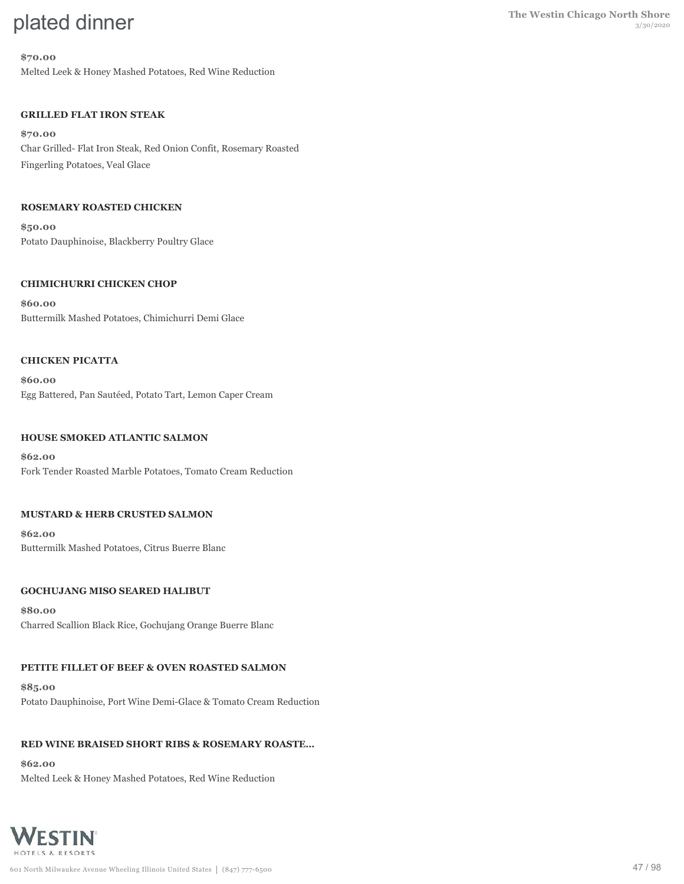**$70.00**

Melted Leek & Honey Mashed Potatoes, Red Wine Reduction

### GRILLED FLAT IRON STEAK

**$70.00**

Char Grilled- Flat Iron Steak, Red Onion Confit, Rosemary Roasted Fingerling Potatoes, Veal Glace

### ROSEMARY ROASTED CHICKEN

**$50.00**

Potato Dauphinoise, Blackberry Poultry Glace

### CHIMICHURRI CHICKEN CHOP

**$60.00**

Buttermilk Mashed Potatoes, Chimichurri Demi Glace

### CHICKEN PICATTA

**$60.00**

Egg Battered, Pan Sautéed, Potato Tart, Lemon Caper Cream

### HOUSE SMOKED ATLANTIC SALMON

**$62.00**

Fork Tender Roasted Marble Potatoes, Tomato Cream Reduction

### MUSTARD & HERB CRUSTED SALMON

**$62.00**

Buttermilk Mashed Potatoes, Citrus Buerre Blanc

### GOCHUJANG MISO SEARED HALIBUT

**$80.00**

Charred Scallion Black Rice, Gochujang Orange Buerre Blanc

### PETITE FILLET OF BEEF & OVEN ROASTED SALMON

**$85.00**

Potato Dauphinoise, Port Wine Demi-Glace & Tomato Cream Reduction

### RED WINE BRAISED SHORT RIBS & ROSEMARY ROASTE...

**$62.00**

Melted Leek & Honey Mashed Potatoes, Red Wine Reduction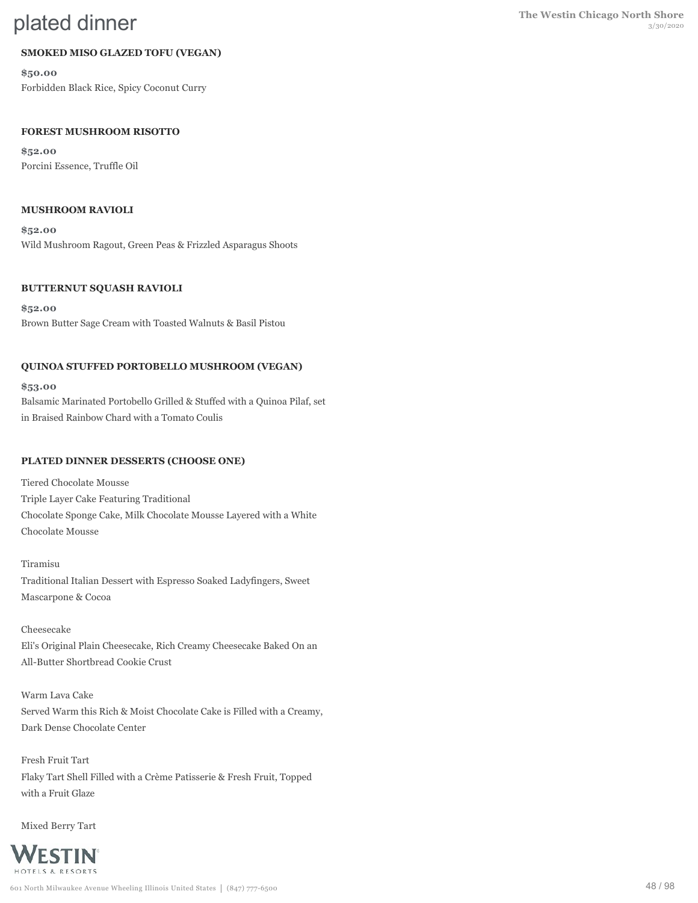# plated dinner

### SMOKED MISO GLAZED TOFU (VEGAN)

**$50.00**

Forbidden Black Rice, Spicy Coconut Curry

### FOREST MUSHROOM RISOTTO

**$52.00**

Porcini Essence, Truffle Oil

### MUSHROOM RAVIOLI

**$52.00**

Wild Mushroom Ragout, Green Peas & Frizzled Asparagus Shoots

### BUTTERNUT SQUASH RAVIOLI

**$52.00**

Brown Butter Sage Cream with Toasted Walnuts & Basil Pistou

### QUINOA STUFFED PORTOBELLO MUSHROOM (VEGAN)

**$53.00**

Balsamic Marinated Portobello Grilled & Stuffed with a Quinoa Pilaf, set in Braised Rainbow Chard with a Tomato Coulis

### PLATED DINNER DESSERTS (CHOOSE ONE)

Tiered Chocolate Mousse
Triple Layer Cake Featuring Traditional
Chocolate Sponge Cake, Milk Chocolate Mousse Layered with a White Chocolate Mousse

Tiramisu
Traditional Italian Dessert with Espresso Soaked Ladyfingers, Sweet Mascarpone & Cocoa

Cheesecake
Eli's Original Plain Cheesecake, Rich Creamy Cheesecake Baked On an All-Butter Shortbread Cookie Crust

Warm Lava Cake
Served Warm this Rich & Moist Chocolate Cake is Filled with a Creamy, Dark Dense Chocolate Center

Fresh Fruit Tart
Flaky Tart Shell Filled with a Crème Patisserie & Fresh Fruit, Topped with a Fruit Glaze

Mixed Berry Tart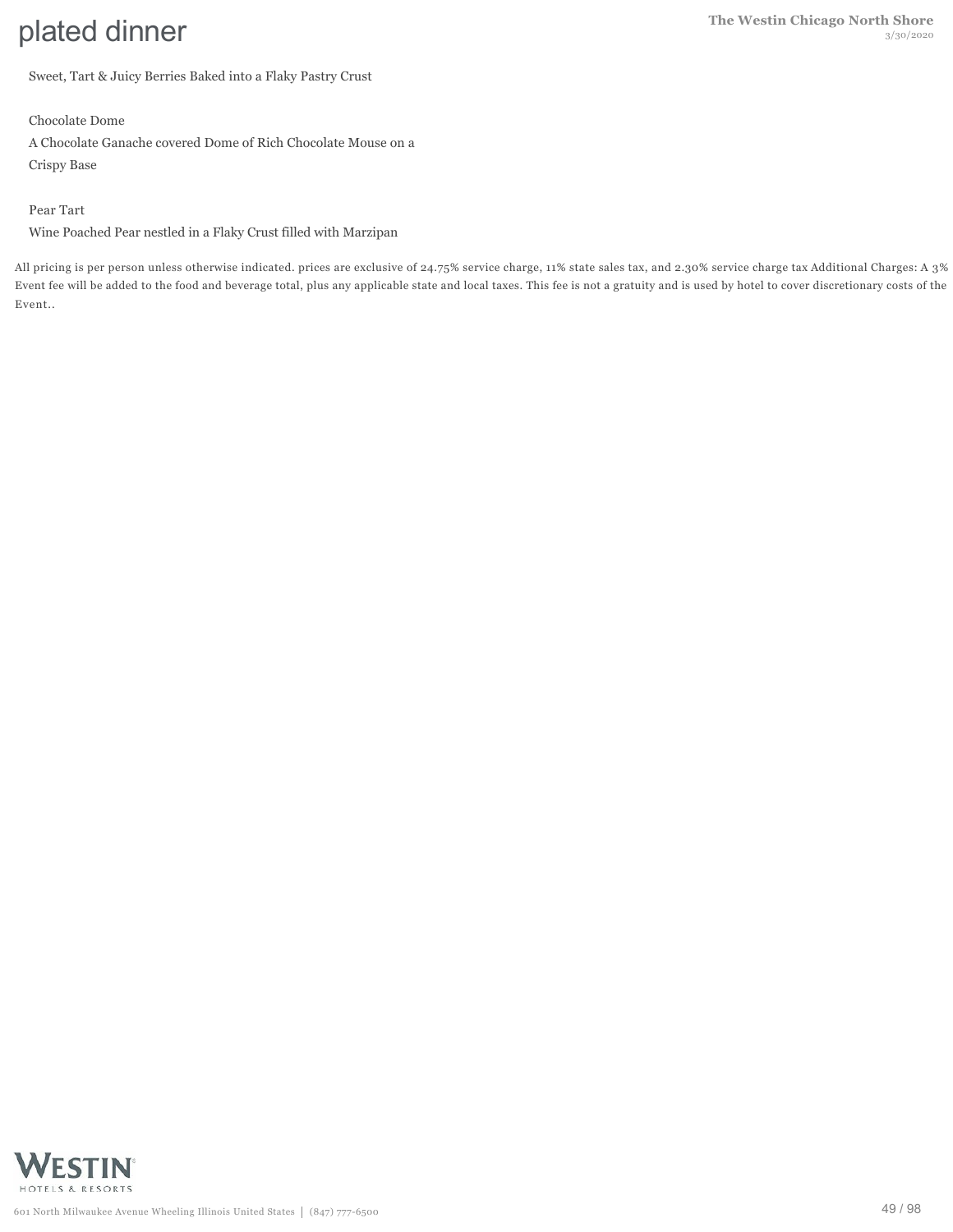Sweet, Tart & Juicy Berries Baked into a Flaky Pastry Crust

Chocolate Dome

A Chocolate Ganache covered Dome of Rich Chocolate Mouse on a Crispy Base

Pear Tart

Wine Poached Pear nestled in a Flaky Crust filled with Marzipan

All pricing is per person unless otherwise indicated. prices are exclusive of 24.75% service charge, 11% state sales tax, and 2.30% service charge tax Additional Charges: A 3% Event fee will be added to the food and beverage total, plus any applicable state and local taxes. This fee is not a gratuity and is used by hotel to cover discretionary costs of the Event..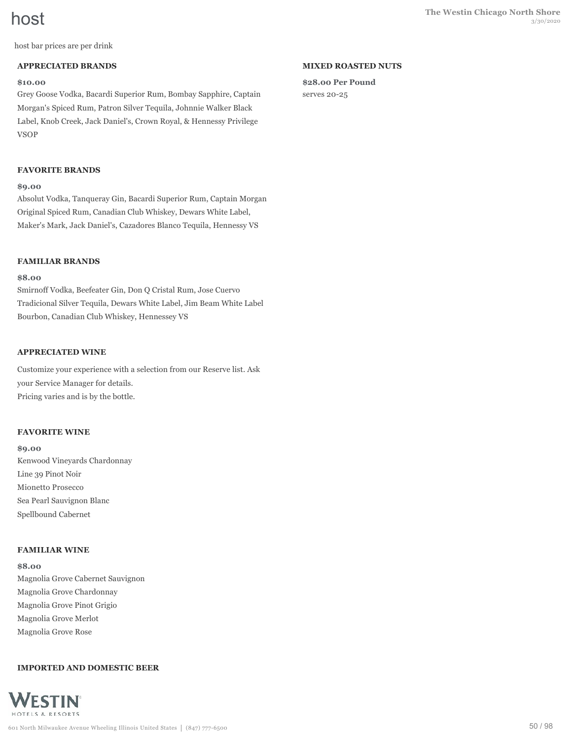# host

host bar prices are per drink

### APPRECIATED BRANDS

**$10.00**

Grey Goose Vodka, Bacardi Superior Rum, Bombay Sapphire, Captain Morgan's Spiced Rum, Patron Silver Tequila, Johnnie Walker Black Label, Knob Creek, Jack Daniel's, Crown Royal, & Hennessy Privilege VSOP

### FAVORITE BRANDS

**$9.00**

Absolut Vodka, Tanqueray Gin, Bacardi Superior Rum, Captain Morgan Original Spiced Rum, Canadian Club Whiskey, Dewars White Label, Maker's Mark, Jack Daniel's, Cazadores Blanco Tequila, Hennessy VS

### FAMILIAR BRANDS

**$8.00**

Smirnoff Vodka, Beefeater Gin, Don Q Cristal Rum, Jose Cuervo Tradicional Silver Tequila, Dewars White Label, Jim Beam White Label Bourbon, Canadian Club Whiskey, Hennessey VS

### APPRECIATED WINE

Customize your experience with a selection from our Reserve list. Ask your Service Manager for details.
Pricing varies and is by the bottle.

### FAVORITE WINE

**$9.00**

Kenwood Vineyards Chardonnay
Line 39 Pinot Noir
Mionetto Prosecco
Sea Pearl Sauvignon Blanc
Spellbound Cabernet

### FAMILIAR WINE

**$8.00**

Magnolia Grove Cabernet Sauvignon
Magnolia Grove Chardonnay
Magnolia Grove Pinot Grigio
Magnolia Grove Merlot
Magnolia Grove Rose

### IMPORTED AND DOMESTIC BEER

### MIXED ROASTED NUTS

**$28.00 Per Pound**

serves 20-25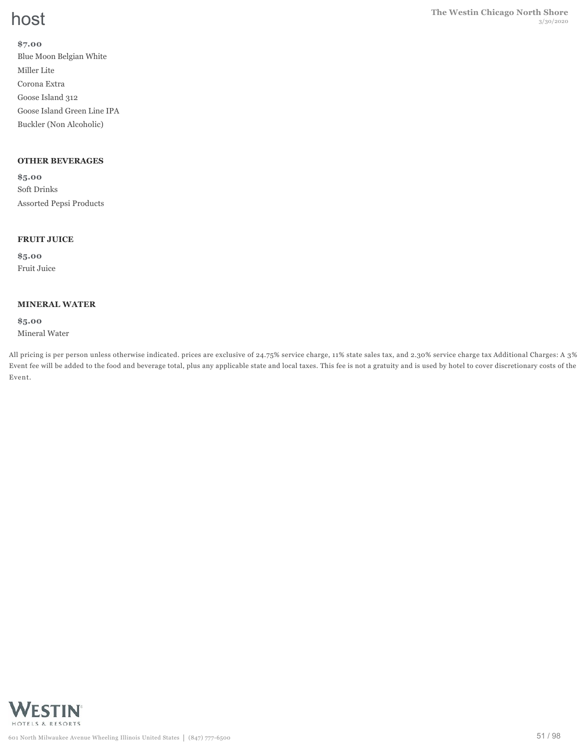**$7.00**

Blue Moon Belgian White

Miller Lite

Corona Extra

Goose Island 312

Goose Island Green Line IPA

Buckler (Non Alcoholic)

**OTHER BEVERAGES**

**$5.00**

Soft Drinks

Assorted Pepsi Products

**FRUIT JUICE**

**$5.00**

Fruit Juice

**MINERAL WATER**

**$5.00**

Mineral Water

All pricing is per person unless otherwise indicated. prices are exclusive of 24.75% service charge, 11% state sales tax, and 2.30% service charge tax Additional Charges: A 3% Event fee will be added to the food and beverage total, plus any applicable state and local taxes. This fee is not a gratuity and is used by hotel to cover discretionary costs of the Event.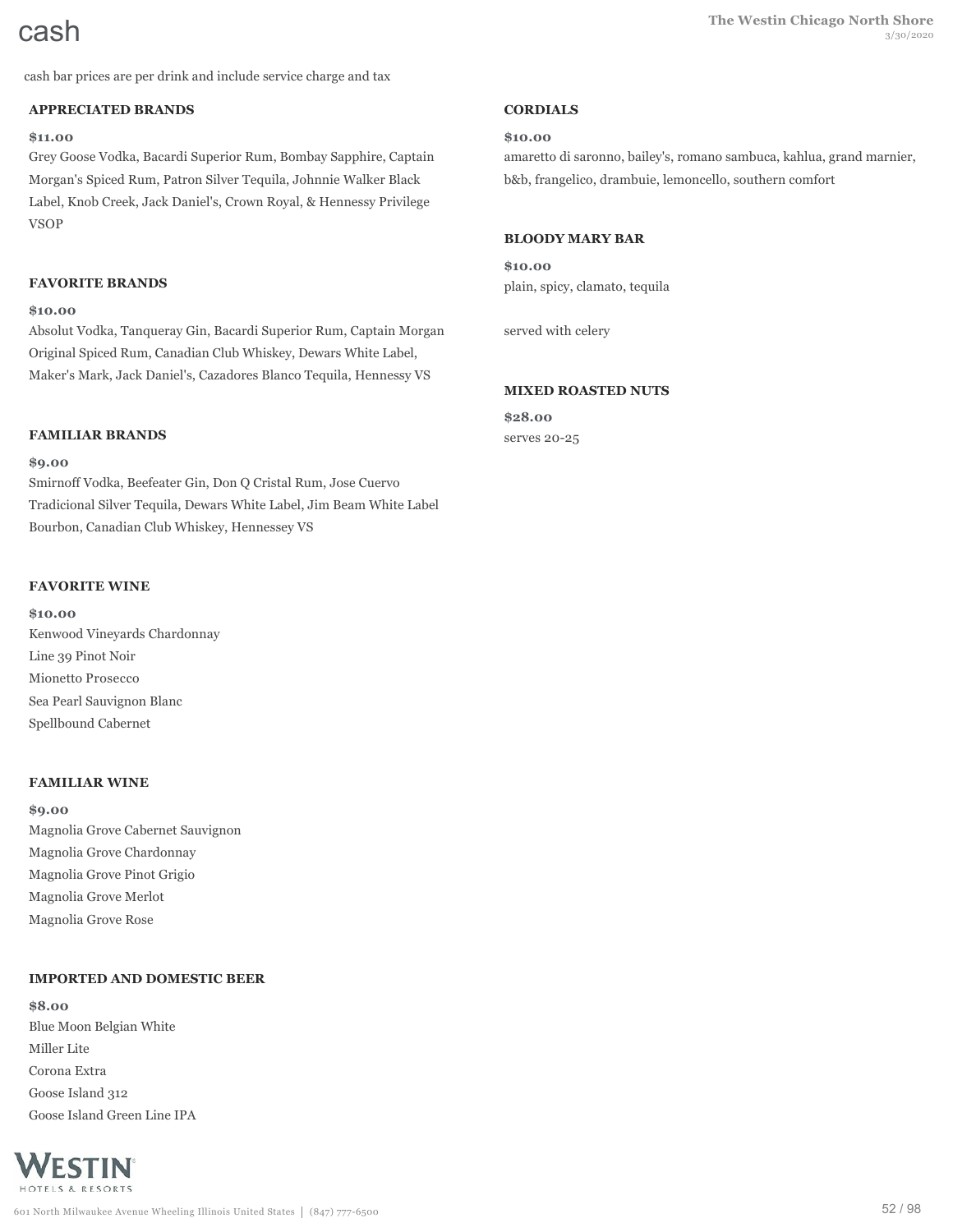# cash

cash bar prices are per drink and include service charge and tax

### APPRECIATED BRANDS

**$11.00**

Grey Goose Vodka, Bacardi Superior Rum, Bombay Sapphire, Captain Morgan's Spiced Rum, Patron Silver Tequila, Johnnie Walker Black Label, Knob Creek, Jack Daniel's, Crown Royal, & Hennessy Privilege VSOP

### FAVORITE BRANDS

**$10.00**

Absolut Vodka, Tanqueray Gin, Bacardi Superior Rum, Captain Morgan Original Spiced Rum, Canadian Club Whiskey, Dewars White Label, Maker's Mark, Jack Daniel's, Cazadores Blanco Tequila, Hennessy VS

### FAMILIAR BRANDS

**$9.00**

Smirnoff Vodka, Beefeater Gin, Don Q Cristal Rum, Jose Cuervo Tradicional Silver Tequila, Dewars White Label, Jim Beam White Label Bourbon, Canadian Club Whiskey, Hennessey VS

### FAVORITE WINE

**$10.00**

Kenwood Vineyards Chardonnay
Line 39 Pinot Noir
Mionetto Prosecco
Sea Pearl Sauvignon Blanc
Spellbound Cabernet

### FAMILIAR WINE

**$9.00**

Magnolia Grove Cabernet Sauvignon
Magnolia Grove Chardonnay
Magnolia Grove Pinot Grigio
Magnolia Grove Merlot
Magnolia Grove Rose

### IMPORTED AND DOMESTIC BEER

**$8.00**

Blue Moon Belgian White
Miller Lite
Corona Extra
Goose Island 312
Goose Island Green Line IPA

### CORDIALS

**$10.00**

amaretto di saronno, bailey's, romano sambuca, kahlua, grand marnier, b&b, frangelico, drambuie, lemoncello, southern comfort

### BLOODY MARY BAR

**$10.00**

plain, spicy, clamato, tequila

served with celery

### MIXED ROASTED NUTS

**$28.00**

serves 20-25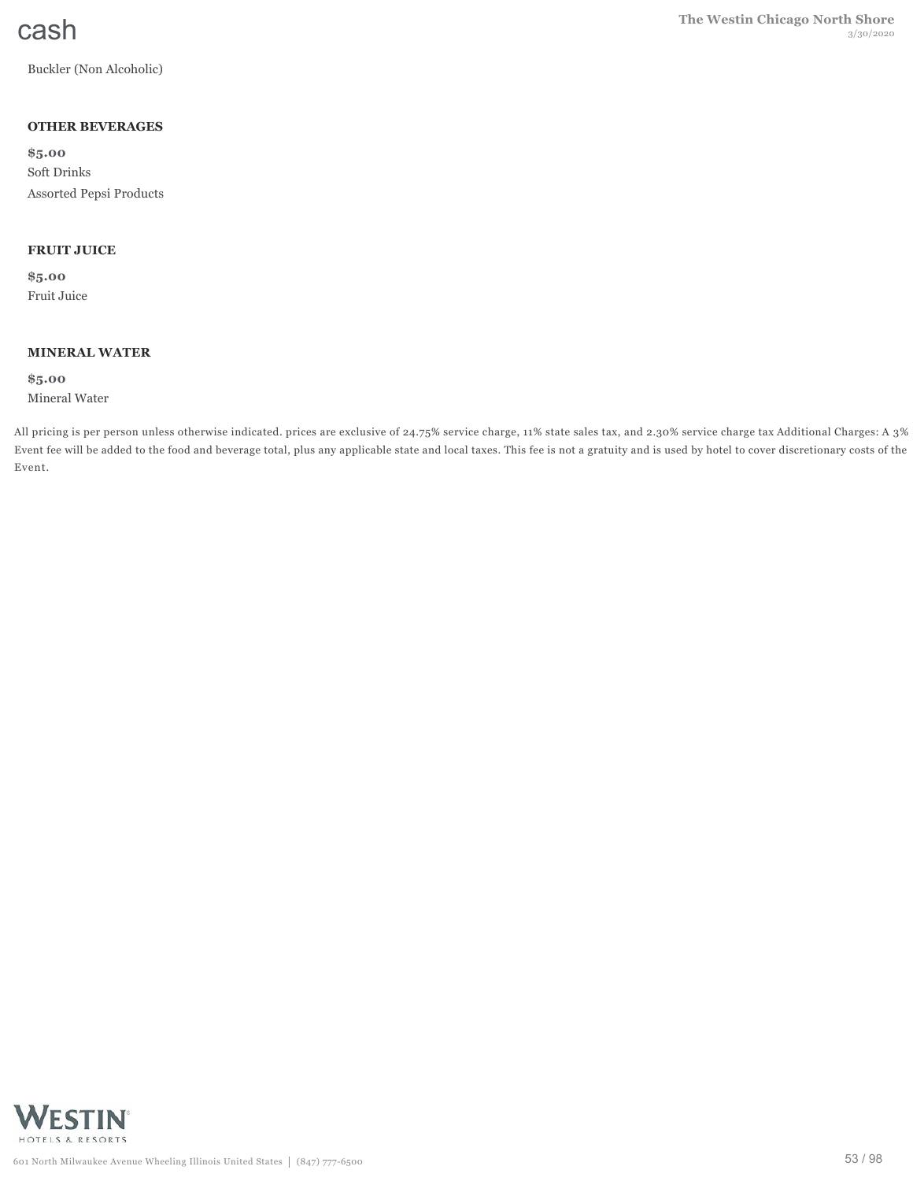Buckler (Non Alcoholic)

### OTHER BEVERAGES

**$5.00**

Soft Drinks

Assorted Pepsi Products

### FRUIT JUICE

**$5.00**

Fruit Juice

### MINERAL WATER

**$5.00**

Mineral Water

All pricing is per person unless otherwise indicated. prices are exclusive of 24.75% service charge, 11% state sales tax, and 2.30% service charge tax Additional Charges: A 3% Event fee will be added to the food and beverage total, plus any applicable state and local taxes. This fee is not a gratuity and is used by hotel to cover discretionary costs of the Event.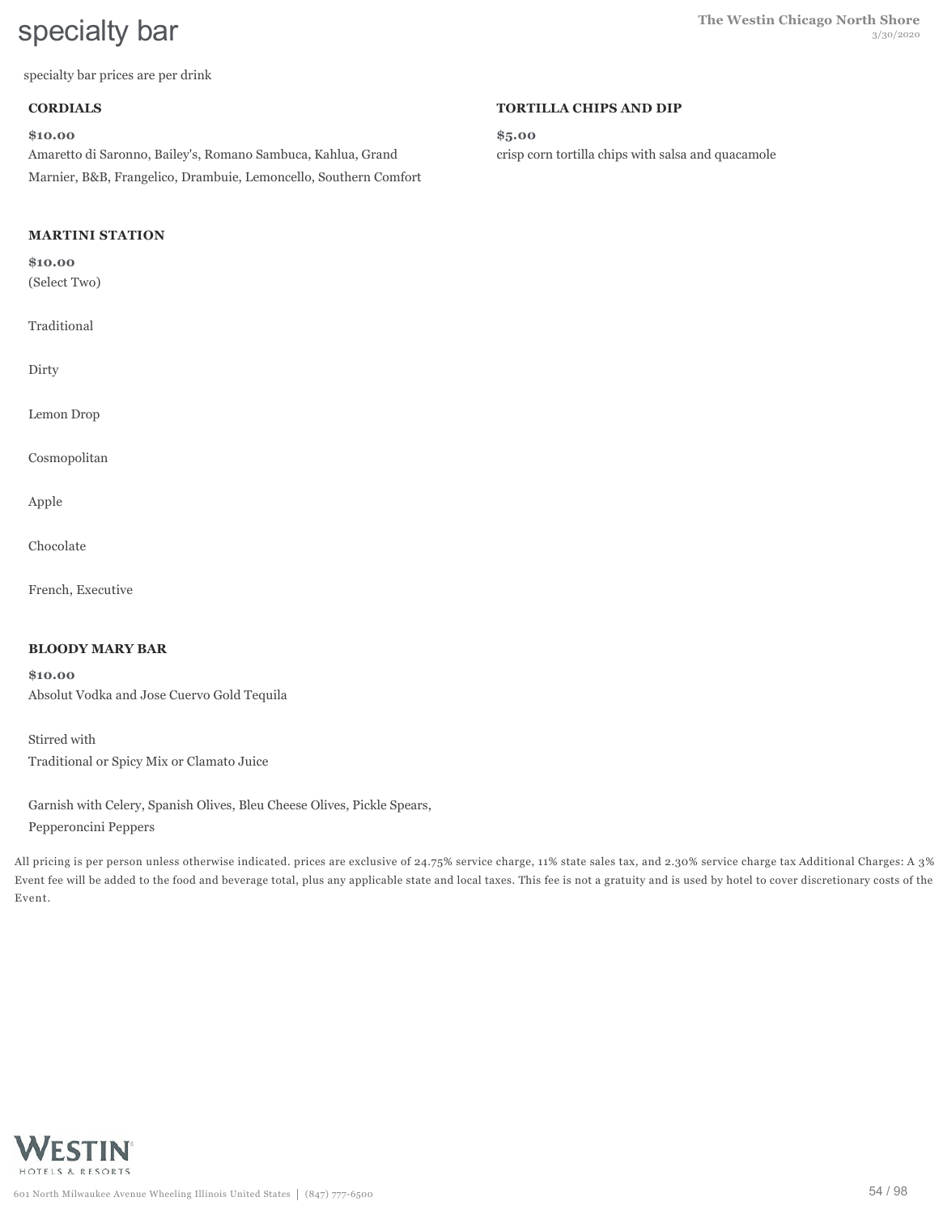# specialty bar

specialty bar prices are per drink

### CORDIALS

**$10.00**

Amaretto di Saronno, Bailey's, Romano Sambuca, Kahlua, Grand Marnier, B&B, Frangelico, Drambuie, Lemoncello, Southern Comfort

### MARTINI STATION

**$10.00**

(Select Two)

Traditional

Dirty

Lemon Drop

Cosmopolitan

Apple

Chocolate

French, Executive

### BLOODY MARY BAR

**$10.00**

Absolut Vodka and Jose Cuervo Gold Tequila

Stirred with
Traditional or Spicy Mix or Clamato Juice

Garnish with Celery, Spanish Olives, Bleu Cheese Olives, Pickle Spears, Pepperoncini Peppers

### TORTILLA CHIPS AND DIP

**$5.00**

crisp corn tortilla chips with salsa and quacamole

All pricing is per person unless otherwise indicated. prices are exclusive of 24.75% service charge, 11% state sales tax, and 2.30% service charge tax Additional Charges: A 3% Event fee will be added to the food and beverage total, plus any applicable state and local taxes. This fee is not a gratuity and is used by hotel to cover discretionary costs of the Event.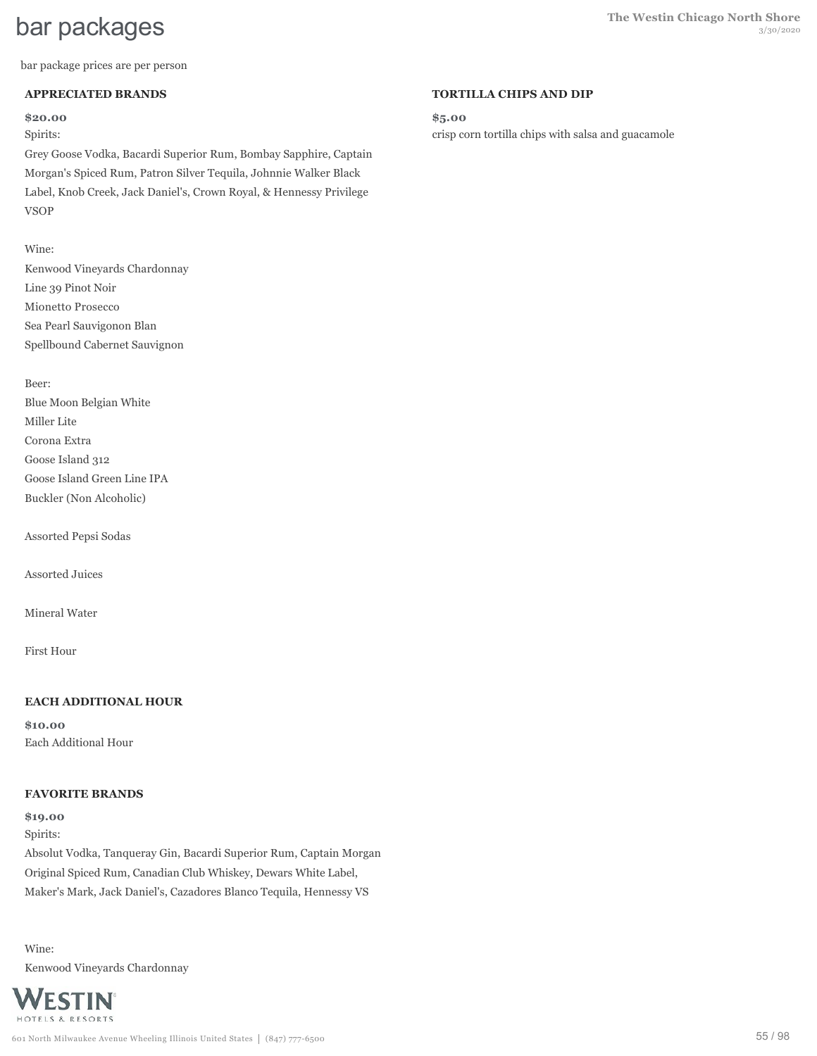# bar packages

bar package prices are per person

### APPRECIATED BRANDS

**$20.00**

Spirits:

Grey Goose Vodka, Bacardi Superior Rum, Bombay Sapphire, Captain Morgan's Spiced Rum, Patron Silver Tequila, Johnnie Walker Black Label, Knob Creek, Jack Daniel's, Crown Royal, & Hennessy Privilege VSOP

Wine:

Kenwood Vineyards Chardonnay
Line 39 Pinot Noir
Mionetto Prosecco
Sea Pearl Sauvigonon Blan
Spellbound Cabernet Sauvignon

Beer:

Blue Moon Belgian White
Miller Lite
Corona Extra
Goose Island 312
Goose Island Green Line IPA
Buckler (Non Alcoholic)

Assorted Pepsi Sodas

Assorted Juices

Mineral Water

First Hour

### EACH ADDITIONAL HOUR

**$10.00**

Each Additional Hour

### FAVORITE BRANDS

**$19.00**

Spirits:

Absolut Vodka, Tanqueray Gin, Bacardi Superior Rum, Captain Morgan Original Spiced Rum, Canadian Club Whiskey, Dewars White Label, Maker's Mark, Jack Daniel's, Cazadores Blanco Tequila, Hennessy VS

Wine:

Kenwood Vineyards Chardonnay

### TORTILLA CHIPS AND DIP

**$5.00**

crisp corn tortilla chips with salsa and guacamole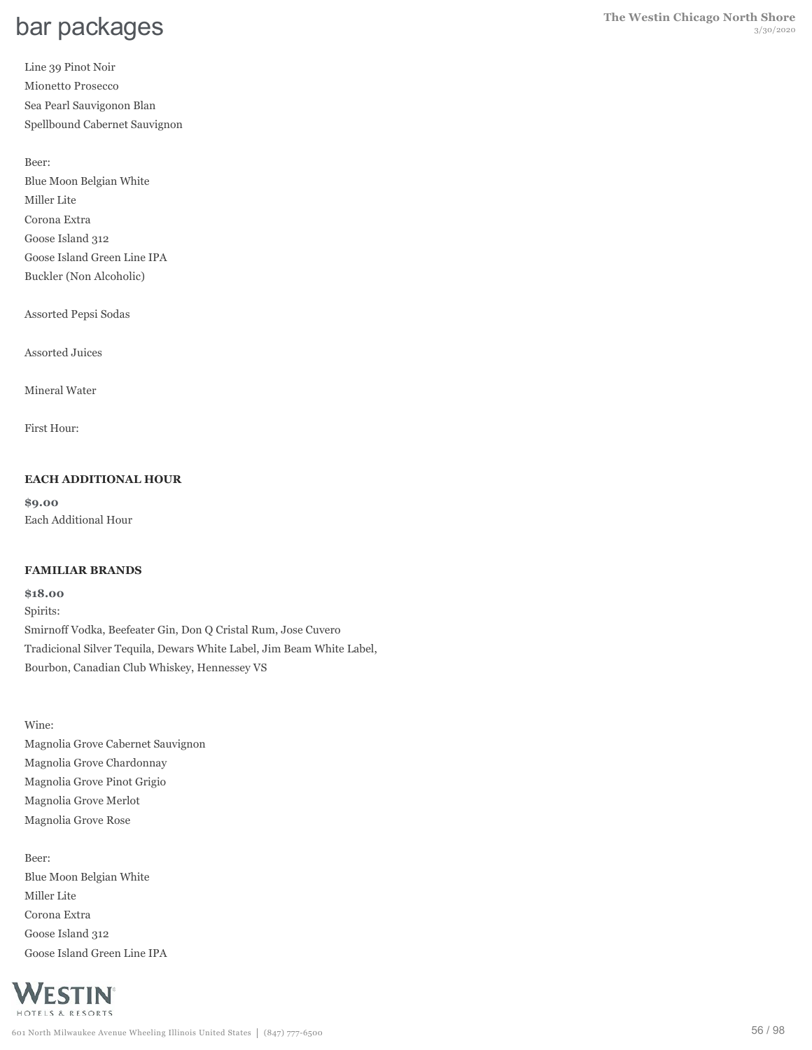# bar packages

Line 39 Pinot Noir
Mionetto Prosecco
Sea Pearl Sauvigonon Blan
Spellbound Cabernet Sauvignon

Beer:
Blue Moon Belgian White
Miller Lite
Corona Extra
Goose Island 312
Goose Island Green Line IPA
Buckler (Non Alcoholic)

Assorted Pepsi Sodas

Assorted Juices

Mineral Water

First Hour:

**EACH ADDITIONAL HOUR**

**$9.00**
Each Additional Hour

**FAMILIAR BRANDS**

**$18.00**
Spirits:
Smirnoff Vodka, Beefeater Gin, Don Q Cristal Rum, Jose Cuvero Tradicional Silver Tequila, Dewars White Label, Jim Beam White Label, Bourbon, Canadian Club Whiskey, Hennessey VS

Wine:
Magnolia Grove Cabernet Sauvignon
Magnolia Grove Chardonnay
Magnolia Grove Pinot Grigio
Magnolia Grove Merlot
Magnolia Grove Rose

Beer:
Blue Moon Belgian White
Miller Lite
Corona Extra
Goose Island 312
Goose Island Green Line IPA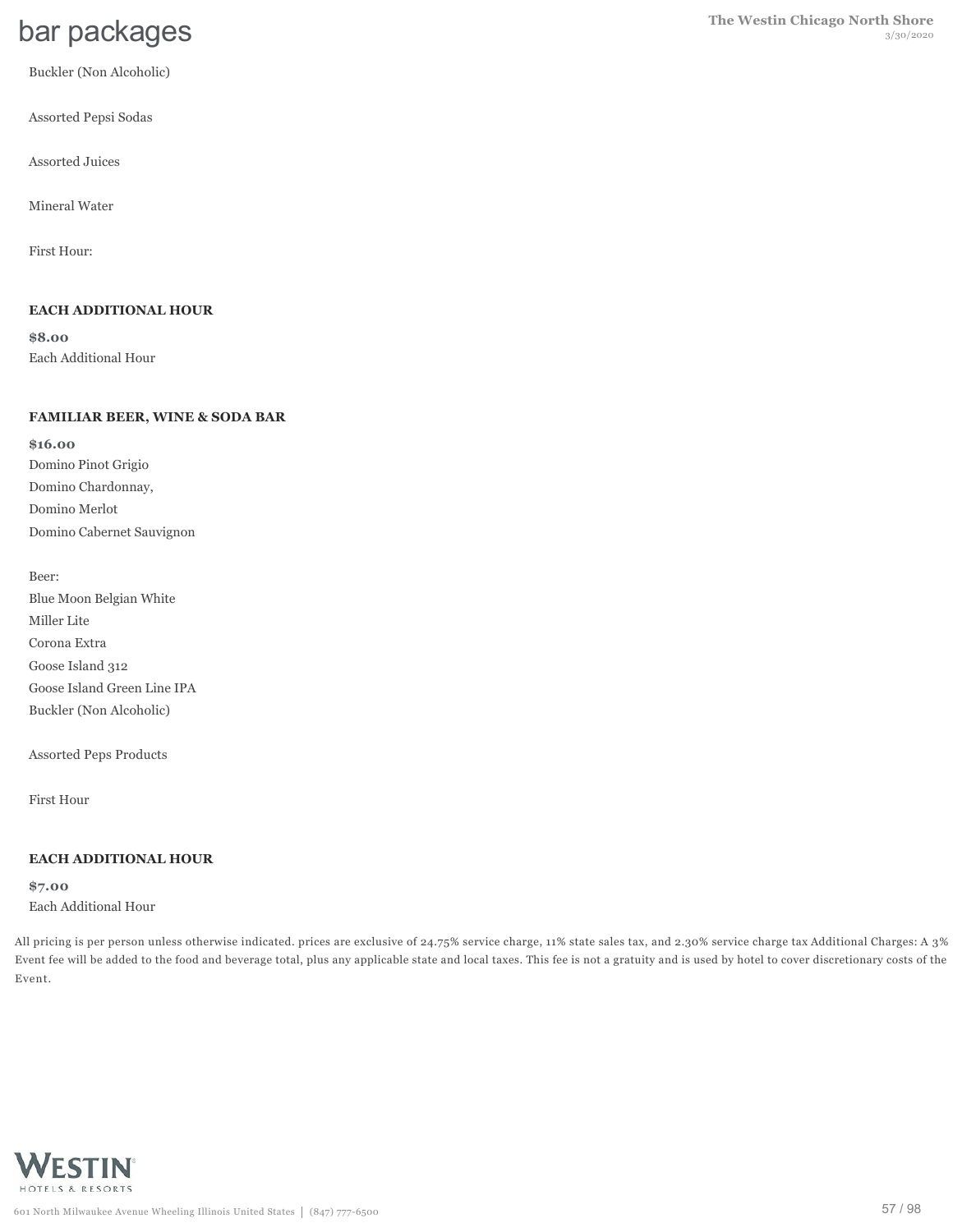# bar packages

Buckler (Non Alcoholic)

Assorted Pepsi Sodas

Assorted Juices

Mineral Water

First Hour:

### EACH ADDITIONAL HOUR

**$8.00**
Each Additional Hour

### FAMILIAR BEER, WINE & SODA BAR

**$16.00**
Domino Pinot Grigio
Domino Chardonnay,
Domino Merlot
Domino Cabernet Sauvignon

Beer:
Blue Moon Belgian White
Miller Lite
Corona Extra
Goose Island 312
Goose Island Green Line IPA
Buckler (Non Alcoholic)

Assorted Peps Products

First Hour

### EACH ADDITIONAL HOUR

**$7.00**
Each Additional Hour

All pricing is per person unless otherwise indicated. prices are exclusive of 24.75% service charge, 11% state sales tax, and 2.30% service charge tax Additional Charges: A 3% Event fee will be added to the food and beverage total, plus any applicable state and local taxes. This fee is not a gratuity and is used by hotel to cover discretionary costs of the Event.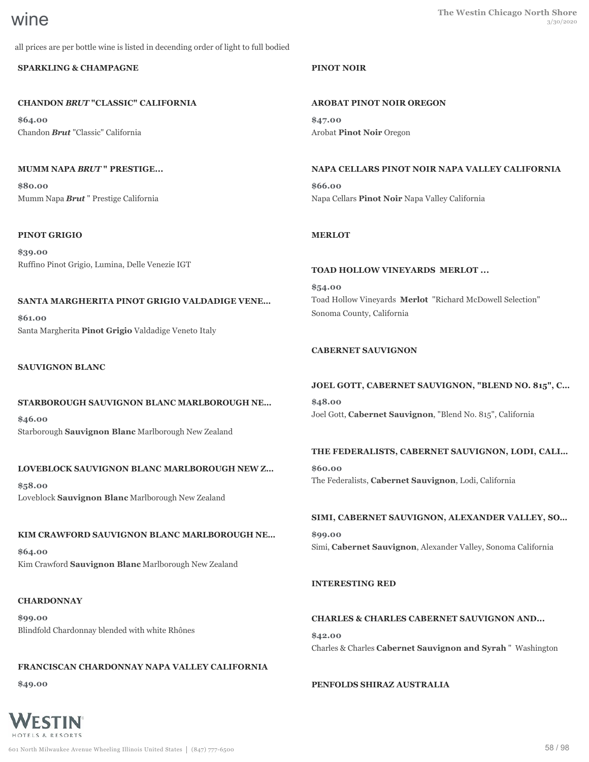# wine

all prices are per bottle wine is listed in decending order of light to full bodied

## SPARKLING & CHAMPAGNE

### CHANDON *BRUT* "CLASSIC" CALIFORNIA

**$64.00**

Chandon ***Brut*** "Classic" California

### MUMM NAPA *BRUT* " PRESTIGE...

**$80.00**

Mumm Napa ***Brut*** " Prestige California

## PINOT GRIGIO

**$39.00**

Ruffino Pinot Grigio, Lumina, Delle Venezie IGT

### SANTA MARGHERITA PINOT GRIGIO VALDADIGE VENE...

**$61.00**

Santa Margherita **Pinot Grigio** Valdadige Veneto Italy

## SAUVIGNON BLANC

### STARBOROUGH SAUVIGNON BLANC MARLBOROUGH NE...

**$46.00**

Starborough **Sauvignon Blanc** Marlborough New Zealand

### LOVEBLOCK SAUVIGNON BLANC MARLBOROUGH NEW Z...

**$58.00**

Loveblock **Sauvignon Blanc** Marlborough New Zealand

### KIM CRAWFORD SAUVIGNON BLANC MARLBOROUGH NE...

**$64.00**

Kim Crawford **Sauvignon Blanc** Marlborough New Zealand

## CHARDONNAY

**$99.00**

Blindfold Chardonnay blended with white Rhônes

### FRANCISCAN CHARDONNAY NAPA VALLEY CALIFORNIA

**$49.00**

## PINOT NOIR

### AROBAT PINOT NOIR OREGON

**$47.00**

Arobat **Pinot Noir** Oregon

### NAPA CELLARS PINOT NOIR NAPA VALLEY CALIFORNIA

**$66.00**

Napa Cellars **Pinot Noir** Napa Valley California

## MERLOT

### TOAD HOLLOW VINEYARDS MERLOT ...

**$54.00**

Toad Hollow Vineyards **Merlot** "Richard McDowell Selection" Sonoma County, California

## CABERNET SAUVIGNON

### JOEL GOTT, CABERNET SAUVIGNON, "BLEND NO. 815", C...

**$48.00**

Joel Gott, **Cabernet Sauvignon**, "Blend No. 815", California

### THE FEDERALISTS, CABERNET SAUVIGNON, LODI, CALI...

**$60.00**

The Federalists, **Cabernet Sauvignon**, Lodi, California

### SIMI, CABERNET SAUVIGNON, ALEXANDER VALLEY, SO...

**$99.00**

Simi, **Cabernet Sauvignon**, Alexander Valley, Sonoma California

## INTERESTING RED

### CHARLES & CHARLES CABERNET SAUVIGNON AND...

**$42.00**

Charles & Charles **Cabernet Sauvignon and Syrah** " Washington

### PENFOLDS SHIRAZ AUSTRALIA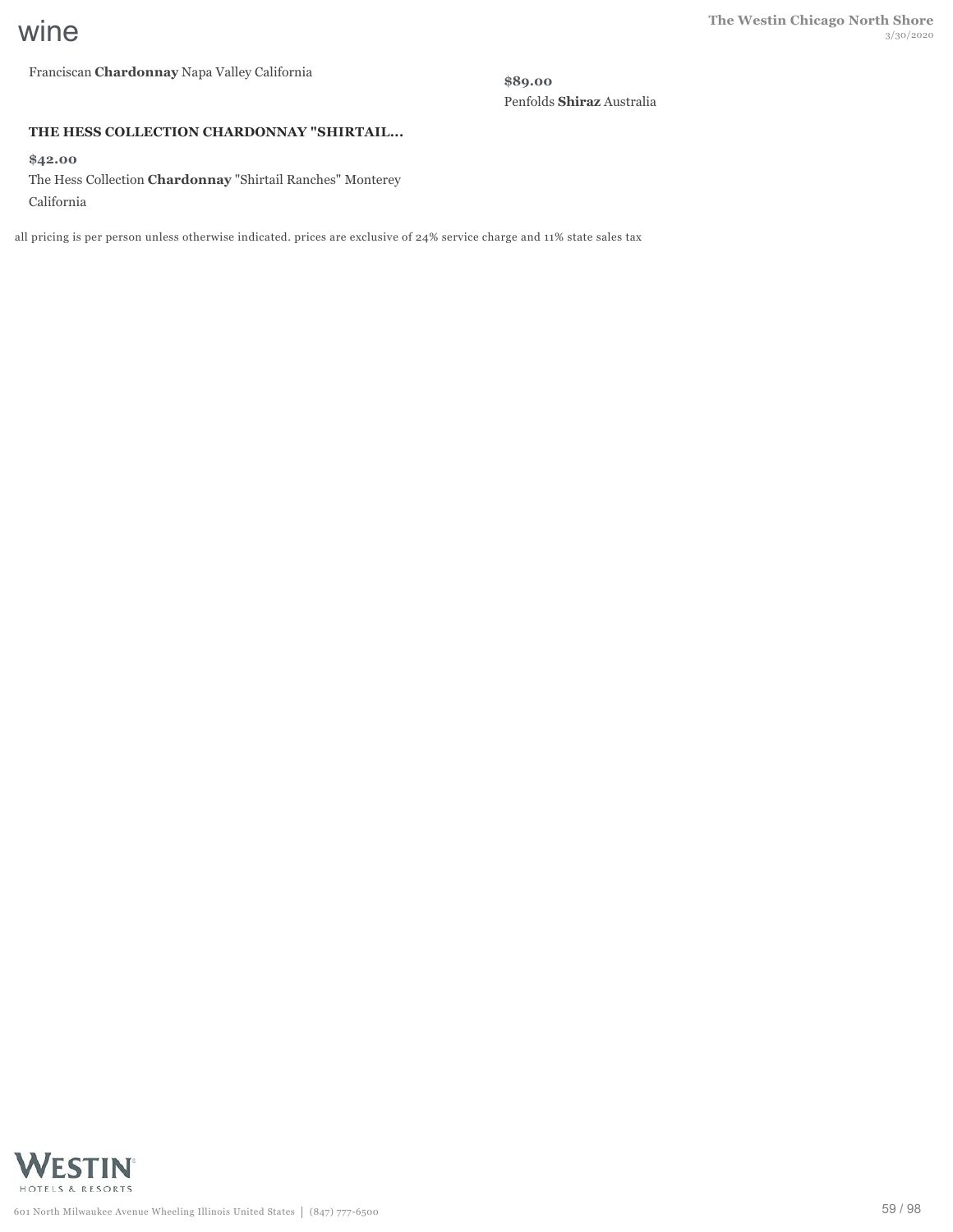# wine

Franciscan **Chardonnay** Napa Valley California

**$89.00**

Penfolds **Shiraz** Australia

**THE HESS COLLECTION CHARDONNAY "SHIRTAIL...**

**$42.00**

The Hess Collection **Chardonnay** "Shirtail Ranches" Monterey California

all pricing is per person unless otherwise indicated. prices are exclusive of 24% service charge and 11% state sales tax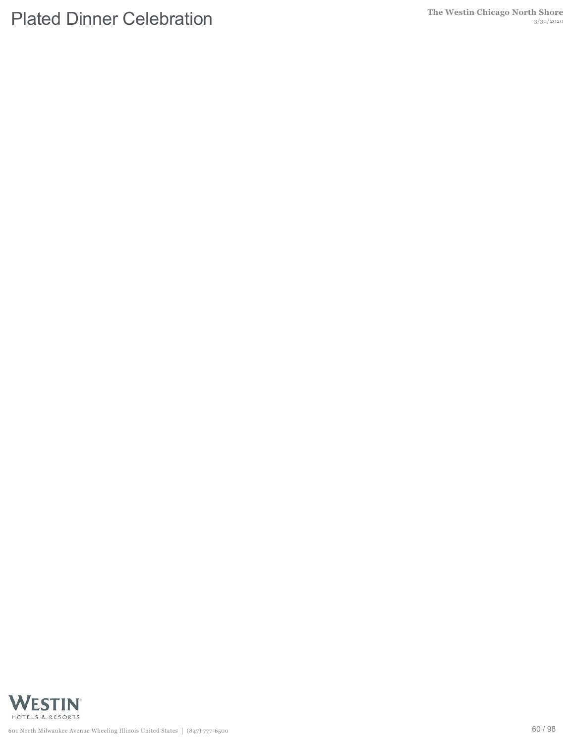# Plated Dinner Celebration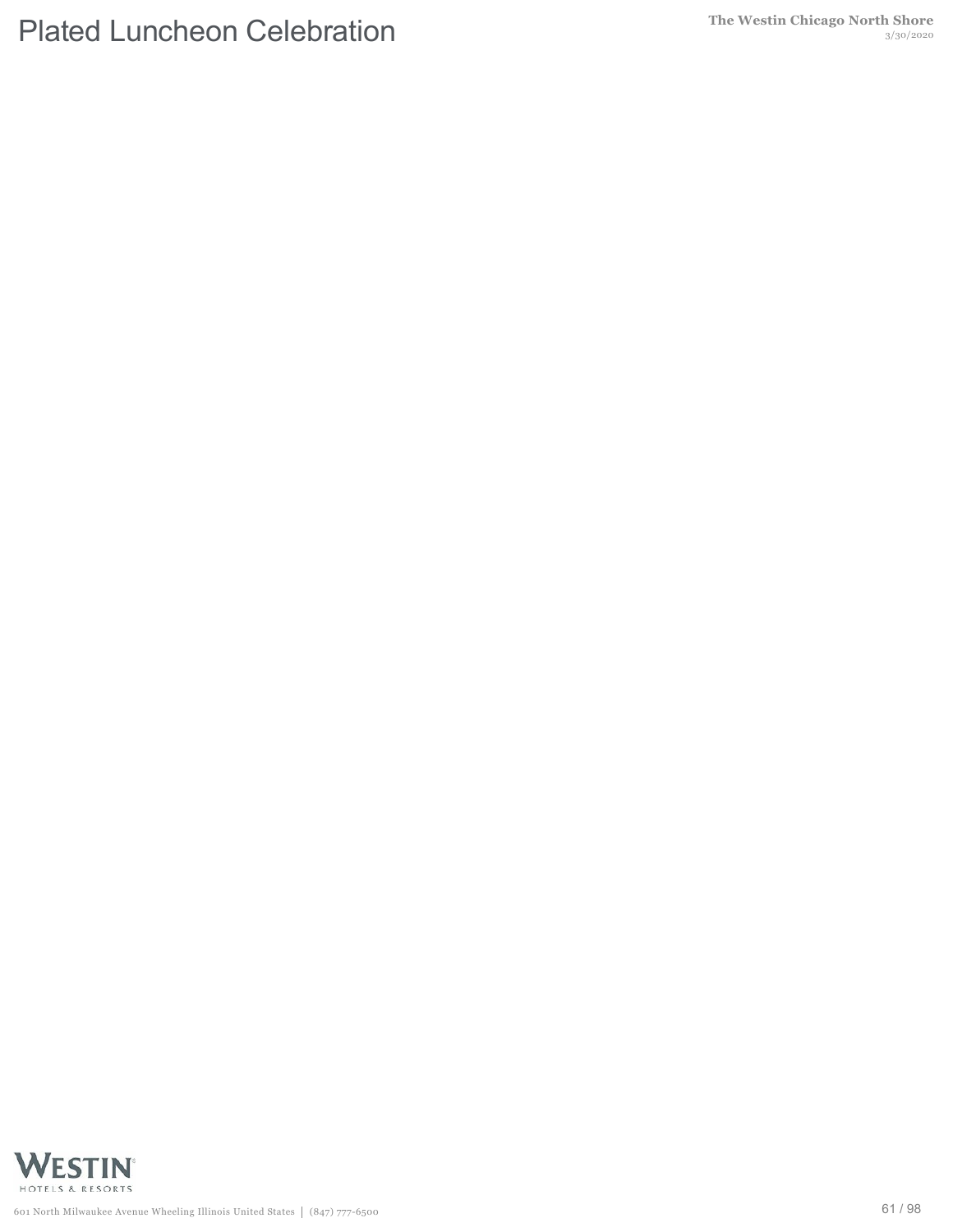# Plated Luncheon Celebration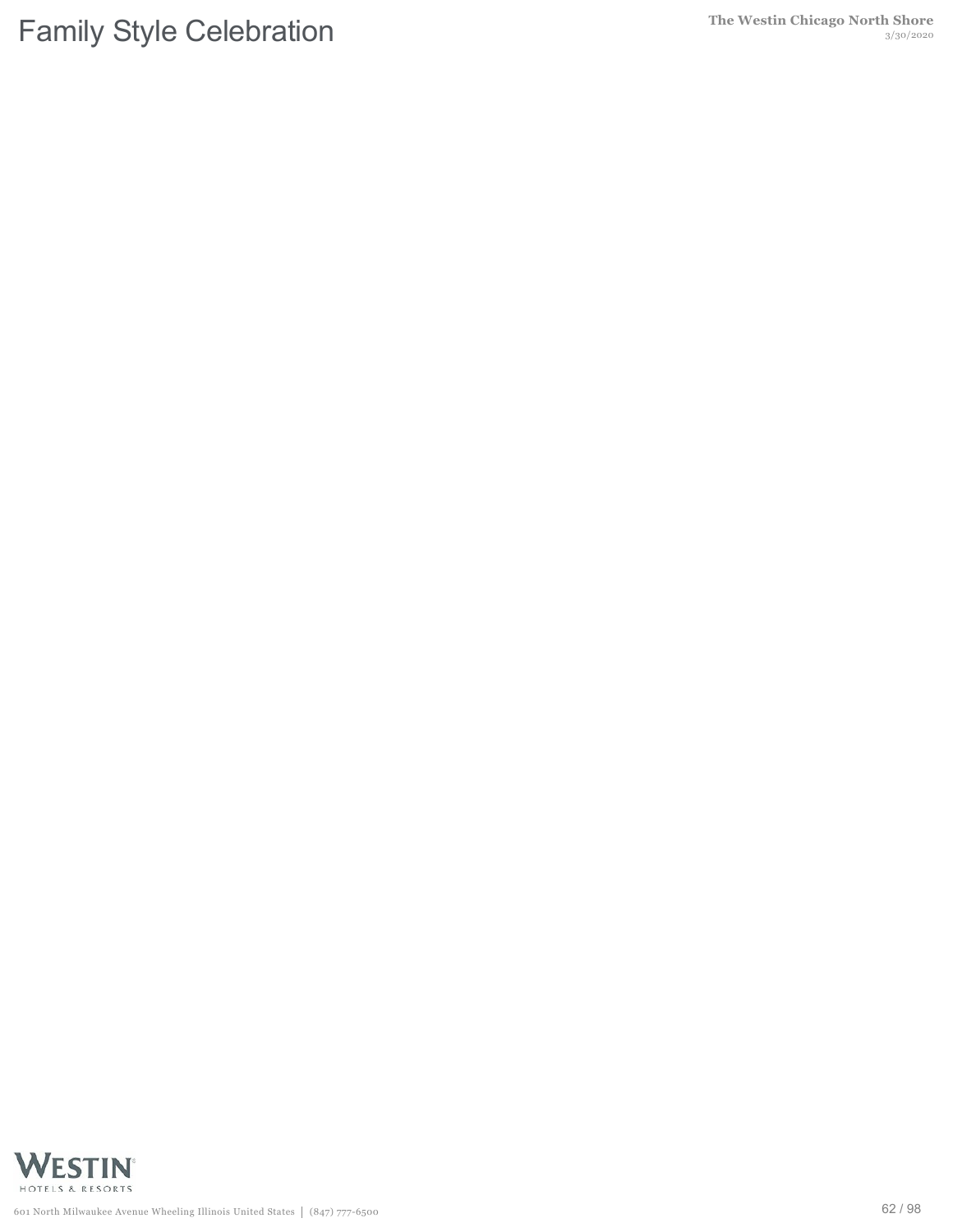# Family Style Celebration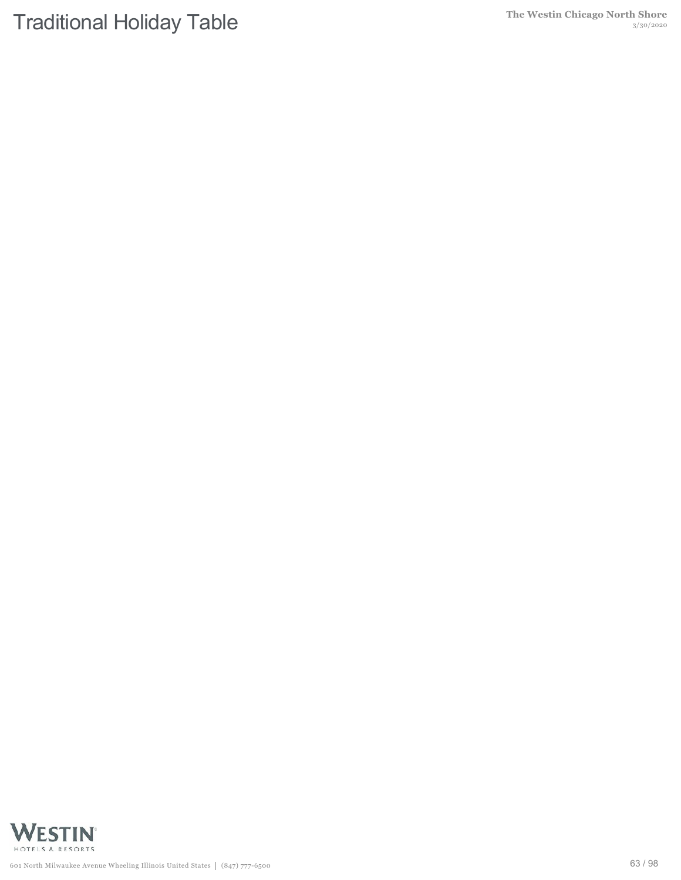# Traditional Holiday Table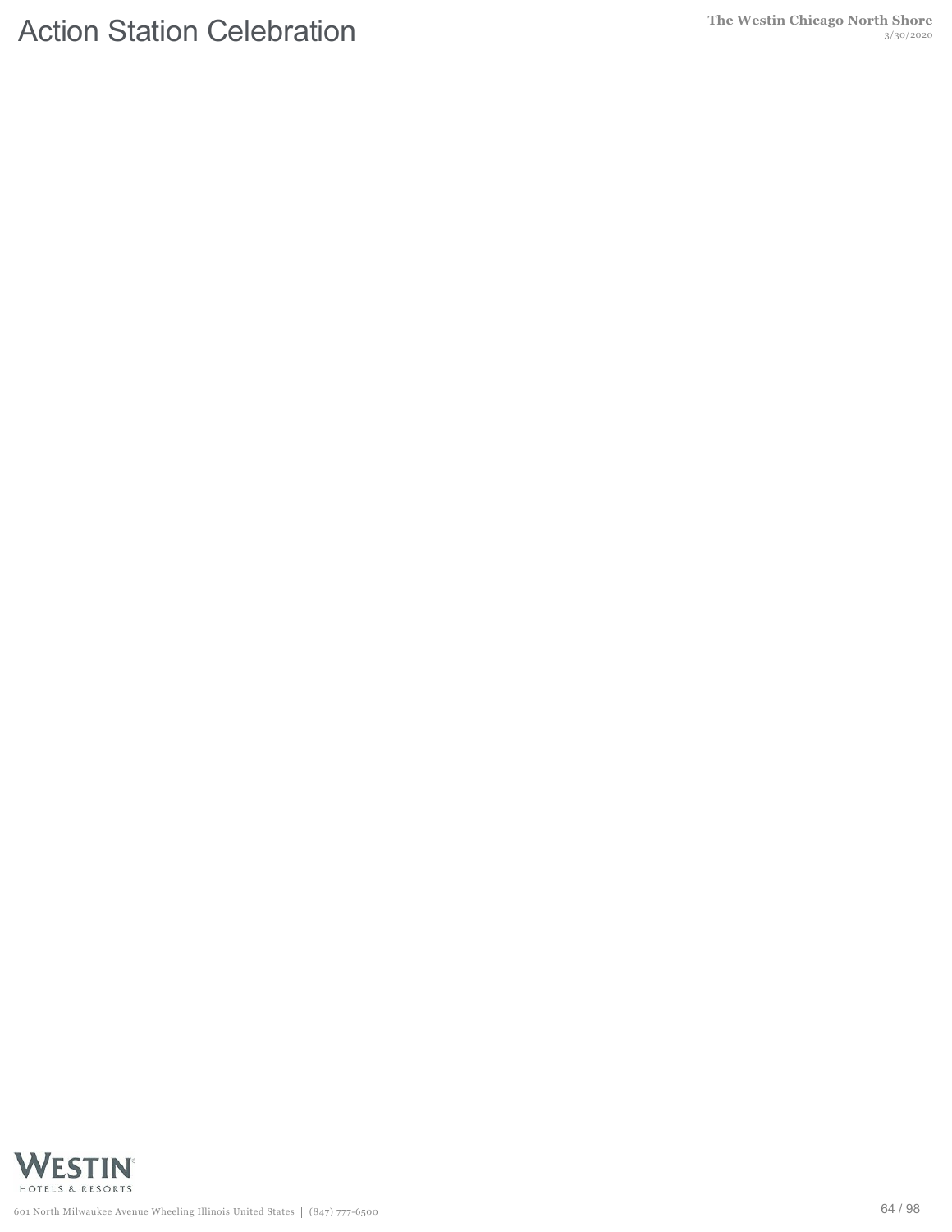# Action Station Celebration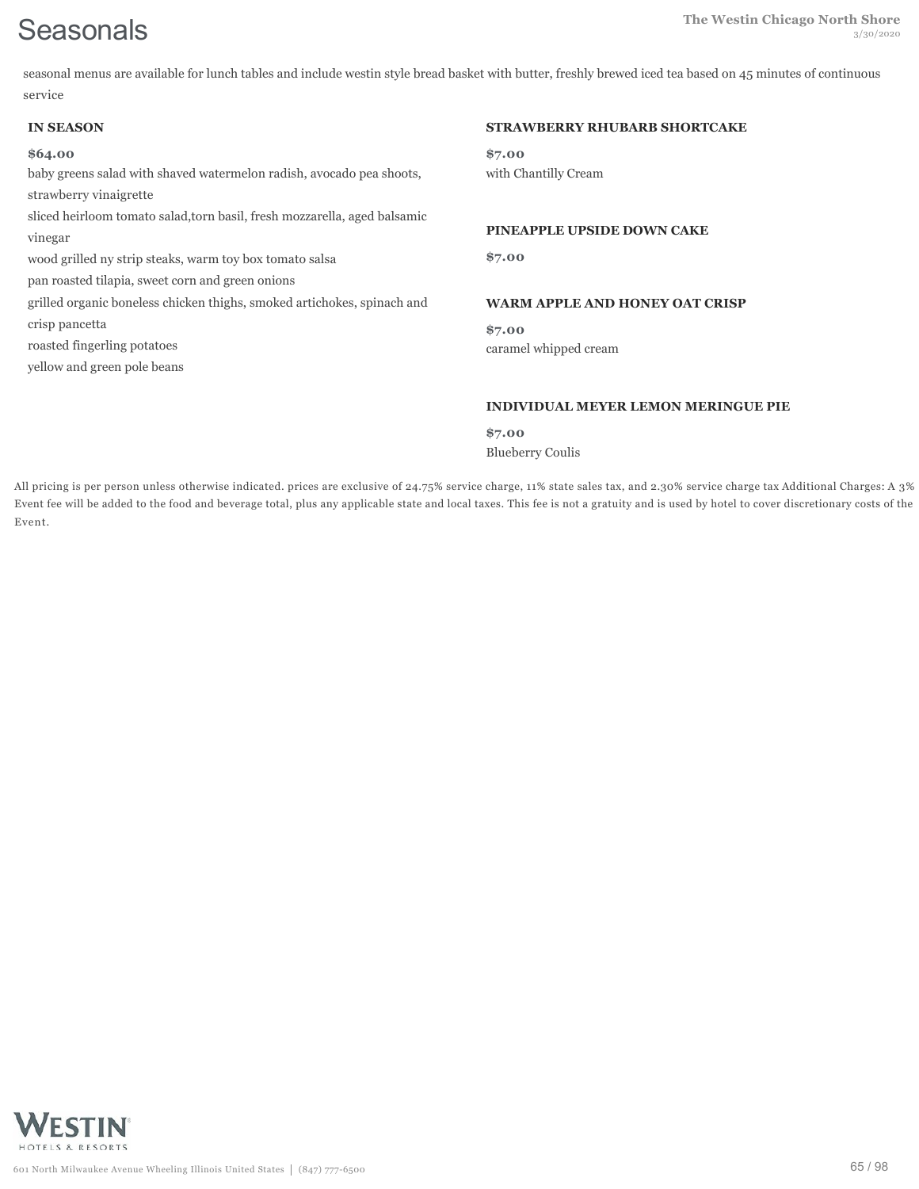# Seasonals

seasonal menus are available for lunch tables and include westin style bread basket with butter, freshly brewed iced tea based on 45 minutes of continuous service

### IN SEASON

**$64.00**

baby greens salad with shaved watermelon radish, avocado pea shoots, strawberry vinaigrette
sliced heirloom tomato salad,torn basil, fresh mozzarella, aged balsamic vinegar
wood grilled ny strip steaks, warm toy box tomato salsa
pan roasted tilapia, sweet corn and green onions
grilled organic boneless chicken thighs, smoked artichokes, spinach and crisp pancetta
roasted fingerling potatoes
yellow and green pole beans

### STRAWBERRY RHUBARB SHORTCAKE

**$7.00**

with Chantilly Cream

### PINEAPPLE UPSIDE DOWN CAKE

**$7.00**

### WARM APPLE AND HONEY OAT CRISP

**$7.00**

caramel whipped cream

### INDIVIDUAL MEYER LEMON MERINGUE PIE

**$7.00**

Blueberry Coulis

All pricing is per person unless otherwise indicated. prices are exclusive of 24.75% service charge, 11% state sales tax, and 2.30% service charge tax Additional Charges: A 3% Event fee will be added to the food and beverage total, plus any applicable state and local taxes. This fee is not a gratuity and is used by hotel to cover discretionary costs of the Event.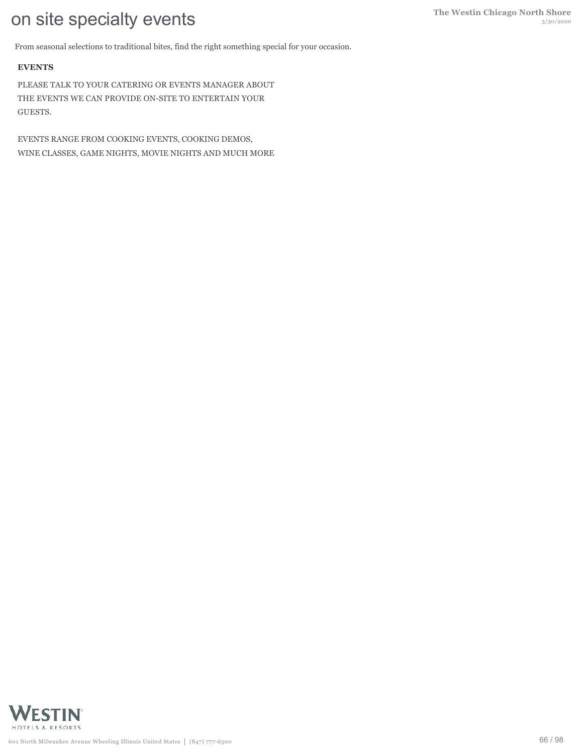# on site specialty events

From seasonal selections to traditional bites, find the right something special for your occasion.

**EVENTS**

PLEASE TALK TO YOUR CATERING OR EVENTS MANAGER ABOUT THE EVENTS WE CAN PROVIDE ON-SITE TO ENTERTAIN YOUR GUESTS.

EVENTS RANGE FROM COOKING EVENTS, COOKING DEMOS, WINE CLASSES, GAME NIGHTS, MOVIE NIGHTS AND MUCH MORE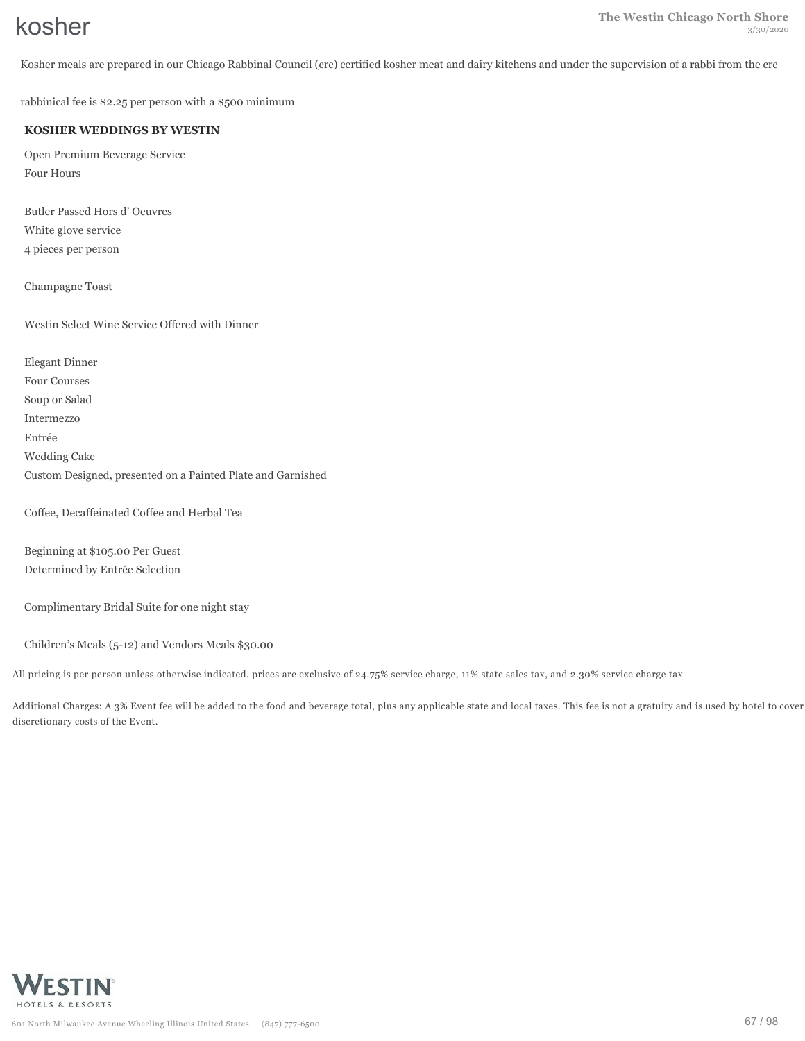# kosher

Kosher meals are prepared in our Chicago Rabbinal Council (crc) certified kosher meat and dairy kitchens and under the supervision of a rabbi from the crc

rabbinical fee is $2.25 per person with a $500 minimum

**KOSHER WEDDINGS BY WESTIN**

Open Premium Beverage Service
Four Hours

Butler Passed Hors d' Oeuvres
White glove service
4 pieces per person

Champagne Toast

Westin Select Wine Service Offered with Dinner

Elegant Dinner
Four Courses
Soup or Salad
Intermezzo
Entrée
Wedding Cake
Custom Designed, presented on a Painted Plate and Garnished

Coffee, Decaffeinated Coffee and Herbal Tea

Beginning at $105.00 Per Guest
Determined by Entrée Selection

Complimentary Bridal Suite for one night stay

Children's Meals (5-12) and Vendors Meals $30.00

All pricing is per person unless otherwise indicated. prices are exclusive of 24.75% service charge, 11% state sales tax, and 2.30% service charge tax

Additional Charges: A 3% Event fee will be added to the food and beverage total, plus any applicable state and local taxes. This fee is not a gratuity and is used by hotel to cover discretionary costs of the Event.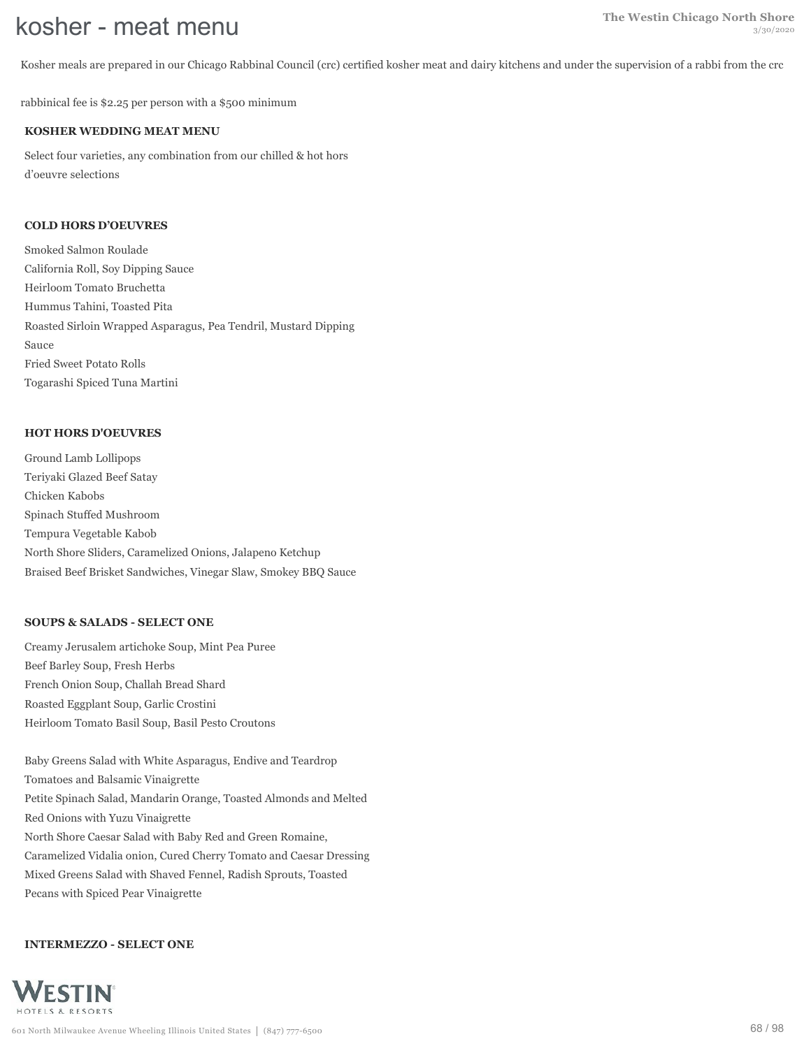# kosher - meat menu

Kosher meals are prepared in our Chicago Rabbinal Council (crc) certified kosher meat and dairy kitchens and under the supervision of a rabbi from the crc

rabbinical fee is $2.25 per person with a $500 minimum

### KOSHER WEDDING MEAT MENU

Select four varieties, any combination from our chilled & hot hors d'oeuvre selections

### COLD HORS D'OEUVRES

Smoked Salmon Roulade
California Roll, Soy Dipping Sauce
Heirloom Tomato Bruchetta
Hummus Tahini, Toasted Pita
Roasted Sirloin Wrapped Asparagus, Pea Tendril, Mustard Dipping Sauce
Fried Sweet Potato Rolls
Togarashi Spiced Tuna Martini

### HOT HORS D'OEUVRES

Ground Lamb Lollipops
Teriyaki Glazed Beef Satay
Chicken Kabobs
Spinach Stuffed Mushroom
Tempura Vegetable Kabob
North Shore Sliders, Caramelized Onions, Jalapeno Ketchup
Braised Beef Brisket Sandwiches, Vinegar Slaw, Smokey BBQ Sauce

### SOUPS & SALADS - SELECT ONE

Creamy Jerusalem artichoke Soup, Mint Pea Puree
Beef Barley Soup, Fresh Herbs
French Onion Soup, Challah Bread Shard
Roasted Eggplant Soup, Garlic Crostini
Heirloom Tomato Basil Soup, Basil Pesto Croutons

Baby Greens Salad with White Asparagus, Endive and Teardrop Tomatoes and Balsamic Vinaigrette
Petite Spinach Salad, Mandarin Orange, Toasted Almonds and Melted Red Onions with Yuzu Vinaigrette
North Shore Caesar Salad with Baby Red and Green Romaine, Caramelized Vidalia onion, Cured Cherry Tomato and Caesar Dressing
Mixed Greens Salad with Shaved Fennel, Radish Sprouts, Toasted Pecans with Spiced Pear Vinaigrette

### INTERMEZZO - SELECT ONE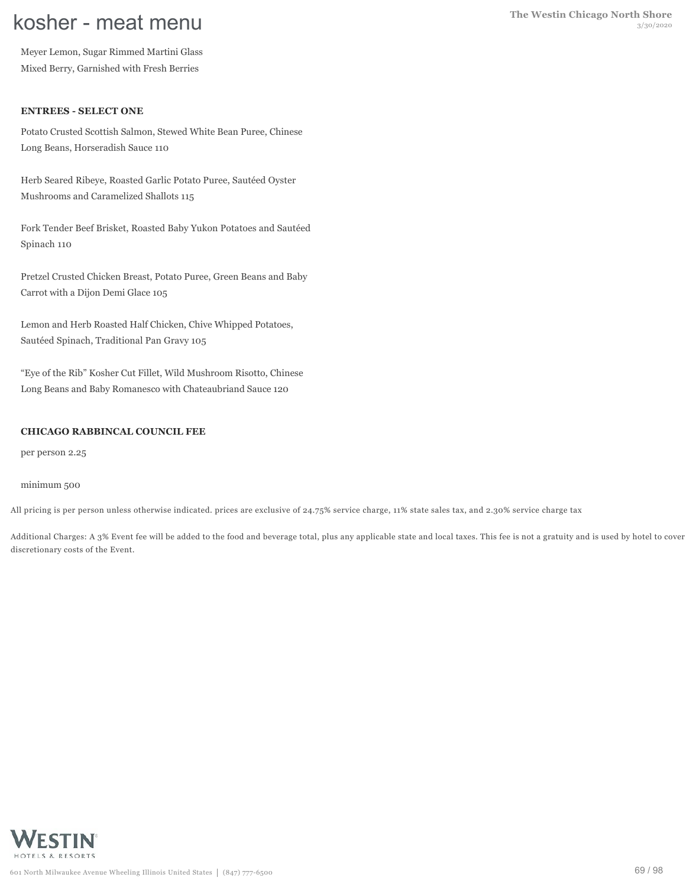# kosher - meat menu

Meyer Lemon, Sugar Rimmed Martini Glass

Mixed Berry, Garnished with Fresh Berries

**ENTREES - SELECT ONE**

Potato Crusted Scottish Salmon, Stewed White Bean Puree, Chinese Long Beans, Horseradish Sauce 110

Herb Seared Ribeye, Roasted Garlic Potato Puree, Sautéed Oyster Mushrooms and Caramelized Shallots 115

Fork Tender Beef Brisket, Roasted Baby Yukon Potatoes and Sautéed Spinach 110

Pretzel Crusted Chicken Breast, Potato Puree, Green Beans and Baby Carrot with a Dijon Demi Glace 105

Lemon and Herb Roasted Half Chicken, Chive Whipped Potatoes, Sautéed Spinach, Traditional Pan Gravy 105

“Eye of the Rib” Kosher Cut Fillet, Wild Mushroom Risotto, Chinese Long Beans and Baby Romanesco with Chateaubriand Sauce 120

**CHICAGO RABBINCAL COUNCIL FEE**

per person 2.25

minimum 500

All pricing is per person unless otherwise indicated. prices are exclusive of 24.75% service charge, 11% state sales tax, and 2.30% service charge tax

Additional Charges: A 3% Event fee will be added to the food and beverage total, plus any applicable state and local taxes. This fee is not a gratuity and is used by hotel to cover discretionary costs of the Event.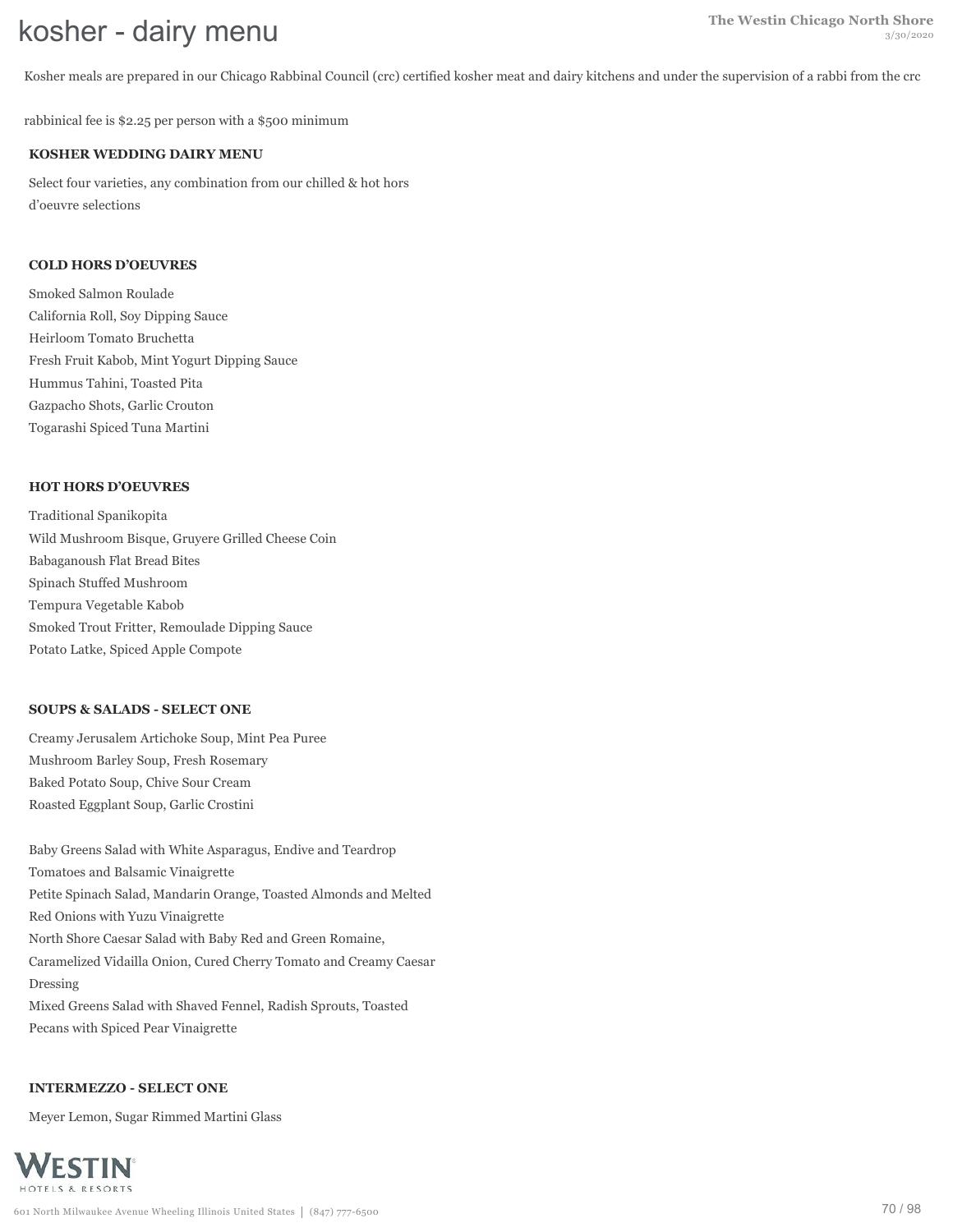# kosher - dairy menu

Kosher meals are prepared in our Chicago Rabbinal Council (crc) certified kosher meat and dairy kitchens and under the supervision of a rabbi from the crc

rabbinical fee is $2.25 per person with a $500 minimum

**KOSHER WEDDING DAIRY MENU**

Select four varieties, any combination from our chilled & hot hors d'oeuvre selections

**COLD HORS D'OEUVRES**

Smoked Salmon Roulade
California Roll, Soy Dipping Sauce
Heirloom Tomato Bruchetta
Fresh Fruit Kabob, Mint Yogurt Dipping Sauce
Hummus Tahini, Toasted Pita
Gazpacho Shots, Garlic Crouton
Togarashi Spiced Tuna Martini

**HOT HORS D'OEUVRES**

Traditional Spanikopita
Wild Mushroom Bisque, Gruyere Grilled Cheese Coin
Babaganoush Flat Bread Bites
Spinach Stuffed Mushroom
Tempura Vegetable Kabob
Smoked Trout Fritter, Remoulade Dipping Sauce
Potato Latke, Spiced Apple Compote

**SOUPS & SALADS - SELECT ONE**

Creamy Jerusalem Artichoke Soup, Mint Pea Puree
Mushroom Barley Soup, Fresh Rosemary
Baked Potato Soup, Chive Sour Cream
Roasted Eggplant Soup, Garlic Crostini

Baby Greens Salad with White Asparagus, Endive and Teardrop Tomatoes and Balsamic Vinaigrette
Petite Spinach Salad, Mandarin Orange, Toasted Almonds and Melted Red Onions with Yuzu Vinaigrette
North Shore Caesar Salad with Baby Red and Green Romaine, Caramelized Vidailla Onion, Cured Cherry Tomato and Creamy Caesar Dressing
Mixed Greens Salad with Shaved Fennel, Radish Sprouts, Toasted Pecans with Spiced Pear Vinaigrette

**INTERMEZZO - SELECT ONE**

Meyer Lemon, Sugar Rimmed Martini Glass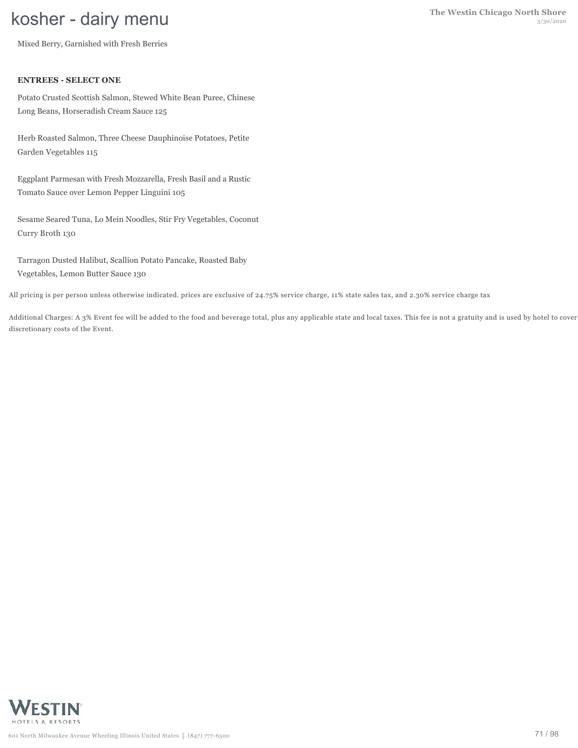# kosher - dairy menu

Mixed Berry, Garnished with Fresh Berries

**ENTREES - SELECT ONE**

Potato Crusted Scottish Salmon, Stewed White Bean Puree, Chinese Long Beans, Horseradish Cream Sauce 125

Herb Roasted Salmon, Three Cheese Dauphinoise Potatoes, Petite Garden Vegetables 115

Eggplant Parmesan with Fresh Mozzarella, Fresh Basil and a Rustic Tomato Sauce over Lemon Pepper Linguini 105

Sesame Seared Tuna, Lo Mein Noodles, Stir Fry Vegetables, Coconut Curry Broth 130

Tarragon Dusted Halibut, Scallion Potato Pancake, Roasted Baby Vegetables, Lemon Butter Sauce 130

All pricing is per person unless otherwise indicated. prices are exclusive of 24.75% service charge, 11% state sales tax, and 2.30% service charge tax

Additional Charges: A 3% Event fee will be added to the food and beverage total, plus any applicable state and local taxes. This fee is not a gratuity and is used by hotel to cover discretionary costs of the Event.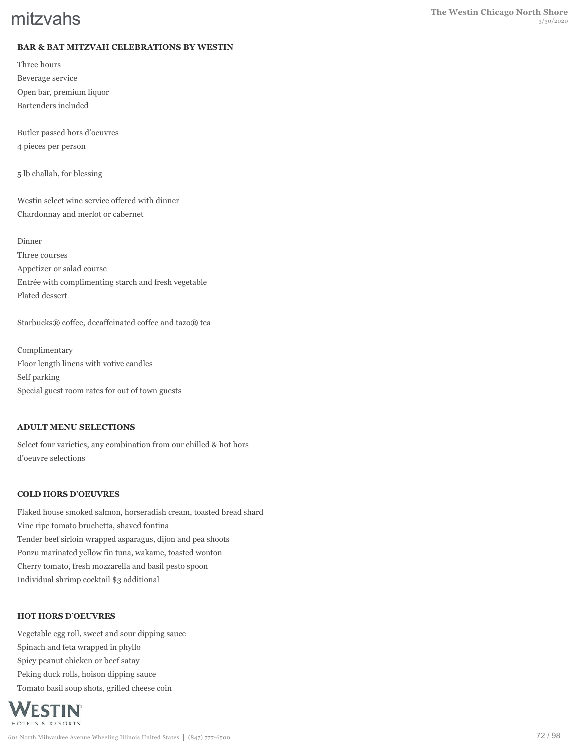# mitzvahs

### BAR & BAT MITZVAH CELEBRATIONS BY WESTIN

Three hours
Beverage service
Open bar, premium liquor
Bartenders included

Butler passed hors d'oeuvres
4 pieces per person

5 lb challah, for blessing

Westin select wine service offered with dinner
Chardonnay and merlot or cabernet

Dinner
Three courses
Appetizer or salad course
Entrée with complimenting starch and fresh vegetable
Plated dessert

Starbucks® coffee, decaffeinated coffee and tazo® tea

Complimentary
Floor length linens with votive candles
Self parking
Special guest room rates for out of town guests

### ADULT MENU SELECTIONS

Select four varieties, any combination from our chilled & hot hors d'oeuvre selections

### COLD HORS D'OEUVRES

Flaked house smoked salmon, horseradish cream, toasted bread shard
Vine ripe tomato bruchetta, shaved fontina
Tender beef sirloin wrapped asparagus, dijon and pea shoots
Ponzu marinated yellow fin tuna, wakame, toasted wonton
Cherry tomato, fresh mozzarella and basil pesto spoon
Individual shrimp cocktail $3 additional

### HOT HORS D'OEUVRES

Vegetable egg roll, sweet and sour dipping sauce
Spinach and feta wrapped in phyllo
Spicy peanut chicken or beef satay
Peking duck rolls, hoison dipping sauce
Tomato basil soup shots, grilled cheese coin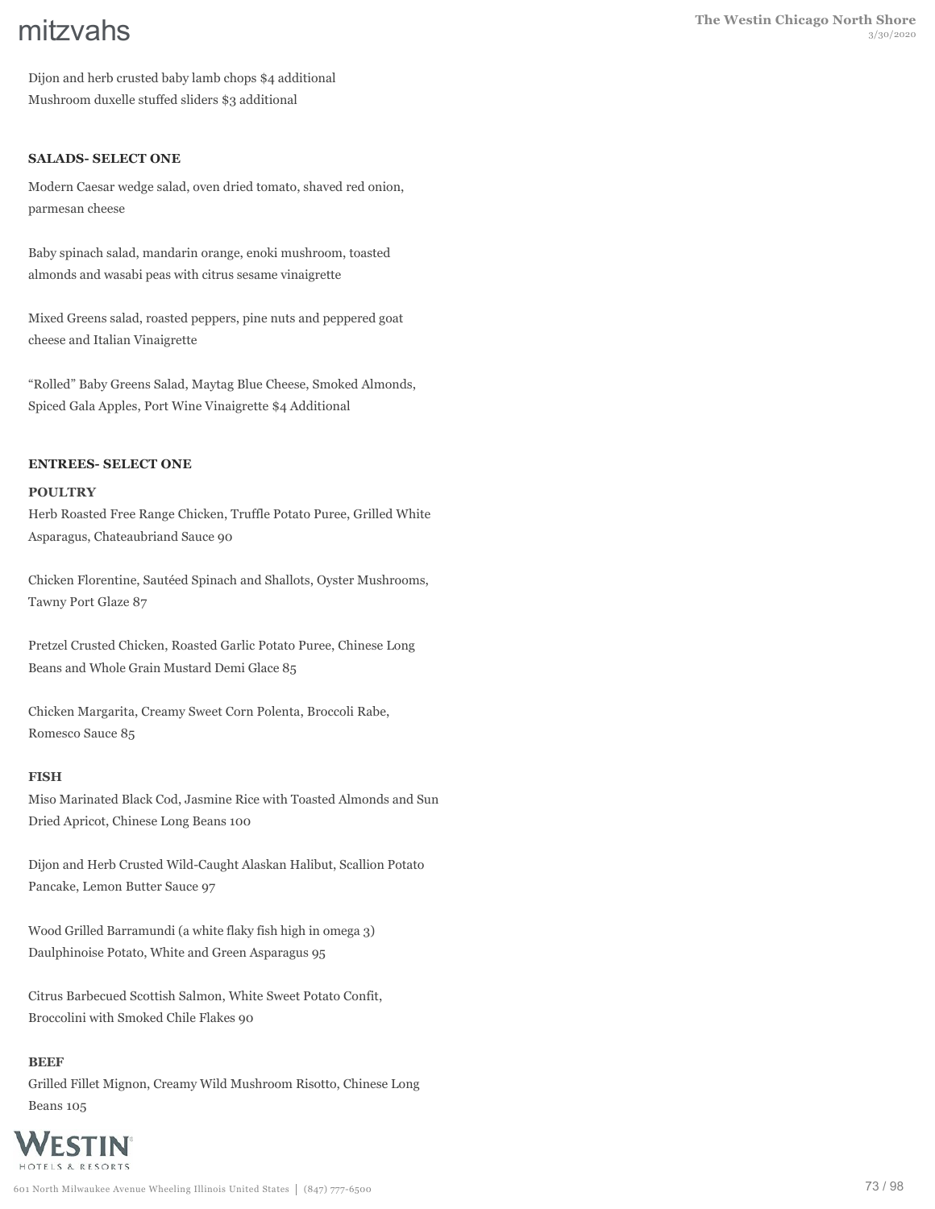Dijon and herb crusted baby lamb chops $4 additional
Mushroom duxelle stuffed sliders $3 additional

**SALADS- SELECT ONE**

Modern Caesar wedge salad, oven dried tomato, shaved red onion, parmesan cheese

Baby spinach salad, mandarin orange, enoki mushroom, toasted almonds and wasabi peas with citrus sesame vinaigrette

Mixed Greens salad, roasted peppers, pine nuts and peppered goat cheese and Italian Vinaigrette

"Rolled" Baby Greens Salad, Maytag Blue Cheese, Smoked Almonds, Spiced Gala Apples, Port Wine Vinaigrette $4 Additional

**ENTREES- SELECT ONE**

**POULTRY**

Herb Roasted Free Range Chicken, Truffle Potato Puree, Grilled White Asparagus, Chateaubriand Sauce 90

Chicken Florentine, Sautéed Spinach and Shallots, Oyster Mushrooms, Tawny Port Glaze 87

Pretzel Crusted Chicken, Roasted Garlic Potato Puree, Chinese Long Beans and Whole Grain Mustard Demi Glace 85

Chicken Margarita, Creamy Sweet Corn Polenta, Broccoli Rabe, Romesco Sauce 85

**FISH**

Miso Marinated Black Cod, Jasmine Rice with Toasted Almonds and Sun Dried Apricot, Chinese Long Beans 100

Dijon and Herb Crusted Wild-Caught Alaskan Halibut, Scallion Potato Pancake, Lemon Butter Sauce 97

Wood Grilled Barramundi (a white flaky fish high in omega 3) Daulphinoise Potato, White and Green Asparagus 95

Citrus Barbecued Scottish Salmon, White Sweet Potato Confit, Broccolini with Smoked Chile Flakes 90

**BEEF**

Grilled Fillet Mignon, Creamy Wild Mushroom Risotto, Chinese Long Beans 105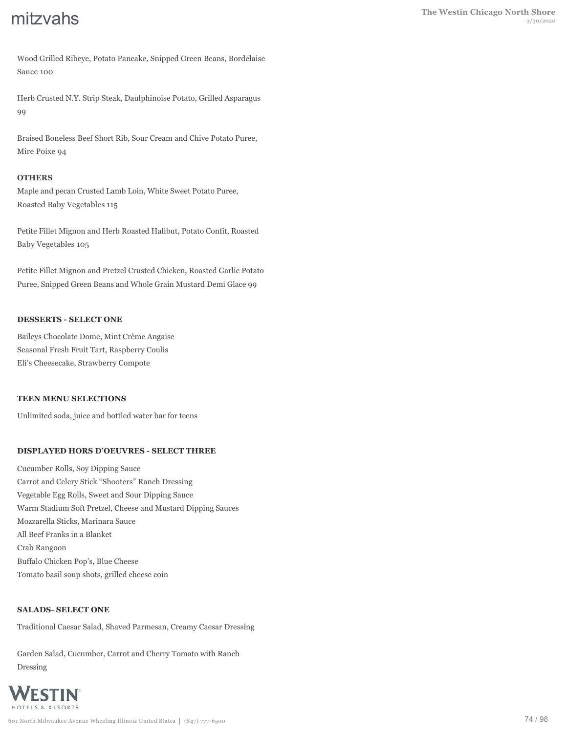Wood Grilled Ribeye, Potato Pancake, Snipped Green Beans, Bordelaise Sauce 100

Herb Crusted N.Y. Strip Steak, Daulphinoise Potato, Grilled Asparagus 99

Braised Boneless Beef Short Rib, Sour Cream and Chive Potato Puree, Mire Poixe 94

**OTHERS**

Maple and pecan Crusted Lamb Loin, White Sweet Potato Puree, Roasted Baby Vegetables 115

Petite Fillet Mignon and Herb Roasted Halibut, Potato Confit, Roasted Baby Vegetables 105

Petite Fillet Mignon and Pretzel Crusted Chicken, Roasted Garlic Potato Puree, Snipped Green Beans and Whole Grain Mustard Demi Glace 99

**DESSERTS - SELECT ONE**

Baileys Chocolate Dome, Mint Crème Angaise
Seasonal Fresh Fruit Tart, Raspberry Coulis
Eli's Cheesecake, Strawberry Compote

**TEEN MENU SELECTIONS**

Unlimited soda, juice and bottled water bar for teens

**DISPLAYED HORS D'OEUVRES - SELECT THREE**

Cucumber Rolls, Soy Dipping Sauce
Carrot and Celery Stick "Shooters" Ranch Dressing
Vegetable Egg Rolls, Sweet and Sour Dipping Sauce
Warm Stadium Soft Pretzel, Cheese and Mustard Dipping Sauces
Mozzarella Sticks, Marinara Sauce
All Beef Franks in a Blanket
Crab Rangoon
Buffalo Chicken Pop's, Blue Cheese
Tomato basil soup shots, grilled cheese coin

**SALADS- SELECT ONE**

Traditional Caesar Salad, Shaved Parmesan, Creamy Caesar Dressing

Garden Salad, Cucumber, Carrot and Cherry Tomato with Ranch Dressing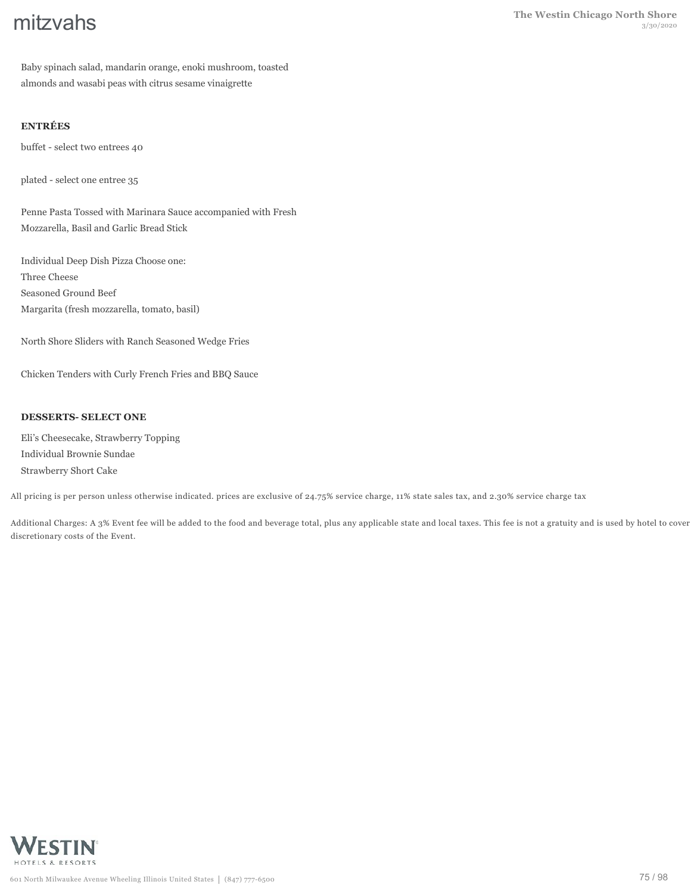Baby spinach salad, mandarin orange, enoki mushroom, toasted almonds and wasabi peas with citrus sesame vinaigrette

**ENTRÉES**

buffet - select two entrees 40

plated - select one entree 35

Penne Pasta Tossed with Marinara Sauce accompanied with Fresh Mozzarella, Basil and Garlic Bread Stick

Individual Deep Dish Pizza Choose one:
Three Cheese
Seasoned Ground Beef
Margarita (fresh mozzarella, tomato, basil)

North Shore Sliders with Ranch Seasoned Wedge Fries

Chicken Tenders with Curly French Fries and BBQ Sauce

**DESSERTS- SELECT ONE**

Eli's Cheesecake, Strawberry Topping
Individual Brownie Sundae
Strawberry Short Cake

All pricing is per person unless otherwise indicated. prices are exclusive of 24.75% service charge, 11% state sales tax, and 2.30% service charge tax

Additional Charges: A 3% Event fee will be added to the food and beverage total, plus any applicable state and local taxes. This fee is not a gratuity and is used by hotel to cover discretionary costs of the Event.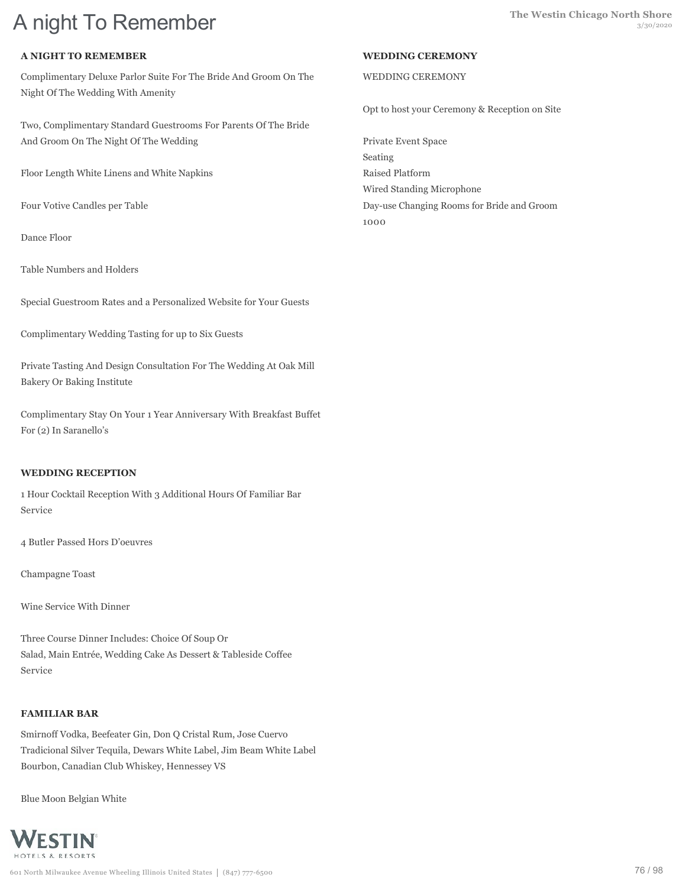# A night To Remember

### A NIGHT TO REMEMBER

Complimentary Deluxe Parlor Suite For The Bride And Groom On The Night Of The Wedding With Amenity

Two, Complimentary Standard Guestrooms For Parents Of The Bride And Groom On The Night Of The Wedding

Floor Length White Linens and White Napkins

Four Votive Candles per Table

Dance Floor

Table Numbers and Holders

Special Guestroom Rates and a Personalized Website for Your Guests

Complimentary Wedding Tasting for up to Six Guests

Private Tasting And Design Consultation For The Wedding At Oak Mill Bakery Or Baking Institute

Complimentary Stay On Your 1 Year Anniversary With Breakfast Buffet For (2) In Saranello's

### WEDDING RECEPTION

1 Hour Cocktail Reception With 3 Additional Hours Of Familiar Bar Service

4 Butler Passed Hors D'oeuvres

Champagne Toast

Wine Service With Dinner

Three Course Dinner Includes: Choice Of Soup Or Salad, Main Entrée, Wedding Cake As Dessert & Tableside Coffee Service

### FAMILIAR BAR

Smirnoff Vodka, Beefeater Gin, Don Q Cristal Rum, Jose Cuervo Tradicional Silver Tequila, Dewars White Label, Jim Beam White Label Bourbon, Canadian Club Whiskey, Hennessey VS

Blue Moon Belgian White

### WEDDING CEREMONY

WEDDING CEREMONY

Opt to host your Ceremony & Reception on Site

Private Event Space
Seating
Raised Platform
Wired Standing Microphone
Day-use Changing Rooms for Bride and Groom
1000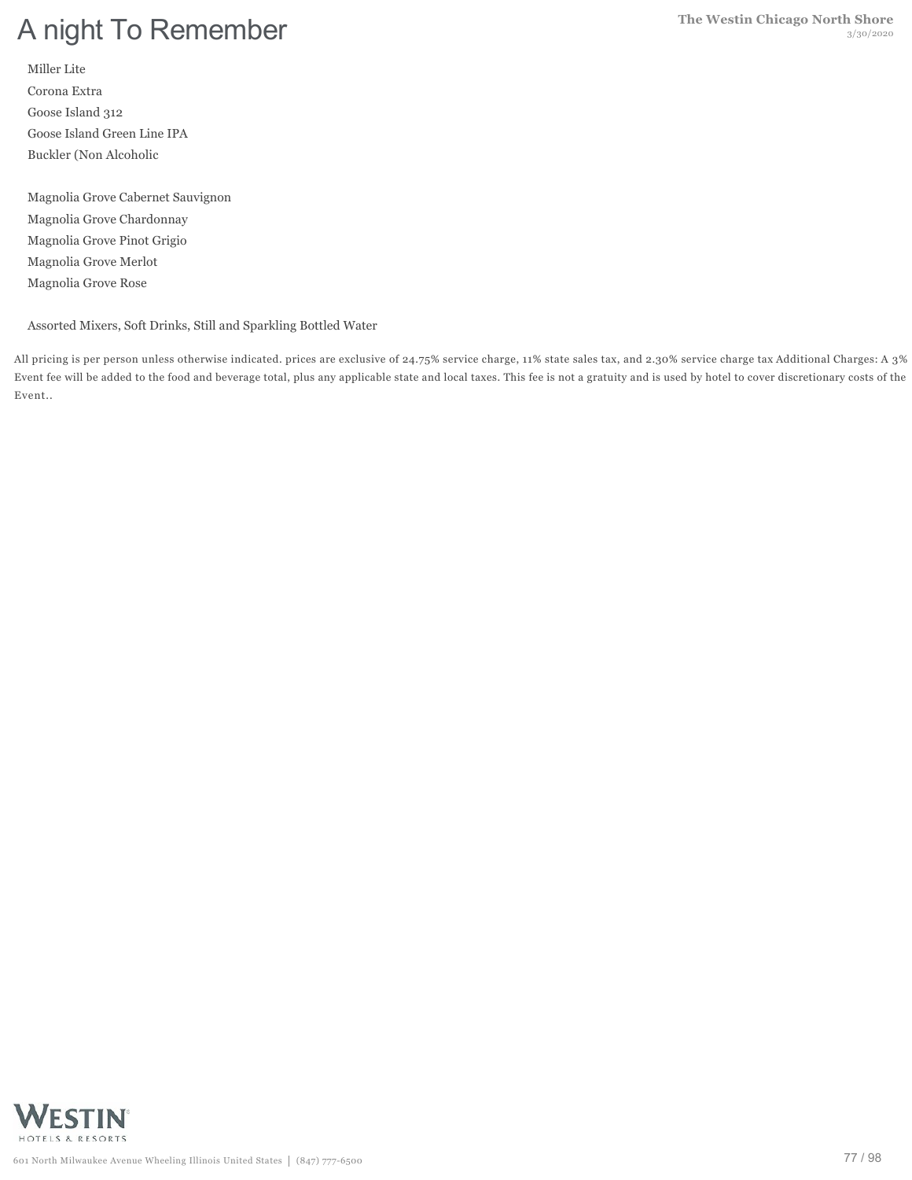# A night To Remember

Miller Lite

Corona Extra

Goose Island 312

Goose Island Green Line IPA

Buckler (Non Alcoholic

Magnolia Grove Cabernet Sauvignon

Magnolia Grove Chardonnay

Magnolia Grove Pinot Grigio

Magnolia Grove Merlot

Magnolia Grove Rose

Assorted Mixers, Soft Drinks, Still and Sparkling Bottled Water

All pricing is per person unless otherwise indicated. prices are exclusive of 24.75% service charge, 11% state sales tax, and 2.30% service charge tax Additional Charges: A 3% Event fee will be added to the food and beverage total, plus any applicable state and local taxes. This fee is not a gratuity and is used by hotel to cover discretionary costs of the Event..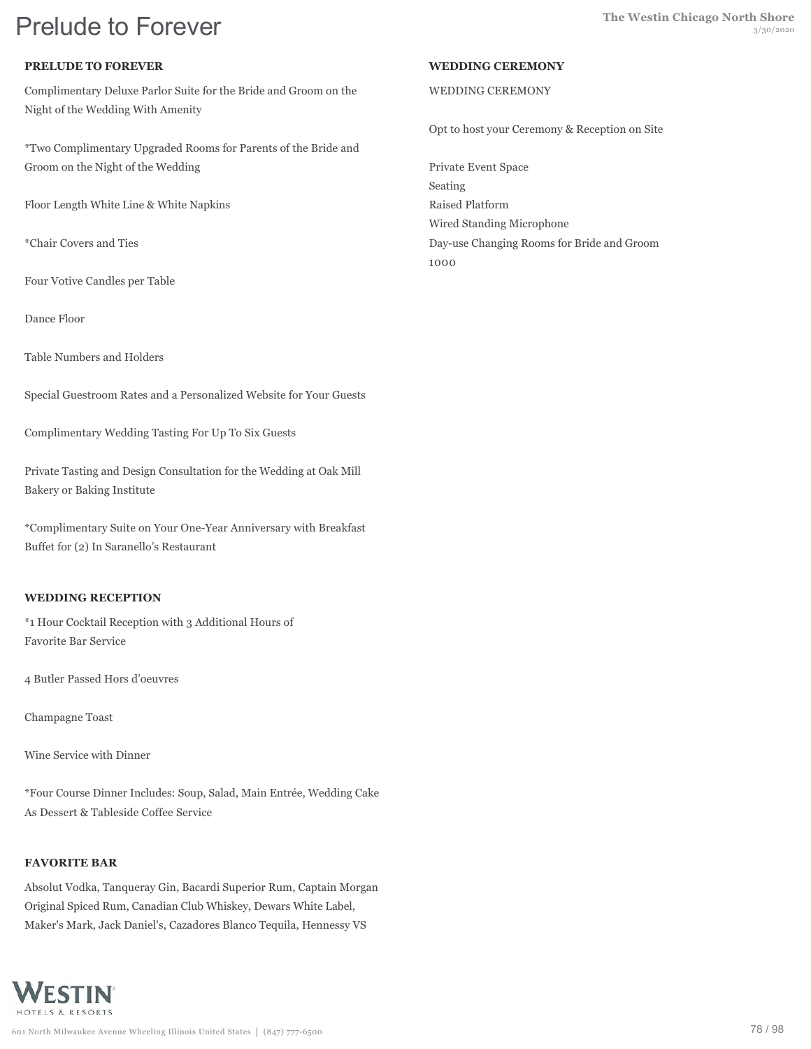# Prelude to Forever

### PRELUDE TO FOREVER

Complimentary Deluxe Parlor Suite for the Bride and Groom on the Night of the Wedding With Amenity

*Two Complimentary Upgraded Rooms for Parents of the Bride and Groom on the Night of the Wedding

Floor Length White Line & White Napkins

*Chair Covers and Ties

Four Votive Candles per Table

Dance Floor

Table Numbers and Holders

Special Guestroom Rates and a Personalized Website for Your Guests

Complimentary Wedding Tasting For Up To Six Guests

Private Tasting and Design Consultation for the Wedding at Oak Mill Bakery or Baking Institute

*Complimentary Suite on Your One-Year Anniversary with Breakfast Buffet for (2) In Saranello's Restaurant

### WEDDING RECEPTION

*1 Hour Cocktail Reception with 3 Additional Hours of Favorite Bar Service

4 Butler Passed Hors d'oeuvres

Champagne Toast

Wine Service with Dinner

*Four Course Dinner Includes: Soup, Salad, Main Entrée, Wedding Cake As Dessert & Tableside Coffee Service

### FAVORITE BAR

Absolut Vodka, Tanqueray Gin, Bacardi Superior Rum, Captain Morgan Original Spiced Rum, Canadian Club Whiskey, Dewars White Label, Maker's Mark, Jack Daniel's, Cazadores Blanco Tequila, Hennessy VS

### WEDDING CEREMONY

WEDDING CEREMONY

Opt to host your Ceremony & Reception on Site

Private Event Space
Seating
Raised Platform
Wired Standing Microphone
Day-use Changing Rooms for Bride and Groom
1000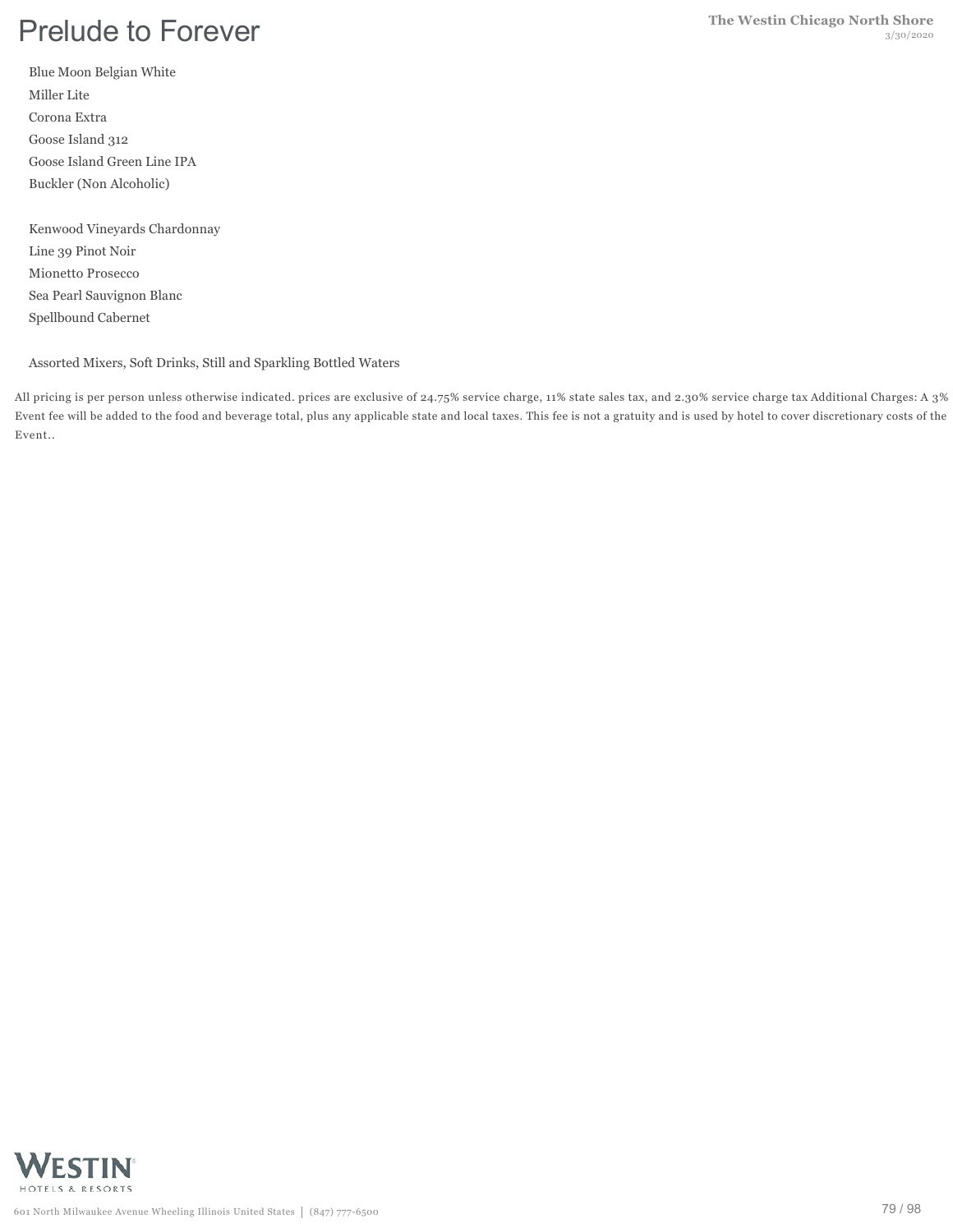Blue Moon Belgian White

Miller Lite

Corona Extra

Goose Island 312

Goose Island Green Line IPA

Buckler (Non Alcoholic)

Kenwood Vineyards Chardonnay

Line 39 Pinot Noir

Mionetto Prosecco

Sea Pearl Sauvignon Blanc

Spellbound Cabernet

Assorted Mixers, Soft Drinks, Still and Sparkling Bottled Waters

All pricing is per person unless otherwise indicated. prices are exclusive of 24.75% service charge, 11% state sales tax, and 2.30% service charge tax Additional Charges: A 3% Event fee will be added to the food and beverage total, plus any applicable state and local taxes. This fee is not a gratuity and is used by hotel to cover discretionary costs of the Event..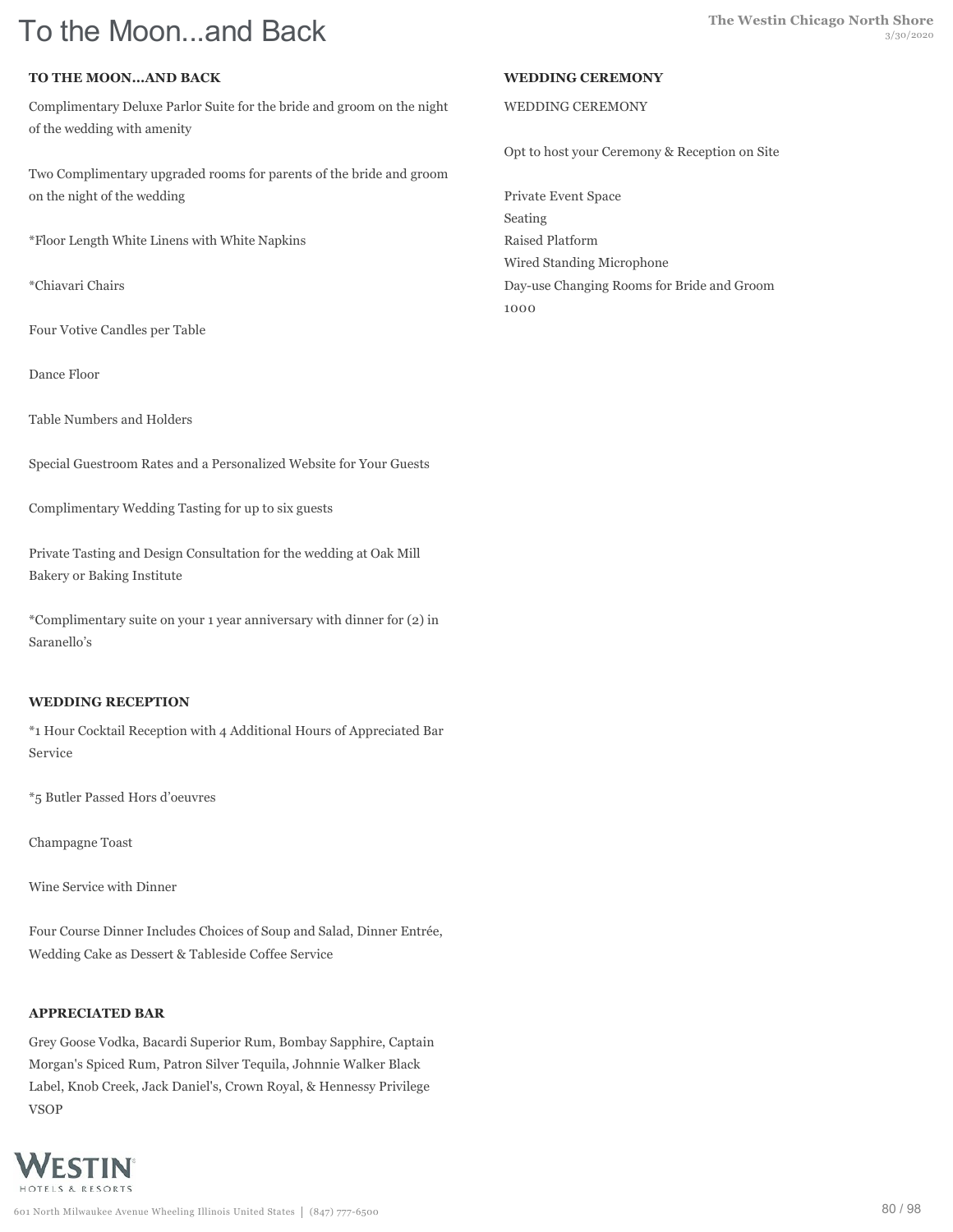# To the Moon...and Back

## TO THE MOON...AND BACK

Complimentary Deluxe Parlor Suite for the bride and groom on the night of the wedding with amenity

Two Complimentary upgraded rooms for parents of the bride and groom on the night of the wedding

*Floor Length White Linens with White Napkins

*Chiavari Chairs

Four Votive Candles per Table

Dance Floor

Table Numbers and Holders

Special Guestroom Rates and a Personalized Website for Your Guests

Complimentary Wedding Tasting for up to six guests

Private Tasting and Design Consultation for the wedding at Oak Mill Bakery or Baking Institute

*Complimentary suite on your 1 year anniversary with dinner for (2) in Saranello's

## WEDDING RECEPTION

*1 Hour Cocktail Reception with 4 Additional Hours of Appreciated Bar Service

*5 Butler Passed Hors d'oeuvres

Champagne Toast

Wine Service with Dinner

Four Course Dinner Includes Choices of Soup and Salad, Dinner Entrée, Wedding Cake as Dessert & Tableside Coffee Service

## APPRECIATED BAR

Grey Goose Vodka, Bacardi Superior Rum, Bombay Sapphire, Captain Morgan's Spiced Rum, Patron Silver Tequila, Johnnie Walker Black Label, Knob Creek, Jack Daniel's, Crown Royal, & Hennessy Privilege VSOP

## WEDDING CEREMONY

WEDDING CEREMONY

Opt to host your Ceremony & Reception on Site

Private Event Space
Seating
Raised Platform
Wired Standing Microphone
Day-use Changing Rooms for Bride and Groom
1000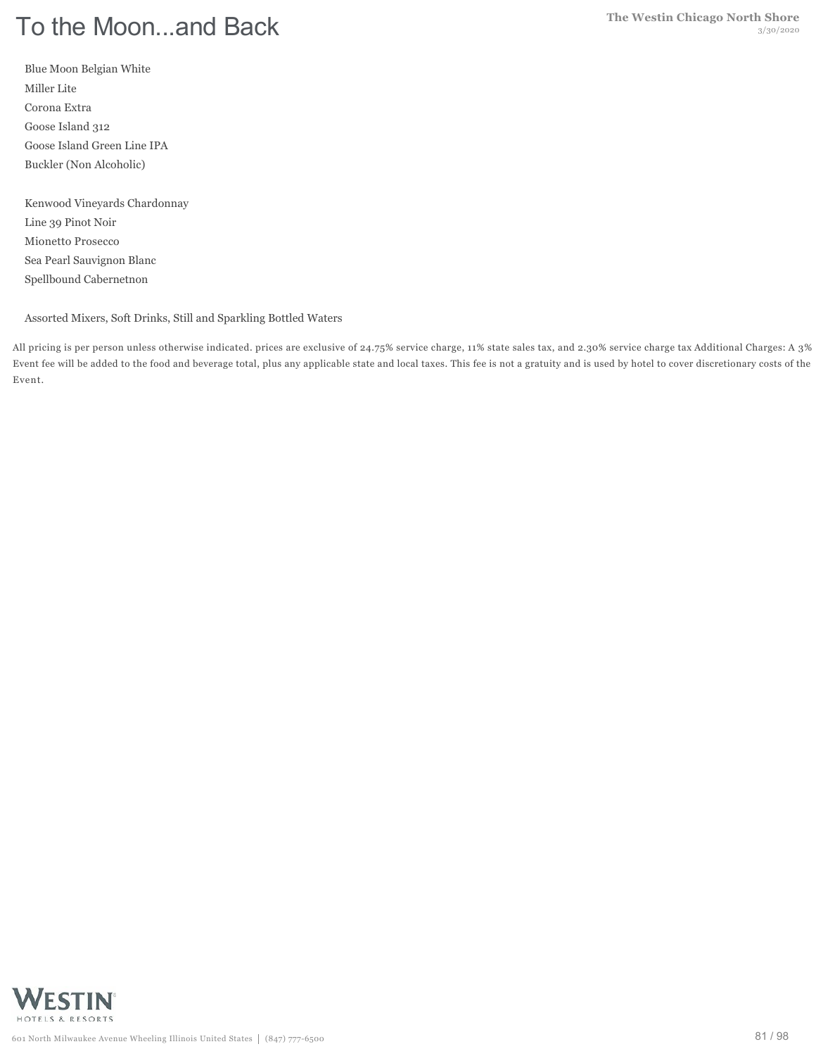# To the Moon...and Back

Blue Moon Belgian White
Miller Lite
Corona Extra
Goose Island 312
Goose Island Green Line IPA
Buckler (Non Alcoholic)

Kenwood Vineyards Chardonnay
Line 39 Pinot Noir
Mionetto Prosecco
Sea Pearl Sauvignon Blanc
Spellbound Cabernetnon

Assorted Mixers, Soft Drinks, Still and Sparkling Bottled Waters

All pricing is per person unless otherwise indicated. prices are exclusive of 24.75% service charge, 11% state sales tax, and 2.30% service charge tax Additional Charges: A 3% Event fee will be added to the food and beverage total, plus any applicable state and local taxes. This fee is not a gratuity and is used by hotel to cover discretionary costs of the Event.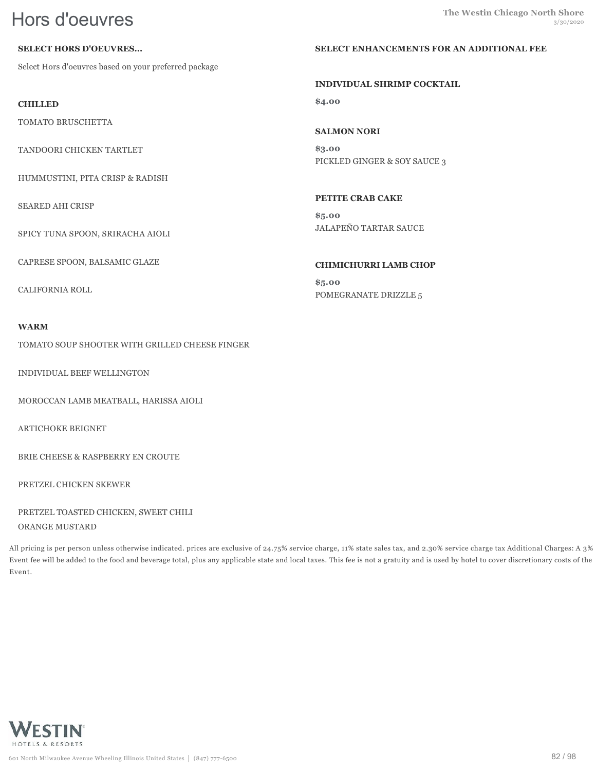# Hors d'oeuvres

**SELECT HORS D'OEUVRES...**

Select Hors d'oeuvres based on your preferred package

**CHILLED**

TOMATO BRUSCHETTA

TANDOORI CHICKEN TARTLET

HUMMUSTINI, PITA CRISP & RADISH

SEARED AHI CRISP

SPICY TUNA SPOON, SRIRACHA AIOLI

CAPRESE SPOON, BALSAMIC GLAZE

CALIFORNIA ROLL

**WARM**

TOMATO SOUP SHOOTER WITH GRILLED CHEESE FINGER

INDIVIDUAL BEEF WELLINGTON

MOROCCAN LAMB MEATBALL, HARISSA AIOLI

ARTICHOKE BEIGNET

BRIE CHEESE & RASPBERRY EN CROUTE

PRETZEL CHICKEN SKEWER

PRETZEL TOASTED CHICKEN, SWEET CHILI ORANGE MUSTARD

**SELECT ENHANCEMENTS FOR AN ADDITIONAL FEE**

**INDIVIDUAL SHRIMP COCKTAIL**

**$4.00**

**SALMON NORI**

**$3.00**

PICKLED GINGER & SOY SAUCE 3

**PETITE CRAB CAKE**

**$5.00**

JALAPEÑO TARTAR SAUCE

**CHIMICHURRI LAMB CHOP**

**$5.00**

POMEGRANATE DRIZZLE 5

All pricing is per person unless otherwise indicated. prices are exclusive of 24.75% service charge, 11% state sales tax, and 2.30% service charge tax Additional Charges: A 3% Event fee will be added to the food and beverage total, plus any applicable state and local taxes. This fee is not a gratuity and is used by hotel to cover discretionary costs of the Event.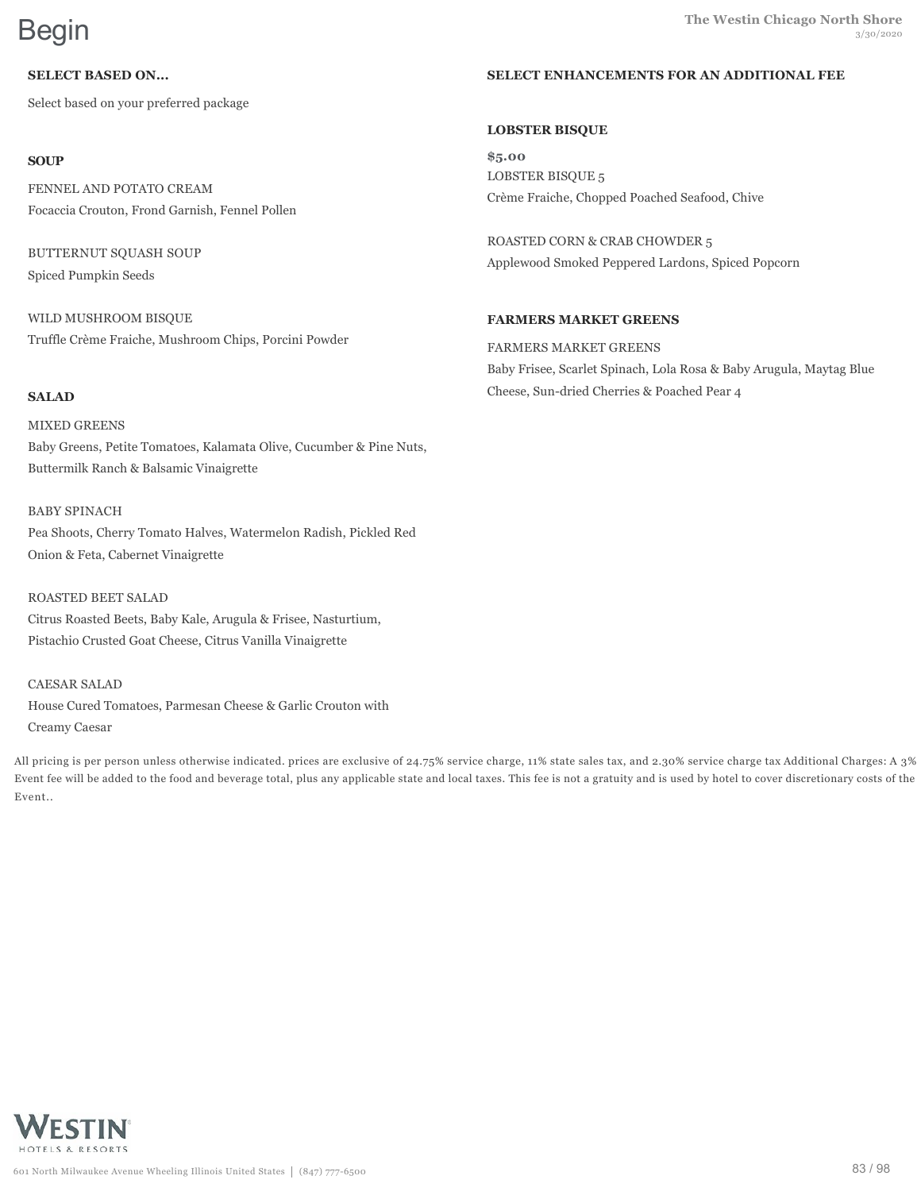# Begin

## SELECT BASED ON...

Select based on your preferred package

### SOUP

FENNEL AND POTATO CREAM
Focaccia Crouton, Frond Garnish, Fennel Pollen

BUTTERNUT SQUASH SOUP
Spiced Pumpkin Seeds

WILD MUSHROOM BISQUE
Truffle Crème Fraiche, Mushroom Chips, Porcini Powder

### SALAD

MIXED GREENS
Baby Greens, Petite Tomatoes, Kalamata Olive, Cucumber & Pine Nuts, Buttermilk Ranch & Balsamic Vinaigrette

BABY SPINACH
Pea Shoots, Cherry Tomato Halves, Watermelon Radish, Pickled Red Onion & Feta, Cabernet Vinaigrette

ROASTED BEET SALAD
Citrus Roasted Beets, Baby Kale, Arugula & Frisee, Nasturtium, Pistachio Crusted Goat Cheese, Citrus Vanilla Vinaigrette

CAESAR SALAD
House Cured Tomatoes, Parmesan Cheese & Garlic Crouton with Creamy Caesar

## SELECT ENHANCEMENTS FOR AN ADDITIONAL FEE

### LOBSTER BISQUE

**$5.00**

LOBSTER BISQUE 5
Crème Fraiche, Chopped Poached Seafood, Chive

ROASTED CORN & CRAB CHOWDER 5
Applewood Smoked Peppered Lardons, Spiced Popcorn

### FARMERS MARKET GREENS

FARMERS MARKET GREENS
Baby Frisee, Scarlet Spinach, Lola Rosa & Baby Arugula, Maytag Blue Cheese, Sun-dried Cherries & Poached Pear 4

All pricing is per person unless otherwise indicated. prices are exclusive of 24.75% service charge, 11% state sales tax, and 2.30% service charge tax Additional Charges: A 3% Event fee will be added to the food and beverage total, plus any applicable state and local taxes. This fee is not a gratuity and is used by hotel to cover discretionary costs of the Event..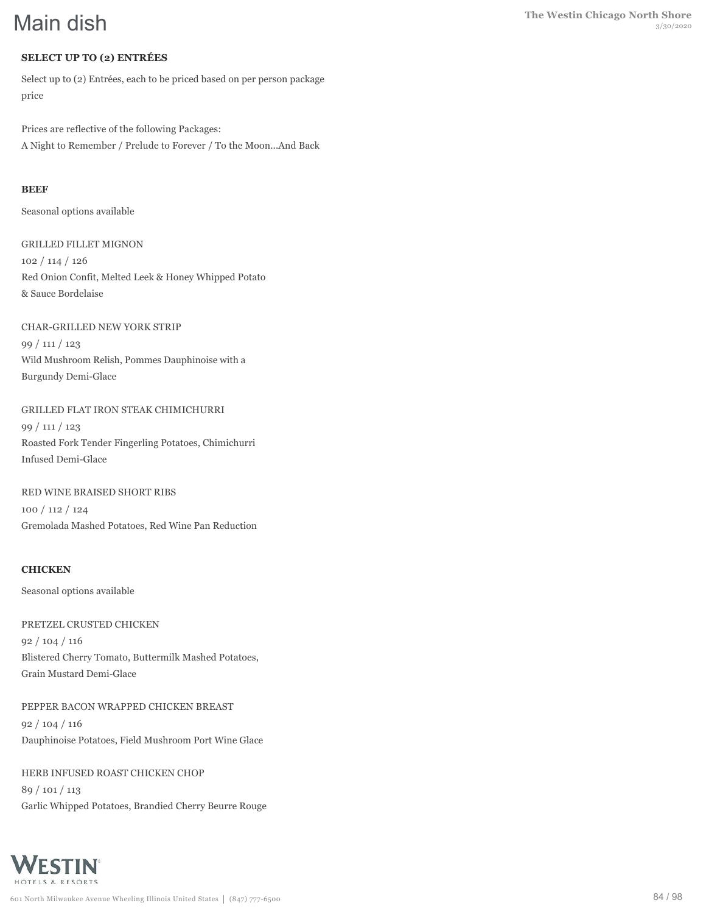# Main dish

**SELECT UP TO (2) ENTRÉES**

Select up to (2) Entrées, each to be priced based on per person package price

Prices are reflective of the following Packages:
A Night to Remember / Prelude to Forever / To the Moon...And Back

**BEEF**

Seasonal options available

GRILLED FILLET MIGNON
102 / 114 / 126
Red Onion Confit, Melted Leek & Honey Whipped Potato & Sauce Bordelaise

CHAR-GRILLED NEW YORK STRIP
99 / 111 / 123
Wild Mushroom Relish, Pommes Dauphinoise with a Burgundy Demi-Glace

GRILLED FLAT IRON STEAK CHIMICHURRI
99 / 111 / 123
Roasted Fork Tender Fingerling Potatoes, Chimichurri Infused Demi-Glace

RED WINE BRAISED SHORT RIBS
100 / 112 / 124
Gremolada Mashed Potatoes, Red Wine Pan Reduction

**CHICKEN**

Seasonal options available

PRETZEL CRUSTED CHICKEN
92 / 104 / 116
Blistered Cherry Tomato, Buttermilk Mashed Potatoes, Grain Mustard Demi-Glace

PEPPER BACON WRAPPED CHICKEN BREAST
92 / 104 / 116
Dauphinoise Potatoes, Field Mushroom Port Wine Glace

HERB INFUSED ROAST CHICKEN CHOP
89 / 101 / 113
Garlic Whipped Potatoes, Brandied Cherry Beurre Rouge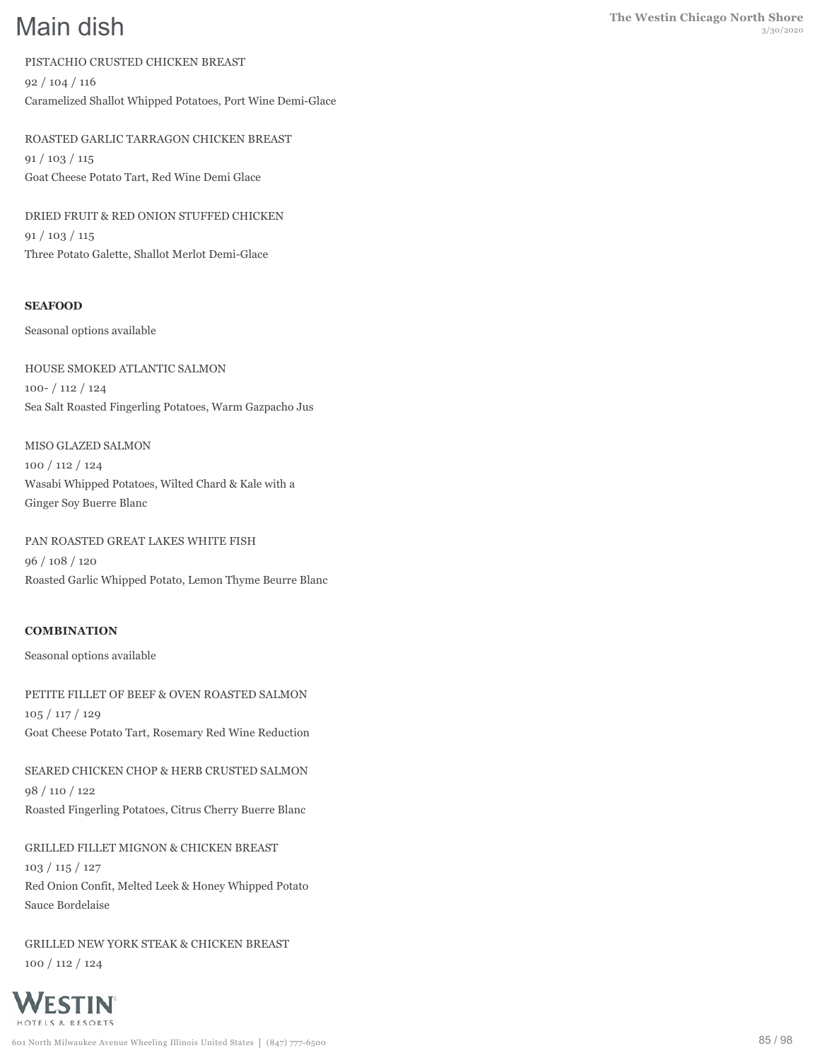# Main dish

PISTACHIO CRUSTED CHICKEN BREAST

92 / 104 / 116

Caramelized Shallot Whipped Potatoes, Port Wine Demi-Glace

ROASTED GARLIC TARRAGON CHICKEN BREAST

91 / 103 / 115

Goat Cheese Potato Tart, Red Wine Demi Glace

DRIED FRUIT & RED ONION STUFFED CHICKEN

91 / 103 / 115

Three Potato Galette, Shallot Merlot Demi-Glace

**SEAFOOD**

Seasonal options available

HOUSE SMOKED ATLANTIC SALMON

100- / 112 / 124

Sea Salt Roasted Fingerling Potatoes, Warm Gazpacho Jus

MISO GLAZED SALMON

100 / 112 / 124

Wasabi Whipped Potatoes, Wilted Chard & Kale with a
Ginger Soy Buerre Blanc

PAN ROASTED GREAT LAKES WHITE FISH

96 / 108 / 120

Roasted Garlic Whipped Potato, Lemon Thyme Beurre Blanc

**COMBINATION**

Seasonal options available

PETITE FILLET OF BEEF & OVEN ROASTED SALMON

105 / 117 / 129

Goat Cheese Potato Tart, Rosemary Red Wine Reduction

SEARED CHICKEN CHOP & HERB CRUSTED SALMON

98 / 110 / 122

Roasted Fingerling Potatoes, Citrus Cherry Buerre Blanc

GRILLED FILLET MIGNON & CHICKEN BREAST

103 / 115 / 127

Red Onion Confit, Melted Leek & Honey Whipped Potato
Sauce Bordelaise

GRILLED NEW YORK STEAK & CHICKEN BREAST

100 / 112 / 124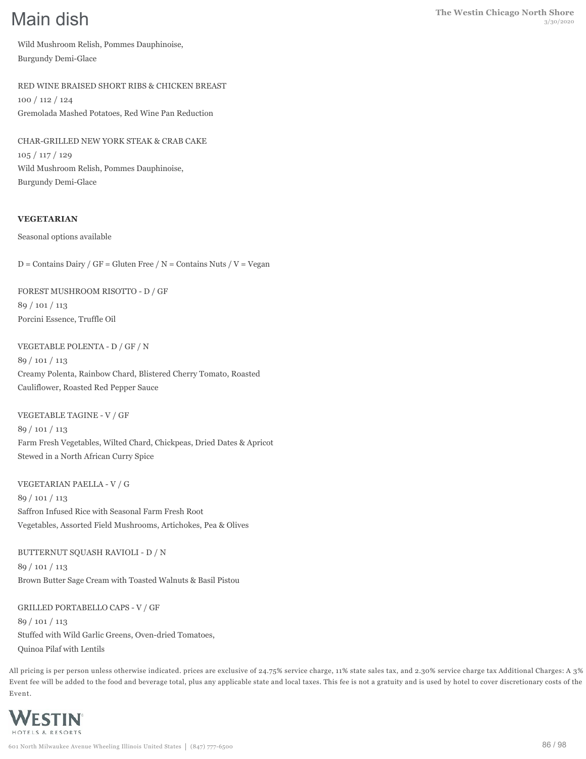# Main dish

Wild Mushroom Relish, Pommes Dauphinoise,
Burgundy Demi-Glace

RED WINE BRAISED SHORT RIBS & CHICKEN BREAST
100 / 112 / 124
Gremolada Mashed Potatoes, Red Wine Pan Reduction

CHAR-GRILLED NEW YORK STEAK & CRAB CAKE
105 / 117 / 129
Wild Mushroom Relish, Pommes Dauphinoise,
Burgundy Demi-Glace

**VEGETARIAN**

Seasonal options available

D = Contains Dairy / GF = Gluten Free / N = Contains Nuts / V = Vegan

FOREST MUSHROOM RISOTTO - D / GF
89 / 101 / 113
Porcini Essence, Truffle Oil

VEGETABLE POLENTA - D / GF / N
89 / 101 / 113
Creamy Polenta, Rainbow Chard, Blistered Cherry Tomato, Roasted
Cauliflower, Roasted Red Pepper Sauce

VEGETABLE TAGINE - V / GF
89 / 101 / 113
Farm Fresh Vegetables, Wilted Chard, Chickpeas, Dried Dates & Apricot
Stewed in a North African Curry Spice

VEGETARIAN PAELLA - V / G
89 / 101 / 113
Saffron Infused Rice with Seasonal Farm Fresh Root
Vegetables, Assorted Field Mushrooms, Artichokes, Pea & Olives

BUTTERNUT SQUASH RAVIOLI - D / N
89 / 101 / 113
Brown Butter Sage Cream with Toasted Walnuts & Basil Pistou

GRILLED PORTABELLO CAPS - V / GF
89 / 101 / 113
Stuffed with Wild Garlic Greens, Oven-dried Tomatoes,
Quinoa Pilaf with Lentils

All pricing is per person unless otherwise indicated. prices are exclusive of 24.75% service charge, 11% state sales tax, and 2.30% service charge tax Additional Charges: A 3% Event fee will be added to the food and beverage total, plus any applicable state and local taxes. This fee is not a gratuity and is used by hotel to cover discretionary costs of the Event.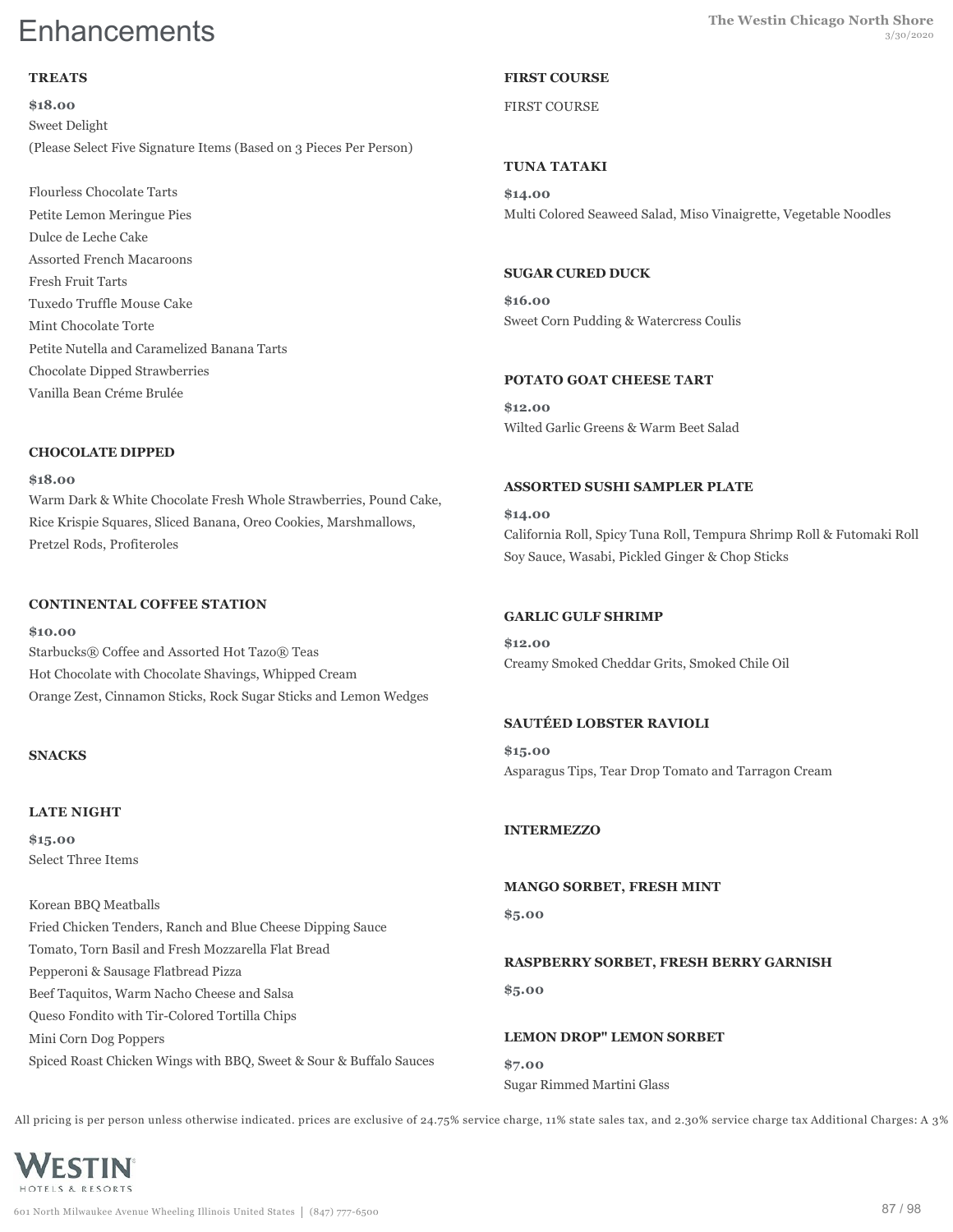# Enhancements

### TREATS

**$18.00**

Sweet Delight

(Please Select Five Signature Items (Based on 3 Pieces Per Person)

Flourless Chocolate Tarts

Petite Lemon Meringue Pies

Dulce de Leche Cake

Assorted French Macaroons

Fresh Fruit Tarts

Tuxedo Truffle Mouse Cake

Mint Chocolate Torte

Petite Nutella and Caramelized Banana Tarts

Chocolate Dipped Strawberries

Vanilla Bean Créme Brulée

### CHOCOLATE DIPPED

**$18.00**

Warm Dark & White Chocolate Fresh Whole Strawberries, Pound Cake, Rice Krispie Squares, Sliced Banana, Oreo Cookies, Marshmallows, Pretzel Rods, Profiteroles

### CONTINENTAL COFFEE STATION

**$10.00**

Starbucks® Coffee and Assorted Hot Tazo® Teas

Hot Chocolate with Chocolate Shavings, Whipped Cream

Orange Zest, Cinnamon Sticks, Rock Sugar Sticks and Lemon Wedges

### SNACKS

### LATE NIGHT

**$15.00**

Select Three Items

Korean BBQ Meatballs

Fried Chicken Tenders, Ranch and Blue Cheese Dipping Sauce

Tomato, Torn Basil and Fresh Mozzarella Flat Bread

Pepperoni & Sausage Flatbread Pizza

Beef Taquitos, Warm Nacho Cheese and Salsa

Queso Fondito with Tir-Colored Tortilla Chips

Mini Corn Dog Poppers

Spiced Roast Chicken Wings with BBQ, Sweet & Sour & Buffalo Sauces

### FIRST COURSE

FIRST COURSE

### TUNA TATAKI

**$14.00**

Multi Colored Seaweed Salad, Miso Vinaigrette, Vegetable Noodles

### SUGAR CURED DUCK

**$16.00**

Sweet Corn Pudding & Watercress Coulis

### POTATO GOAT CHEESE TART

**$12.00**

Wilted Garlic Greens & Warm Beet Salad

### ASSORTED SUSHI SAMPLER PLATE

**$14.00**

California Roll, Spicy Tuna Roll, Tempura Shrimp Roll & Futomaki Roll

Soy Sauce, Wasabi, Pickled Ginger & Chop Sticks

### GARLIC GULF SHRIMP

**$12.00**

Creamy Smoked Cheddar Grits, Smoked Chile Oil

### SAUTÉED LOBSTER RAVIOLI

**$15.00**

Asparagus Tips, Tear Drop Tomato and Tarragon Cream

### INTERMEZZO

### MANGO SORBET, FRESH MINT

**$5.00**

### RASPBERRY SORBET, FRESH BERRY GARNISH

**$5.00**

### LEMON DROP" LEMON SORBET

**$7.00**

Sugar Rimmed Martini Glass

All pricing is per person unless otherwise indicated. prices are exclusive of 24.75% service charge, 11% state sales tax, and 2.30% service charge tax Additional Charges: A 3%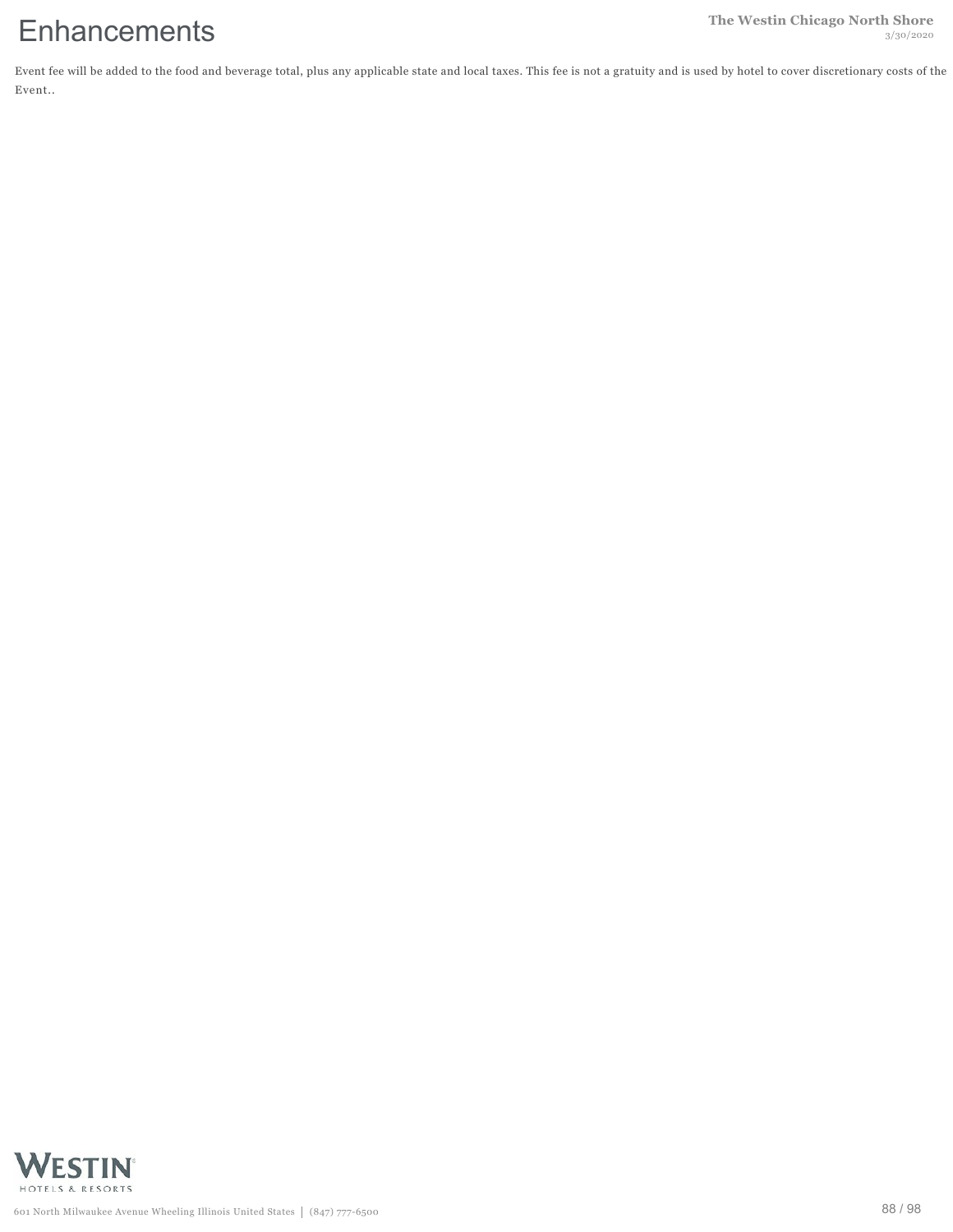# Enhancements

Event fee will be added to the food and beverage total, plus any applicable state and local taxes. This fee is not a gratuity and is used by hotel to cover discretionary costs of the Event..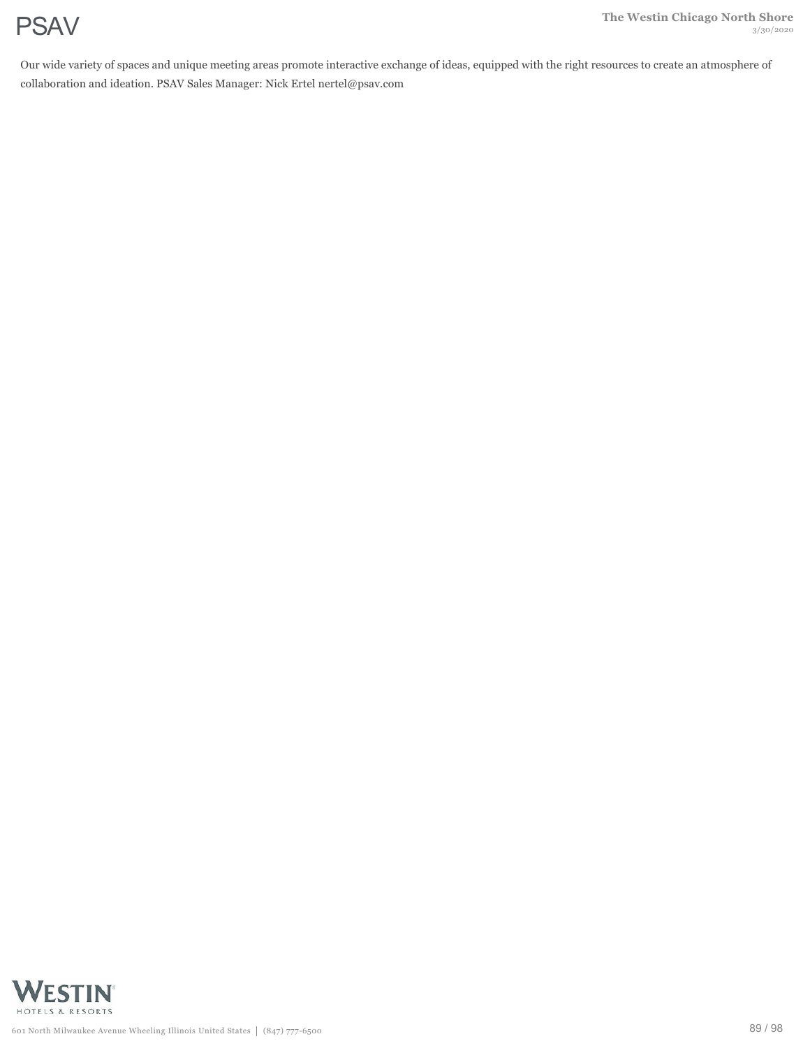# PSAV

Our wide variety of spaces and unique meeting areas promote interactive exchange of ideas, equipped with the right resources to create an atmosphere of collaboration and ideation. PSAV Sales Manager: Nick Ertel nertel@psav.com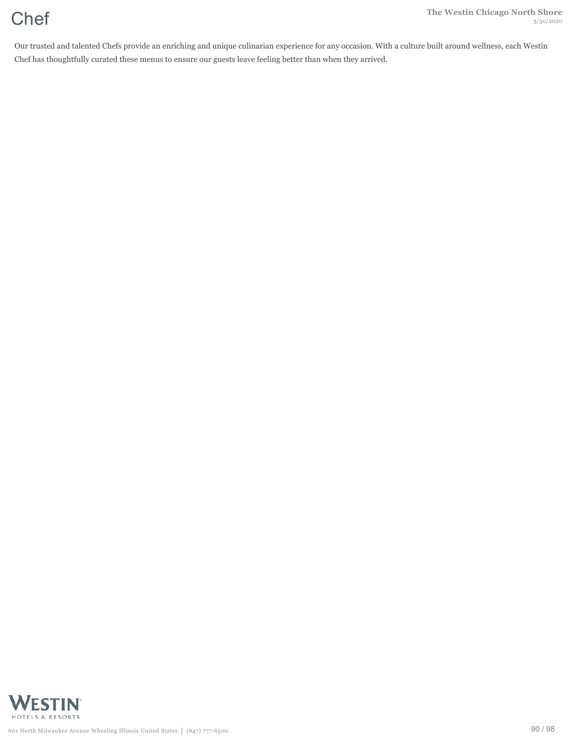# Chef

Our trusted and talented Chefs provide an enriching and unique culinarian experience for any occasion. With a culture built around wellness, each Westin Chef has thoughtfully curated these menus to ensure our guests leave feeling better than when they arrived.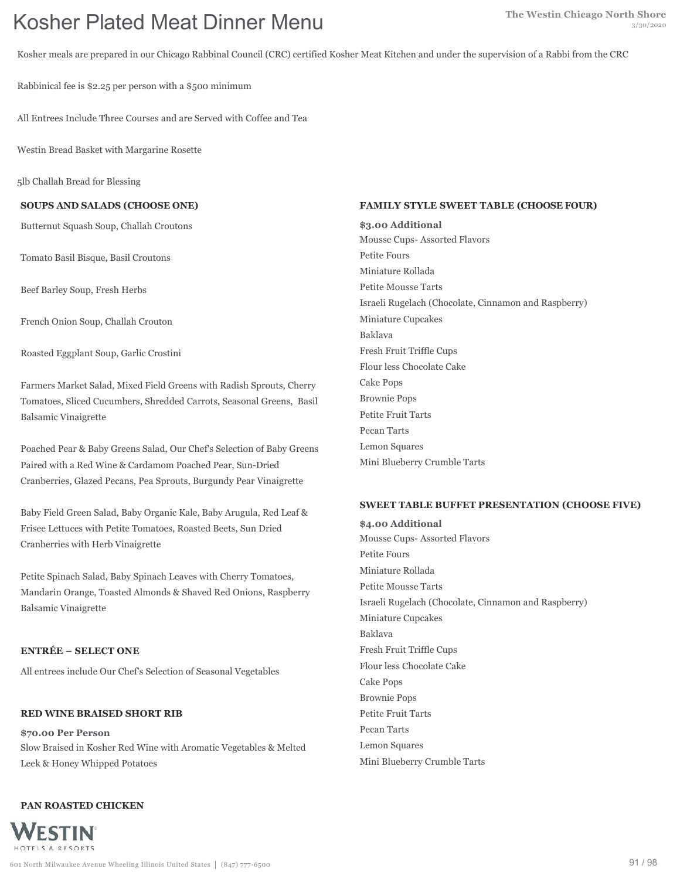# Kosher Plated Meat Dinner Menu

Kosher meals are prepared in our Chicago Rabbinal Council (CRC) certified Kosher Meat Kitchen and under the supervision of a Rabbi from the CRC

Rabbinical fee is $2.25 per person with a $500 minimum

All Entrees Include Three Courses and are Served with Coffee and Tea

Westin Bread Basket with Margarine Rosette

5lb Challah Bread for Blessing

**SOUPS AND SALADS (CHOOSE ONE)**

Butternut Squash Soup, Challah Croutons

Tomato Basil Bisque, Basil Croutons

Beef Barley Soup, Fresh Herbs

French Onion Soup, Challah Crouton

Roasted Eggplant Soup, Garlic Crostini

Farmers Market Salad, Mixed Field Greens with Radish Sprouts, Cherry Tomatoes, Sliced Cucumbers, Shredded Carrots, Seasonal Greens, Basil Balsamic Vinaigrette

Poached Pear & Baby Greens Salad, Our Chef's Selection of Baby Greens Paired with a Red Wine & Cardamom Poached Pear, Sun-Dried Cranberries, Glazed Pecans, Pea Sprouts, Burgundy Pear Vinaigrette

Baby Field Green Salad, Baby Organic Kale, Baby Arugula, Red Leaf & Frisee Lettuces with Petite Tomatoes, Roasted Beets, Sun Dried Cranberries with Herb Vinaigrette

Petite Spinach Salad, Baby Spinach Leaves with Cherry Tomatoes, Mandarin Orange, Toasted Almonds & Shaved Red Onions, Raspberry Balsamic Vinaigrette

**ENTRÉE – SELECT ONE**

All entrees include Our Chef's Selection of Seasonal Vegetables

**RED WINE BRAISED SHORT RIB**

**$70.00 Per Person**

Slow Braised in Kosher Red Wine with Aromatic Vegetables & Melted Leek & Honey Whipped Potatoes

**PAN ROASTED CHICKEN**

**FAMILY STYLE SWEET TABLE (CHOOSE FOUR)**

**$3.00 Additional**

Mousse Cups- Assorted Flavors
Petite Fours
Miniature Rollada
Petite Mousse Tarts
Israeli Rugelach (Chocolate, Cinnamon and Raspberry)
Miniature Cupcakes
Baklava
Fresh Fruit Triffle Cups
Flour less Chocolate Cake
Cake Pops
Brownie Pops
Petite Fruit Tarts
Pecan Tarts
Lemon Squares
Mini Blueberry Crumble Tarts

**SWEET TABLE BUFFET PRESENTATION (CHOOSE FIVE)**

**$4.00 Additional**

Mousse Cups- Assorted Flavors
Petite Fours
Miniature Rollada
Petite Mousse Tarts
Israeli Rugelach (Chocolate, Cinnamon and Raspberry)
Miniature Cupcakes
Baklava
Fresh Fruit Triffle Cups
Flour less Chocolate Cake
Cake Pops
Brownie Pops
Petite Fruit Tarts
Pecan Tarts
Lemon Squares
Mini Blueberry Crumble Tarts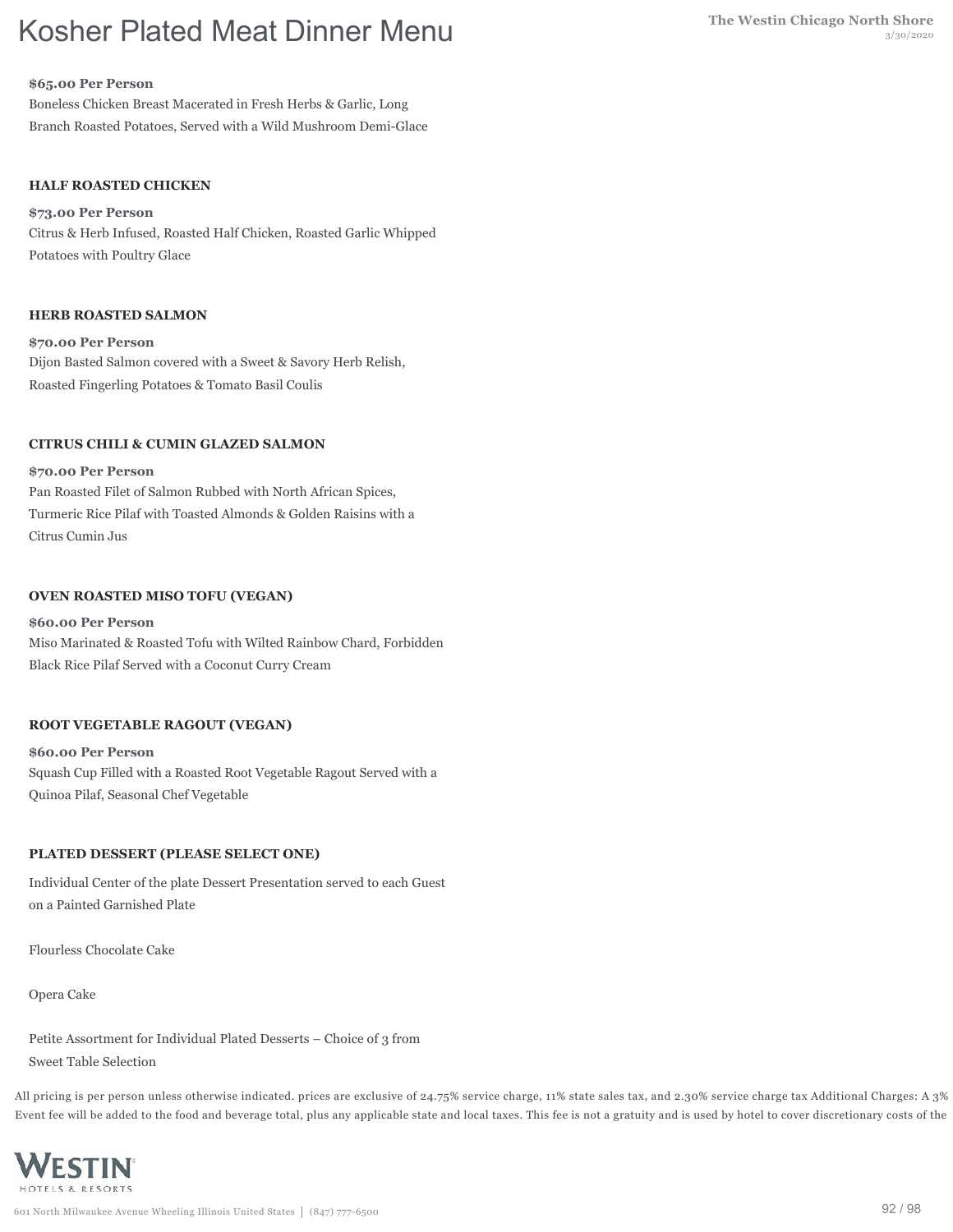# Kosher Plated Meat Dinner Menu

**$65.00 Per Person**

Boneless Chicken Breast Macerated in Fresh Herbs & Garlic, Long Branch Roasted Potatoes, Served with a Wild Mushroom Demi-Glace

### HALF ROASTED CHICKEN

**$73.00 Per Person**

Citrus & Herb Infused, Roasted Half Chicken, Roasted Garlic Whipped Potatoes with Poultry Glace

### HERB ROASTED SALMON

**$70.00 Per Person**

Dijon Basted Salmon covered with a Sweet & Savory Herb Relish, Roasted Fingerling Potatoes & Tomato Basil Coulis

### CITRUS CHILI & CUMIN GLAZED SALMON

**$70.00 Per Person**

Pan Roasted Filet of Salmon Rubbed with North African Spices, Turmeric Rice Pilaf with Toasted Almonds & Golden Raisins with a Citrus Cumin Jus

### OVEN ROASTED MISO TOFU (VEGAN)

**$60.00 Per Person**

Miso Marinated & Roasted Tofu with Wilted Rainbow Chard, Forbidden Black Rice Pilaf Served with a Coconut Curry Cream

### ROOT VEGETABLE RAGOUT (VEGAN)

**$60.00 Per Person**

Squash Cup Filled with a Roasted Root Vegetable Ragout Served with a Quinoa Pilaf, Seasonal Chef Vegetable

### PLATED DESSERT (PLEASE SELECT ONE)

Individual Center of the plate Dessert Presentation served to each Guest on a Painted Garnished Plate

Flourless Chocolate Cake

Opera Cake

Petite Assortment for Individual Plated Desserts – Choice of 3 from Sweet Table Selection

All pricing is per person unless otherwise indicated. prices are exclusive of 24.75% service charge, 11% state sales tax, and 2.30% service charge tax Additional Charges: A 3% Event fee will be added to the food and beverage total, plus any applicable state and local taxes. This fee is not a gratuity and is used by hotel to cover discretionary costs of the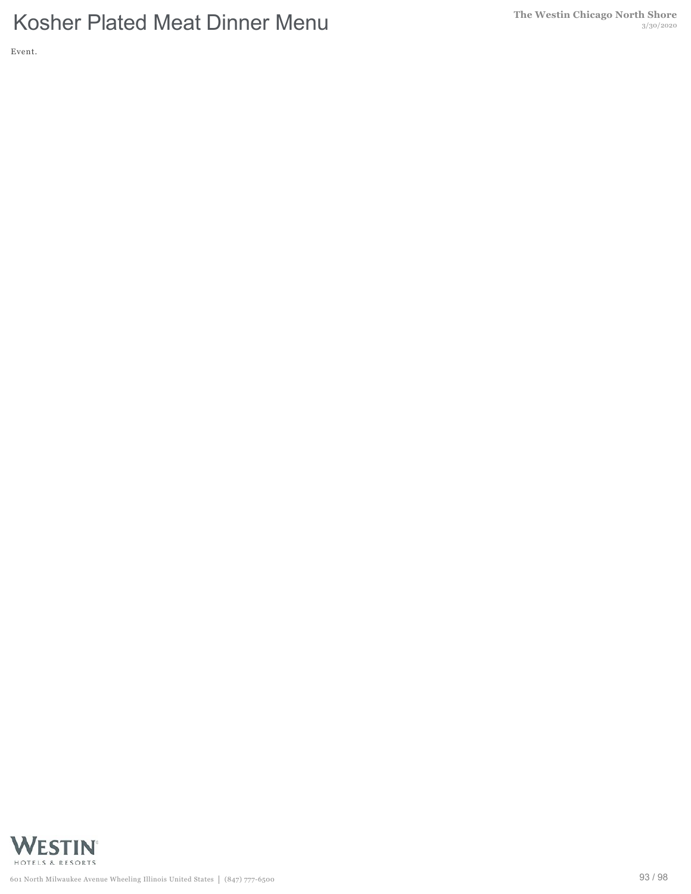Event.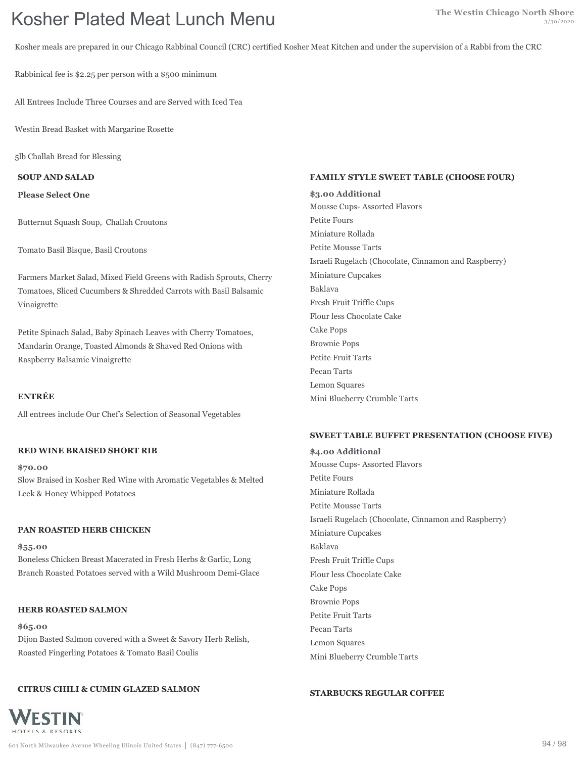# Kosher Plated Meat Lunch Menu

Kosher meals are prepared in our Chicago Rabbinal Council (CRC) certified Kosher Meat Kitchen and under the supervision of a Rabbi from the CRC

Rabbinical fee is $2.25 per person with a $500 minimum

All Entrees Include Three Courses and are Served with Iced Tea

Westin Bread Basket with Margarine Rosette

5lb Challah Bread for Blessing

## SOUP AND SALAD

**Please Select One**

Butternut Squash Soup, Challah Croutons

Tomato Basil Bisque, Basil Croutons

Farmers Market Salad, Mixed Field Greens with Radish Sprouts, Cherry Tomatoes, Sliced Cucumbers & Shredded Carrots with Basil Balsamic Vinaigrette

Petite Spinach Salad, Baby Spinach Leaves with Cherry Tomatoes, Mandarin Orange, Toasted Almonds & Shaved Red Onions with Raspberry Balsamic Vinaigrette

## ENTRÉE

All entrees include Our Chef's Selection of Seasonal Vegetables

### RED WINE BRAISED SHORT RIB

**$70.00**

Slow Braised in Kosher Red Wine with Aromatic Vegetables & Melted Leek & Honey Whipped Potatoes

### PAN ROASTED HERB CHICKEN

**$55.00**

Boneless Chicken Breast Macerated in Fresh Herbs & Garlic, Long Branch Roasted Potatoes served with a Wild Mushroom Demi-Glace

### HERB ROASTED SALMON

**$65.00**

Dijon Basted Salmon covered with a Sweet & Savory Herb Relish, Roasted Fingerling Potatoes & Tomato Basil Coulis

### CITRUS CHILI & CUMIN GLAZED SALMON

## FAMILY STYLE SWEET TABLE (CHOOSE FOUR)

**$3.00 Additional**

Mousse Cups- Assorted Flavors
Petite Fours
Miniature Rollada
Petite Mousse Tarts
Israeli Rugelach (Chocolate, Cinnamon and Raspberry)
Miniature Cupcakes
Baklava
Fresh Fruit Triffle Cups
Flour less Chocolate Cake
Cake Pops
Brownie Pops
Petite Fruit Tarts
Pecan Tarts
Lemon Squares
Mini Blueberry Crumble Tarts

## SWEET TABLE BUFFET PRESENTATION (CHOOSE FIVE)

**$4.00 Additional**

Mousse Cups- Assorted Flavors
Petite Fours
Miniature Rollada
Petite Mousse Tarts
Israeli Rugelach (Chocolate, Cinnamon and Raspberry)
Miniature Cupcakes
Baklava
Fresh Fruit Triffle Cups
Flour less Chocolate Cake
Cake Pops
Brownie Pops
Petite Fruit Tarts
Pecan Tarts
Lemon Squares
Mini Blueberry Crumble Tarts

## STARBUCKS REGULAR COFFEE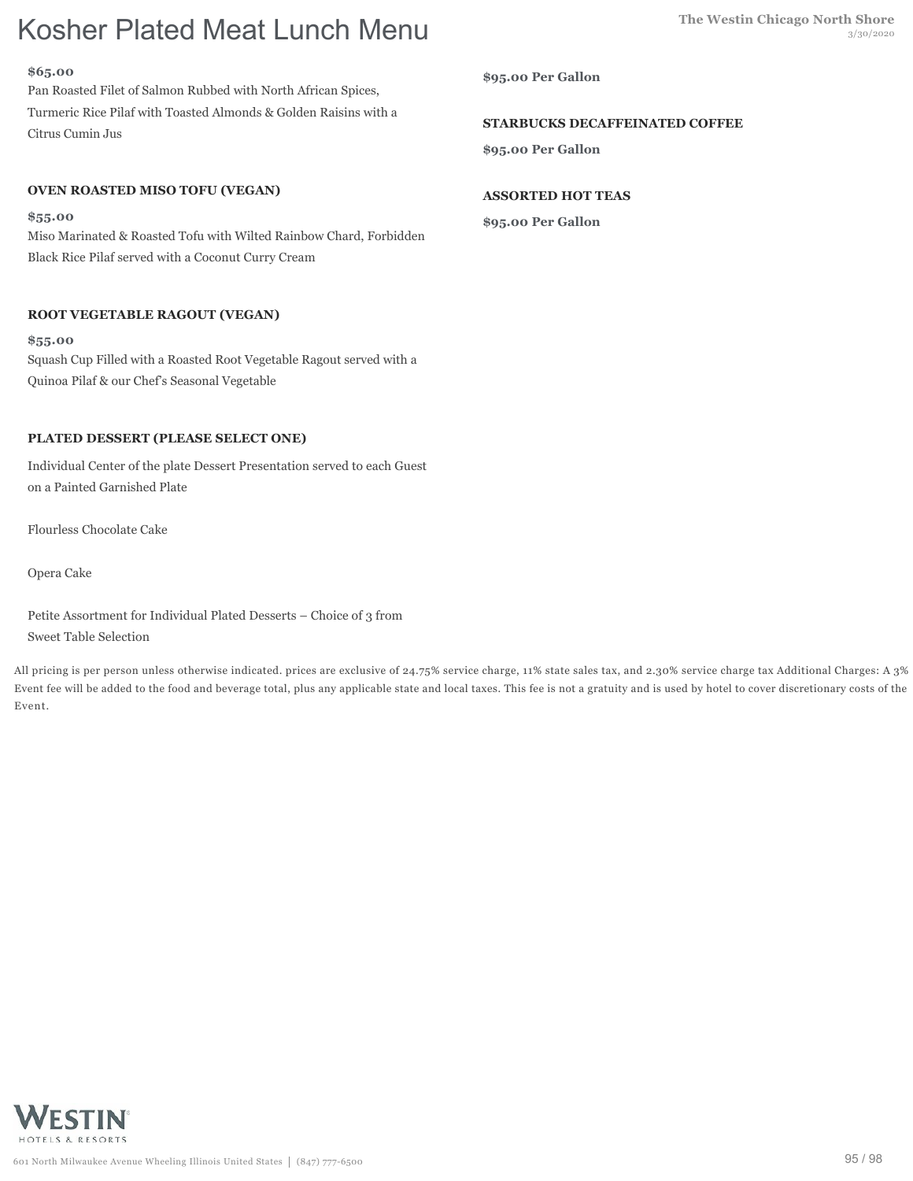# Kosher Plated Meat Lunch Menu

**$65.00**

Pan Roasted Filet of Salmon Rubbed with North African Spices, Turmeric Rice Pilaf with Toasted Almonds & Golden Raisins with a Citrus Cumin Jus

**OVEN ROASTED MISO TOFU (VEGAN)**

**$55.00**

Miso Marinated & Roasted Tofu with Wilted Rainbow Chard, Forbidden Black Rice Pilaf served with a Coconut Curry Cream

**ROOT VEGETABLE RAGOUT (VEGAN)**

**$55.00**

Squash Cup Filled with a Roasted Root Vegetable Ragout served with a Quinoa Pilaf & our Chef's Seasonal Vegetable

**PLATED DESSERT (PLEASE SELECT ONE)**

Individual Center of the plate Dessert Presentation served to each Guest on a Painted Garnished Plate

Flourless Chocolate Cake

Opera Cake

Petite Assortment for Individual Plated Desserts – Choice of 3 from Sweet Table Selection

**$95.00 Per Gallon**

**STARBUCKS DECAFFEINATED COFFEE**

**$95.00 Per Gallon**

**ASSORTED HOT TEAS**

**$95.00 Per Gallon**

All pricing is per person unless otherwise indicated. prices are exclusive of 24.75% service charge, 11% state sales tax, and 2.30% service charge tax Additional Charges: A 3% Event fee will be added to the food and beverage total, plus any applicable state and local taxes. This fee is not a gratuity and is used by hotel to cover discretionary costs of the Event.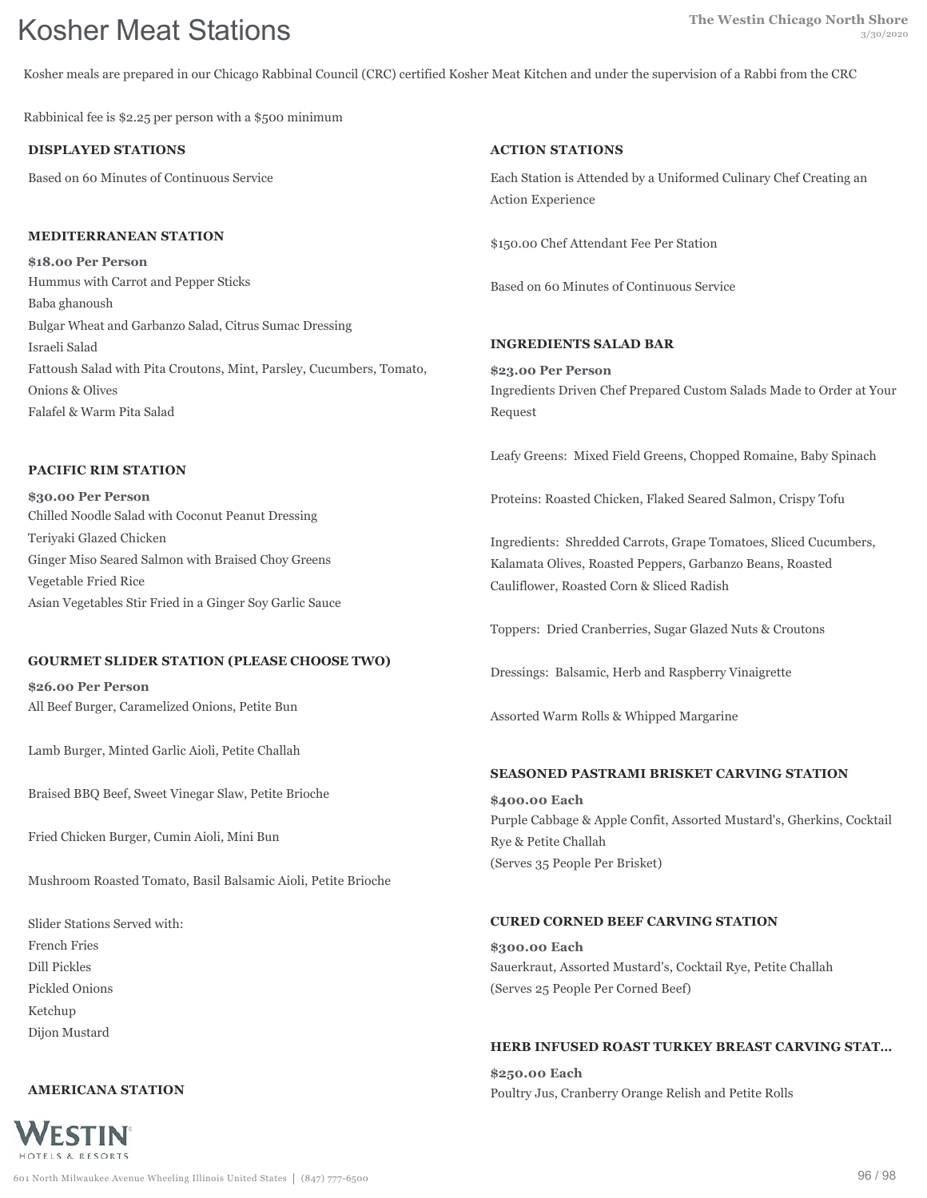# Kosher Meat Stations

Kosher meals are prepared in our Chicago Rabbinal Council (CRC) certified Kosher Meat Kitchen and under the supervision of a Rabbi from the CRC

Rabbinical fee is $2.25 per person with a $500 minimum

## DISPLAYED STATIONS

Based on 60 Minutes of Continuous Service

### MEDITERRANEAN STATION

**$18.00 Per Person**

Hummus with Carrot and Pepper Sticks
Baba ghanoush
Bulgar Wheat and Garbanzo Salad, Citrus Sumac Dressing
Israeli Salad
Fattoush Salad with Pita Croutons, Mint, Parsley, Cucumbers, Tomato, Onions & Olives
Falafel & Warm Pita Salad

### PACIFIC RIM STATION

**$30.00 Per Person**

Chilled Noodle Salad with Coconut Peanut Dressing
Teriyaki Glazed Chicken
Ginger Miso Seared Salmon with Braised Choy Greens
Vegetable Fried Rice
Asian Vegetables Stir Fried in a Ginger Soy Garlic Sauce

### GOURMET SLIDER STATION (PLEASE CHOOSE TWO)

**$26.00 Per Person**

All Beef Burger, Caramelized Onions, Petite Bun

Lamb Burger, Minted Garlic Aioli, Petite Challah

Braised BBQ Beef, Sweet Vinegar Slaw, Petite Brioche

Fried Chicken Burger, Cumin Aioli, Mini Bun

Mushroom Roasted Tomato, Basil Balsamic Aioli, Petite Brioche

Slider Stations Served with:
French Fries
Dill Pickles
Pickled Onions
Ketchup
Dijon Mustard

### AMERICANA STATION

## ACTION STATIONS

Each Station is Attended by a Uniformed Culinary Chef Creating an Action Experience

$150.00 Chef Attendant Fee Per Station

Based on 60 Minutes of Continuous Service

### INGREDIENTS SALAD BAR

**$23.00 Per Person**

Ingredients Driven Chef Prepared Custom Salads Made to Order at Your Request

Leafy Greens: Mixed Field Greens, Chopped Romaine, Baby Spinach

Proteins: Roasted Chicken, Flaked Seared Salmon, Crispy Tofu

Ingredients: Shredded Carrots, Grape Tomatoes, Sliced Cucumbers, Kalamata Olives, Roasted Peppers, Garbanzo Beans, Roasted Cauliflower, Roasted Corn & Sliced Radish

Toppers: Dried Cranberries, Sugar Glazed Nuts & Croutons

Dressings: Balsamic, Herb and Raspberry Vinaigrette

Assorted Warm Rolls & Whipped Margarine

### SEASONED PASTRAMI BRISKET CARVING STATION

**$400.00 Each**

Purple Cabbage & Apple Confit, Assorted Mustard's, Gherkins, Cocktail Rye & Petite Challah
(Serves 35 People Per Brisket)

### CURED CORNED BEEF CARVING STATION

**$300.00 Each**

Sauerkraut, Assorted Mustard's, Cocktail Rye, Petite Challah
(Serves 25 People Per Corned Beef)

### HERB INFUSED ROAST TURKEY BREAST CARVING STAT...

**$250.00 Each**

Poultry Jus, Cranberry Orange Relish and Petite Rolls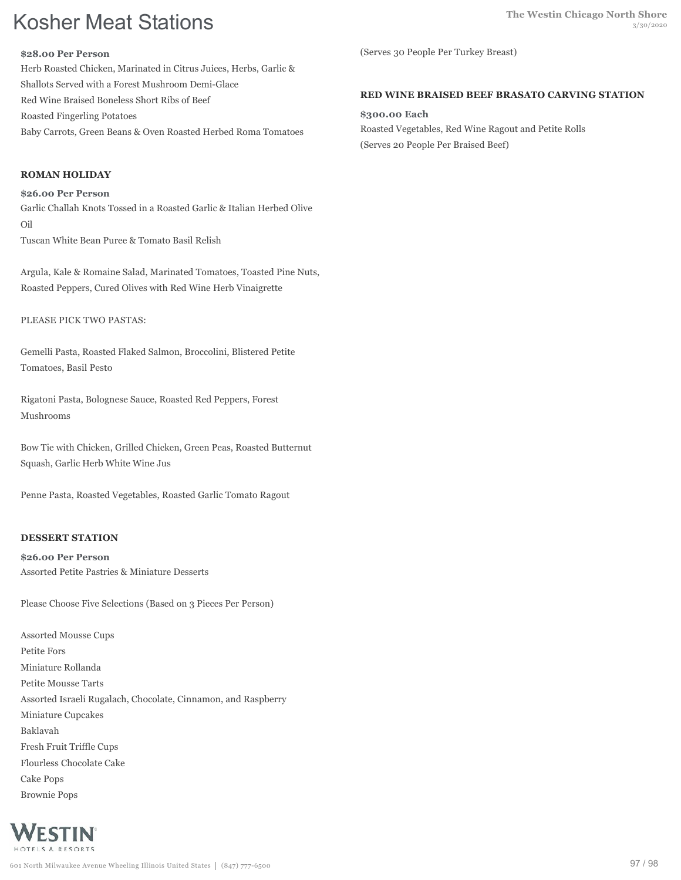# Kosher Meat Stations

**$28.00 Per Person**

Herb Roasted Chicken, Marinated in Citrus Juices, Herbs, Garlic & Shallots Served with a Forest Mushroom Demi-Glace

Red Wine Braised Boneless Short Ribs of Beef

Roasted Fingerling Potatoes

Baby Carrots, Green Beans & Oven Roasted Herbed Roma Tomatoes

### ROMAN HOLIDAY

**$26.00 Per Person**

Garlic Challah Knots Tossed in a Roasted Garlic & Italian Herbed Olive Oil

Tuscan White Bean Puree & Tomato Basil Relish

Argula, Kale & Romaine Salad, Marinated Tomatoes, Toasted Pine Nuts, Roasted Peppers, Cured Olives with Red Wine Herb Vinaigrette

PLEASE PICK TWO PASTAS:

Gemelli Pasta, Roasted Flaked Salmon, Broccolini, Blistered Petite Tomatoes, Basil Pesto

Rigatoni Pasta, Bolognese Sauce, Roasted Red Peppers, Forest Mushrooms

Bow Tie with Chicken, Grilled Chicken, Green Peas, Roasted Butternut Squash, Garlic Herb White Wine Jus

Penne Pasta, Roasted Vegetables, Roasted Garlic Tomato Ragout

### DESSERT STATION

**$26.00 Per Person**

Assorted Petite Pastries & Miniature Desserts

Please Choose Five Selections (Based on 3 Pieces Per Person)

Assorted Mousse Cups

Petite Fors

Miniature Rollanda

Petite Mousse Tarts

Assorted Israeli Rugalach, Chocolate, Cinnamon, and Raspberry

Miniature Cupcakes

Baklavah

Fresh Fruit Triffle Cups

Flourless Chocolate Cake

Cake Pops

Brownie Pops

(Serves 30 People Per Turkey Breast)

### RED WINE BRAISED BEEF BRASATO CARVING STATION

**$300.00 Each**

Roasted Vegetables, Red Wine Ragout and Petite Rolls

(Serves 20 People Per Braised Beef)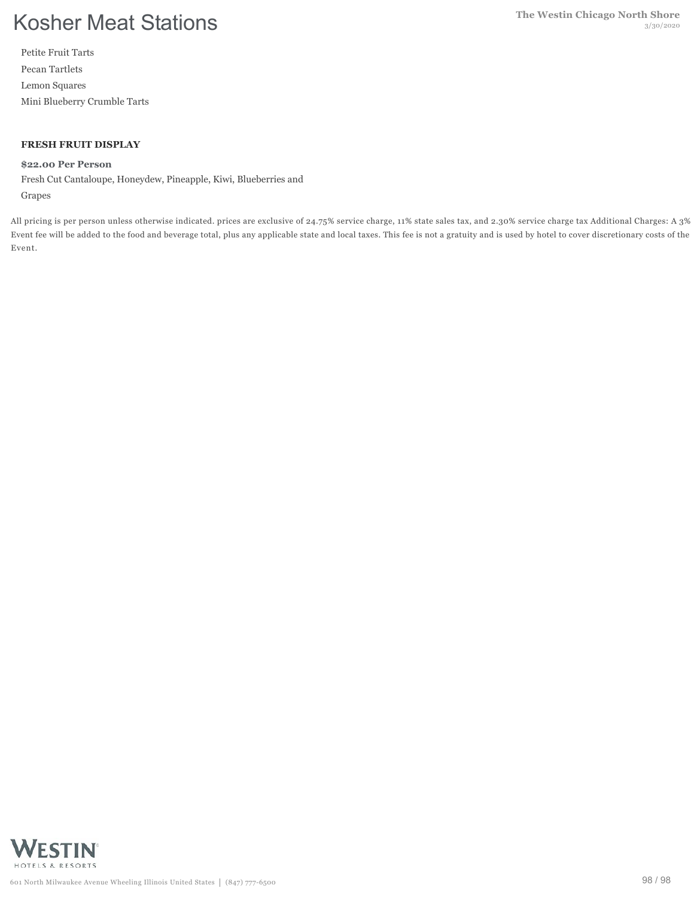Petite Fruit Tarts
Pecan Tartlets
Lemon Squares
Mini Blueberry Crumble Tarts

**FRESH FRUIT DISPLAY**

**$22.00 Per Person**

Fresh Cut Cantaloupe, Honeydew, Pineapple, Kiwi, Blueberries and Grapes

All pricing is per person unless otherwise indicated. prices are exclusive of 24.75% service charge, 11% state sales tax, and 2.30% service charge tax Additional Charges: A 3% Event fee will be added to the food and beverage total, plus any applicable state and local taxes. This fee is not a gratuity and is used by hotel to cover discretionary costs of the Event.